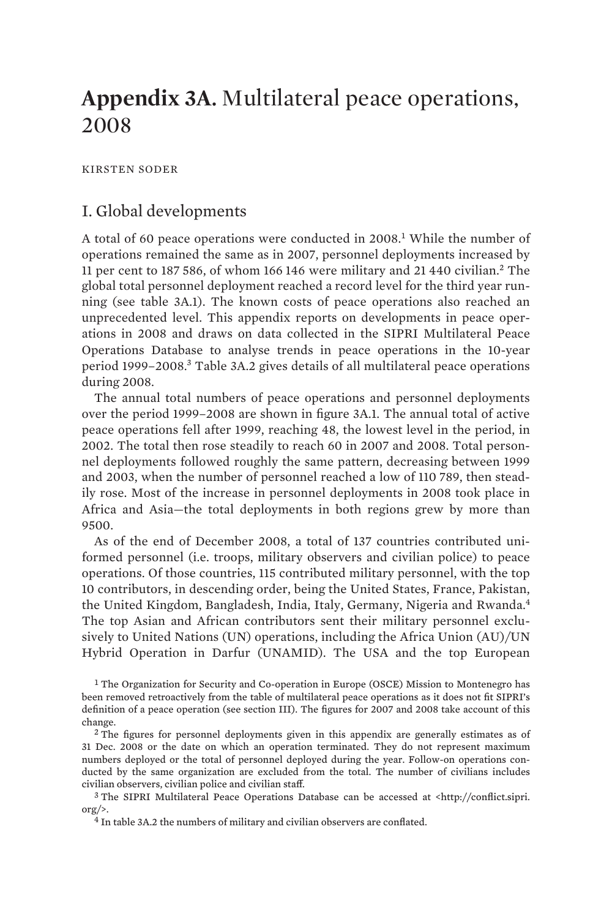# **Appendix 3A.** Multilateral peace operations, 2008

KIRSTEN SODER

## I. Global developments

A total of 60 peace operations were conducted in 2008.[1] While the number of operations remained the same as in 2007, personnel deployments increased by 11 per cent to 187 586, of whom 166 146 were military and 21 440 civilian.[2] The global total personnel deployment reached a record level for the third year running (see table 3A.1). The known costs of peace operations also reached an unprecedented level. This appendix reports on developments in peace operations in 2008 and draws on data collected in the SIPRI Multilateral Peace Operations Database to analyse trends in peace operations in the 10-year period 1999–2008.[3] Table 3A.2 gives details of all multilateral peace operations during 2008.

The annual total numbers of peace operations and personnel deployments over the period 1999–2008 are shown in figure 3A.1. The annual total of active peace operations fell after 1999, reaching 48, the lowest level in the period, in 2002. The total then rose steadily to reach 60 in 2007 and 2008. Total personnel deployments followed roughly the same pattern, decreasing between 1999 and 2003, when the number of personnel reached a low of 110 789, then steadily rose. Most of the increase in personnel deployments in 2008 took place in Africa and Asia—the total deployments in both regions grew by more than 9500.

As of the end of December 2008, a total of 137 countries contributed uniformed personnel (i.e. troops, military observers and civilian police) to peace operations. Of those countries, 115 contributed military personnel, with the top 10 contributors, in descending order, being the United States, France, Pakistan, the United Kingdom, Bangladesh, India, Italy, Germany, Nigeria and Rwanda.[4] The top Asian and African contributors sent their military personnel exclusively to United Nations (UN) operations, including the Africa Union (AU)/UN Hybrid Operation in Darfur (UNAMID). The USA and the top European

[1] The Organization for Security and Co-operation in Europe (OSCE) Mission to Montenegro has been removed retroactively from the table of multilateral peace operations as it does not fit SIPRI's definition of a peace operation (see section III). The figures for 2007 and 2008 take account of this change.

[2] The figures for personnel deployments given in this appendix are generally estimates as of 31 Dec. 2008 or the date on which an operation terminated. They do not represent maximum numbers deployed or the total of personnel deployed during the year. Follow-on operations conducted by the same organization are excluded from the total. The number of civilians includes civilian observers, civilian police and civilian staff.

[3] The SIPRI Multilateral Peace Operations Database can be accessed at <http://conflict.sipri.org/>.

[4] In table 3A.2 the numbers of military and civilian observers are conflated.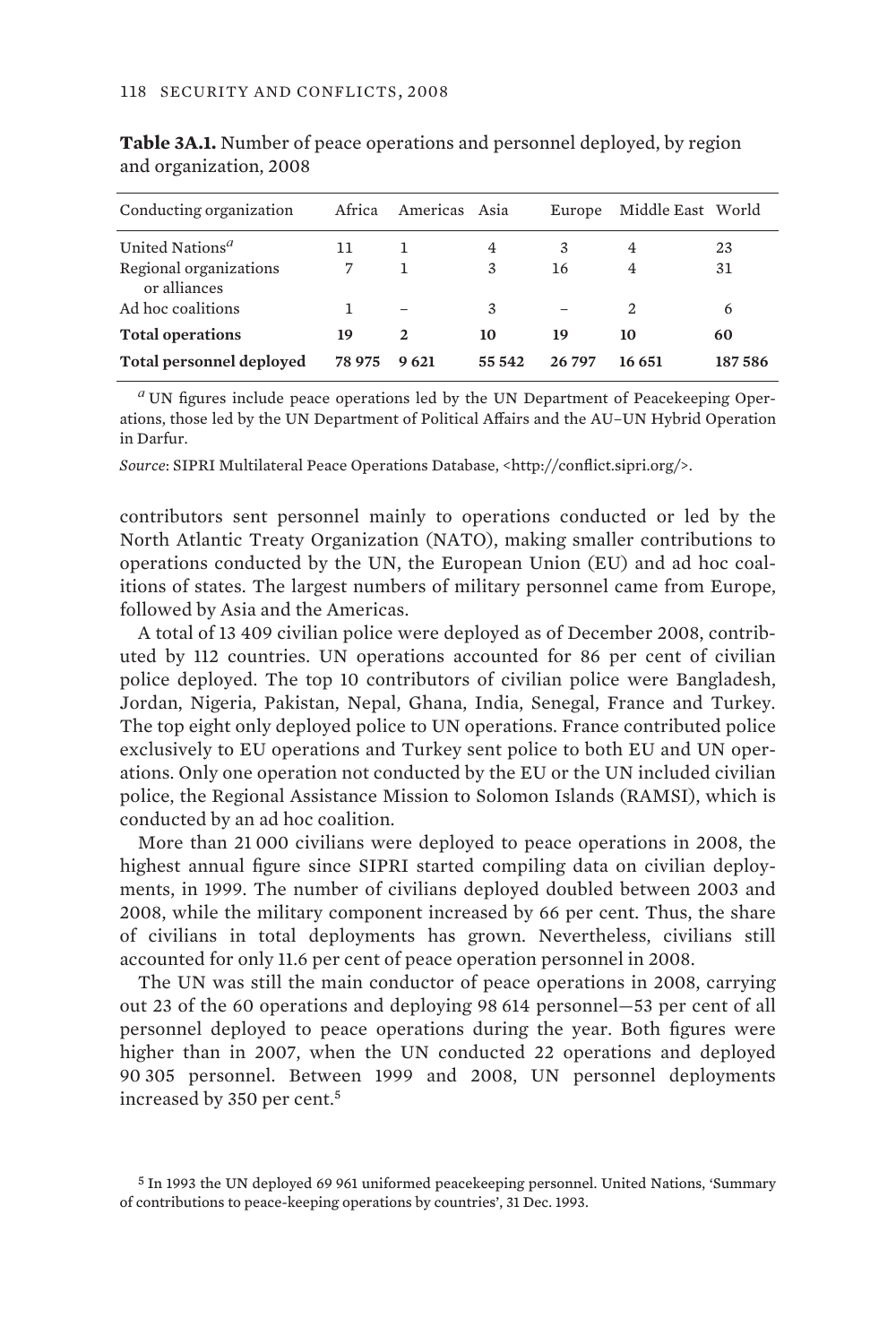**Table 3A.1.** Number of peace operations and personnel deployed, by region and organization, 2008

| Conducting organization | Africa | Americas | Asia | Europe | Middle East | World |
|---|---|---|---|---|---|---|
| United Nations[a] | 11 | 1 | 4 | 3 | 4 | 23 |
| Regional organizations or alliances | 7 | 1 | 3 | 16 | 4 | 31 |
| Ad hoc coalitions | 1 | – | 3 | – | 2 | 6 |
| **Total operations** | **19** | **2** | **10** | **19** | **10** | **60** |
| **Total personnel deployed** | **78 975** | **9 621** | **55 542** | **26 797** | **16 651** | **187 586** |

[a] UN figures include peace operations led by the UN Department of Peacekeeping Operations, those led by the UN Department of Political Affairs and the AU–UN Hybrid Operation in Darfur.

*Source*: SIPRI Multilateral Peace Operations Database, <http://conflict.sipri.org/>.

contributors sent personnel mainly to operations conducted or led by the North Atlantic Treaty Organization (NATO), making smaller contributions to operations conducted by the UN, the European Union (EU) and ad hoc coalitions of states. The largest numbers of military personnel came from Europe, followed by Asia and the Americas.

A total of 13 409 civilian police were deployed as of December 2008, contributed by 112 countries. UN operations accounted for 86 per cent of civilian police deployed. The top 10 contributors of civilian police were Bangladesh, Jordan, Nigeria, Pakistan, Nepal, Ghana, India, Senegal, France and Turkey. The top eight only deployed police to UN operations. France contributed police exclusively to EU operations and Turkey sent police to both EU and UN operations. Only one operation not conducted by the EU or the UN included civilian police, the Regional Assistance Mission to Solomon Islands (RAMSI), which is conducted by an ad hoc coalition.

More than 21 000 civilians were deployed to peace operations in 2008, the highest annual figure since SIPRI started compiling data on civilian deployments, in 1999. The number of civilians deployed doubled between 2003 and 2008, while the military component increased by 66 per cent. Thus, the share of civilians in total deployments has grown. Nevertheless, civilians still accounted for only 11.6 per cent of peace operation personnel in 2008.

The UN was still the main conductor of peace operations in 2008, carrying out 23 of the 60 operations and deploying 98 614 personnel—53 per cent of all personnel deployed to peace operations during the year. Both figures were higher than in 2007, when the UN conducted 22 operations and deployed 90 305 personnel. Between 1999 and 2008, UN personnel deployments increased by 350 per cent.[5]

[5] In 1993 the UN deployed 69 961 uniformed peacekeeping personnel. United Nations, 'Summary of contributions to peace-keeping operations by countries', 31 Dec. 1993.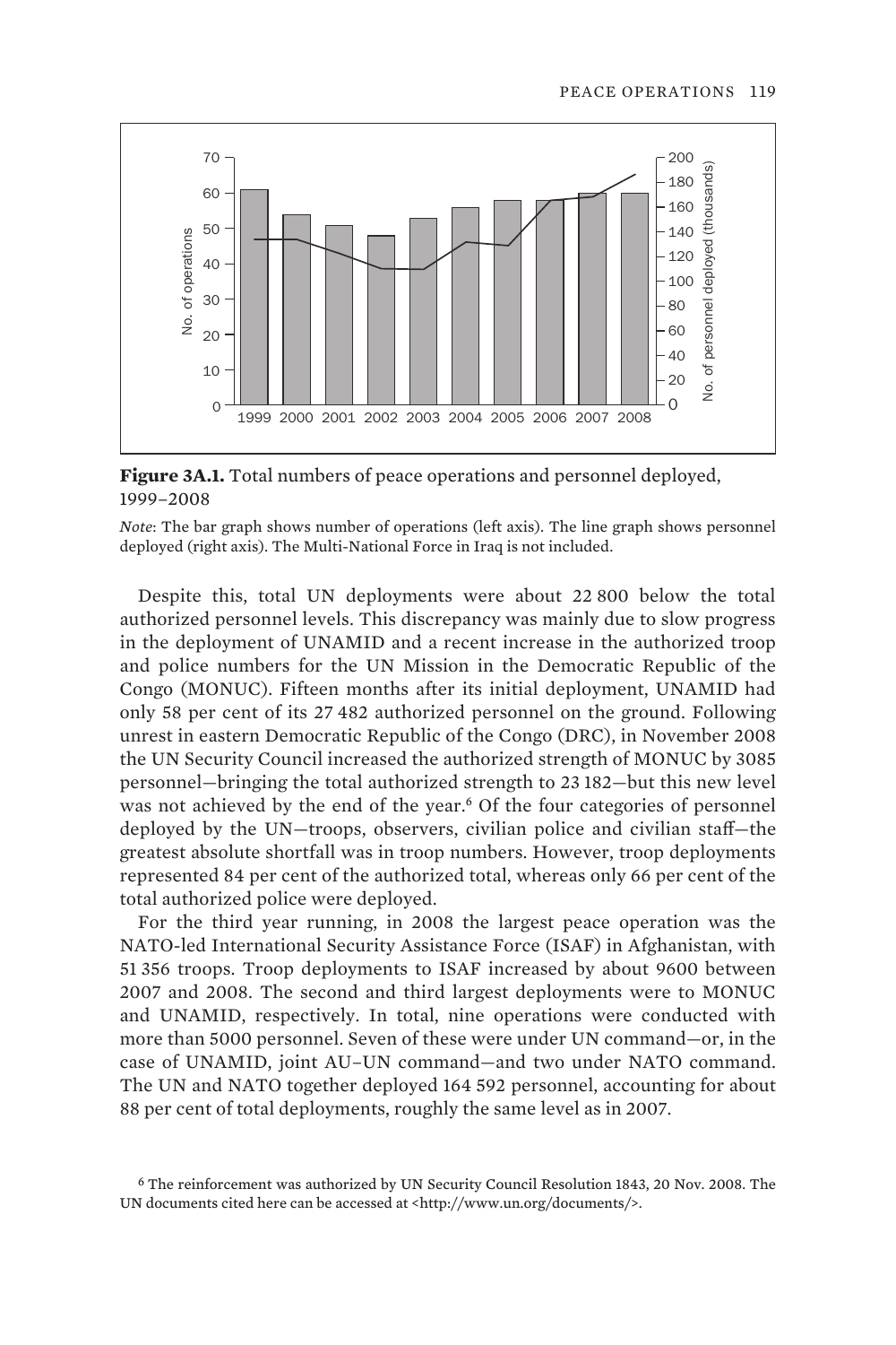**Figure 3A.1.** Total numbers of peace operations and personnel deployed, 1999–2008

*Note*: The bar graph shows number of operations (left axis). The line graph shows personnel deployed (right axis). The Multi-National Force in Iraq is not included.

Despite this, total UN deployments were about 22 800 below the total authorized personnel levels. This discrepancy was mainly due to slow progress in the deployment of UNAMID and a recent increase in the authorized troop and police numbers for the UN Mission in the Democratic Republic of the Congo (MONUC). Fifteen months after its initial deployment, UNAMID had only 58 per cent of its 27 482 authorized personnel on the ground. Following unrest in eastern Democratic Republic of the Congo (DRC), in November 2008 the UN Security Council increased the authorized strength of MONUC by 3085 personnel—bringing the total authorized strength to 23 182—but this new level was not achieved by the end of the year.[6] Of the four categories of personnel deployed by the UN—troops, observers, civilian police and civilian staff—the greatest absolute shortfall was in troop numbers. However, troop deployments represented 84 per cent of the authorized total, whereas only 66 per cent of the total authorized police were deployed.

For the third year running, in 2008 the largest peace operation was the NATO-led International Security Assistance Force (ISAF) in Afghanistan, with 51 356 troops. Troop deployments to ISAF increased by about 9600 between 2007 and 2008. The second and third largest deployments were to MONUC and UNAMID, respectively. In total, nine operations were conducted with more than 5000 personnel. Seven of these were under UN command—or, in the case of UNAMID, joint AU–UN command—and two under NATO command. The UN and NATO together deployed 164 592 personnel, accounting for about 88 per cent of total deployments, roughly the same level as in 2007.

[6] The reinforcement was authorized by UN Security Council Resolution 1843, 20 Nov. 2008. The UN documents cited here can be accessed at <http://www.un.org/documents/>.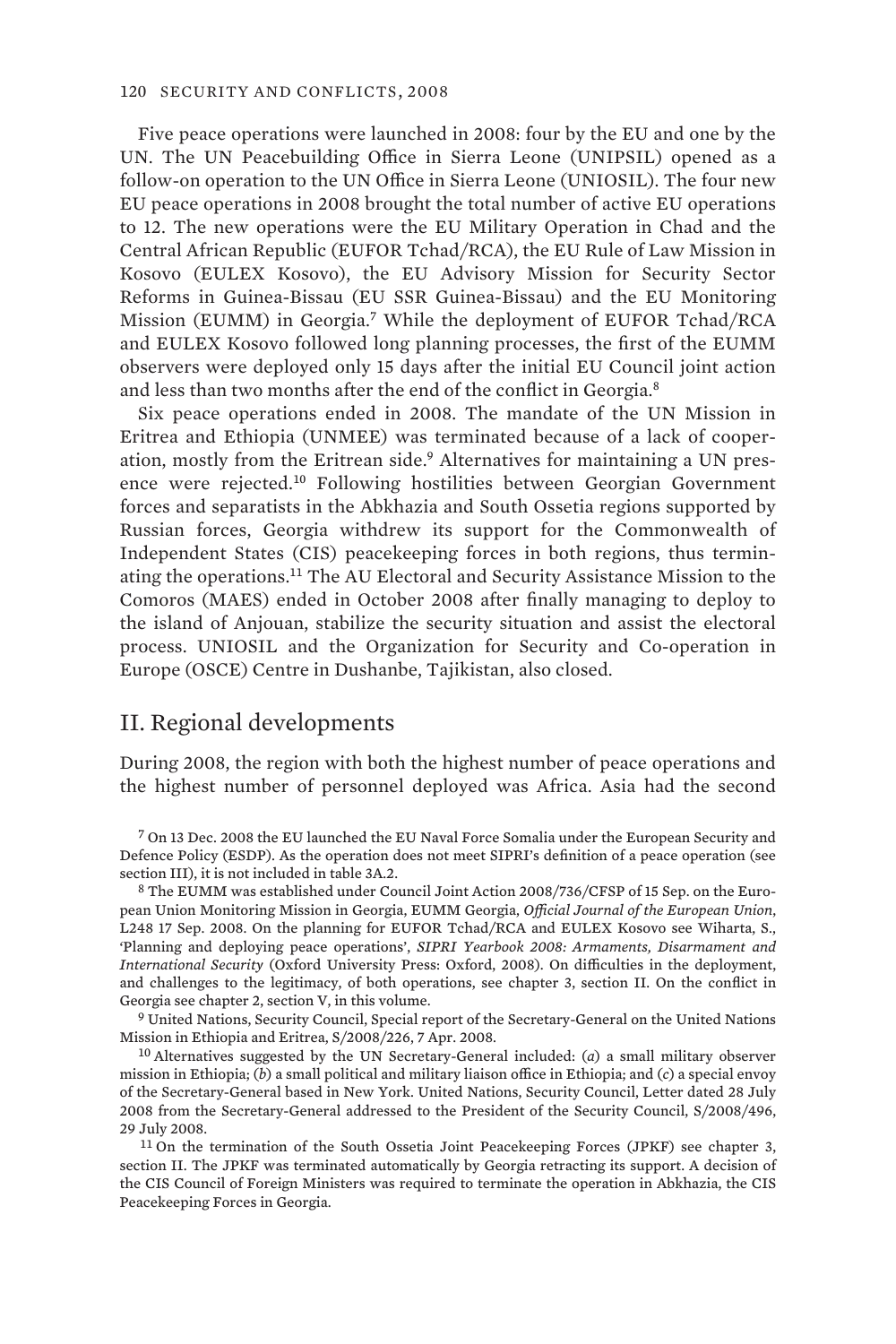Five peace operations were launched in 2008: four by the EU and one by the UN. The UN Peacebuilding Office in Sierra Leone (UNIPSIL) opened as a follow-on operation to the UN Office in Sierra Leone (UNIOSIL). The four new EU peace operations in 2008 brought the total number of active EU operations to 12. The new operations were the EU Military Operation in Chad and the Central African Republic (EUFOR Tchad/RCA), the EU Rule of Law Mission in Kosovo (EULEX Kosovo), the EU Advisory Mission for Security Sector Reforms in Guinea-Bissau (EU SSR Guinea-Bissau) and the EU Monitoring Mission (EUMM) in Georgia.[7] While the deployment of EUFOR Tchad/RCA and EULEX Kosovo followed long planning processes, the first of the EUMM observers were deployed only 15 days after the initial EU Council joint action and less than two months after the end of the conflict in Georgia.[8]

Six peace operations ended in 2008. The mandate of the UN Mission in Eritrea and Ethiopia (UNMEE) was terminated because of a lack of cooperation, mostly from the Eritrean side.[9] Alternatives for maintaining a UN presence were rejected.[10] Following hostilities between Georgian Government forces and separatists in the Abkhazia and South Ossetia regions supported by Russian forces, Georgia withdrew its support for the Commonwealth of Independent States (CIS) peacekeeping forces in both regions, thus terminating the operations.[11] The AU Electoral and Security Assistance Mission to the Comoros (MAES) ended in October 2008 after finally managing to deploy to the island of Anjouan, stabilize the security situation and assist the electoral process. UNIOSIL and the Organization for Security and Co-operation in Europe (OSCE) Centre in Dushanbe, Tajikistan, also closed.

## II. Regional developments

During 2008, the region with both the highest number of peace operations and the highest number of personnel deployed was Africa. Asia had the second

[7] On 13 Dec. 2008 the EU launched the EU Naval Force Somalia under the European Security and Defence Policy (ESDP). As the operation does not meet SIPRI's definition of a peace operation (see section III), it is not included in table 3A.2.

[8] The EUMM was established under Council Joint Action 2008/736/CFSP of 15 Sep. on the European Union Monitoring Mission in Georgia, EUMM Georgia, *Official Journal of the European Union*, L248 17 Sep. 2008. On the planning for EUFOR Tchad/RCA and EULEX Kosovo see Wiharta, S., 'Planning and deploying peace operations', *SIPRI Yearbook 2008: Armaments, Disarmament and International Security* (Oxford University Press: Oxford, 2008). On difficulties in the deployment, and challenges to the legitimacy, of both operations, see chapter 3, section II. On the conflict in Georgia see chapter 2, section V, in this volume.

[9] United Nations, Security Council, Special report of the Secretary-General on the United Nations Mission in Ethiopia and Eritrea, S/2008/226, 7 Apr. 2008.

[10] Alternatives suggested by the UN Secretary-General included: (*a*) a small military observer mission in Ethiopia; (*b*) a small political and military liaison office in Ethiopia; and (*c*) a special envoy of the Secretary-General based in New York. United Nations, Security Council, Letter dated 28 July 2008 from the Secretary-General addressed to the President of the Security Council, S/2008/496, 29 July 2008.

[11] On the termination of the South Ossetia Joint Peacekeeping Forces (JPKF) see chapter 3, section II. The JPKF was terminated automatically by Georgia retracting its support. A decision of the CIS Council of Foreign Ministers was required to terminate the operation in Abkhazia, the CIS Peacekeeping Forces in Georgia.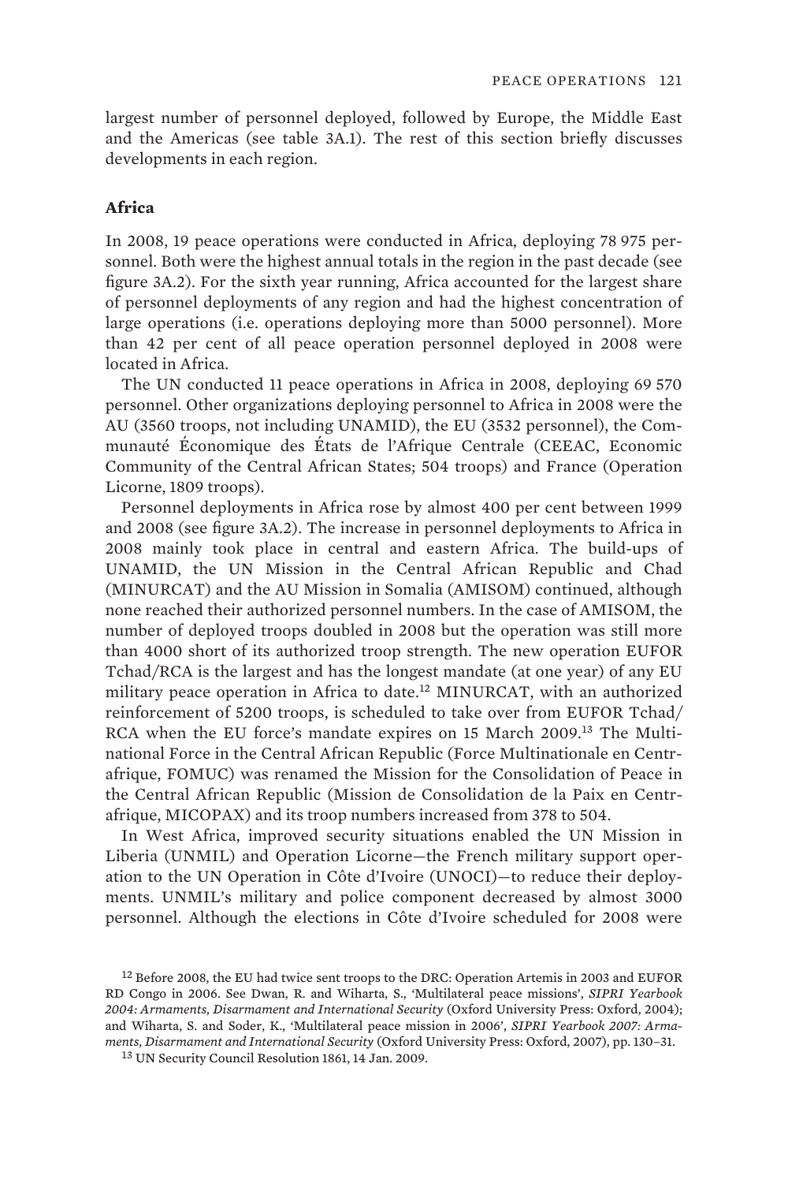largest number of personnel deployed, followed by Europe, the Middle East and the Americas (see table 3A.1). The rest of this section briefly discusses developments in each region.

### Africa

In 2008, 19 peace operations were conducted in Africa, deploying 78 975 personnel. Both were the highest annual totals in the region in the past decade (see figure 3A.2). For the sixth year running, Africa accounted for the largest share of personnel deployments of any region and had the highest concentration of large operations (i.e. operations deploying more than 5000 personnel). More than 42 per cent of all peace operation personnel deployed in 2008 were located in Africa.

The UN conducted 11 peace operations in Africa in 2008, deploying 69 570 personnel. Other organizations deploying personnel to Africa in 2008 were the AU (3560 troops, not including UNAMID), the EU (3532 personnel), the Communauté Économique des États de l'Afrique Centrale (CEEAC, Economic Community of the Central African States; 504 troops) and France (Operation Licorne, 1809 troops).

Personnel deployments in Africa rose by almost 400 per cent between 1999 and 2008 (see figure 3A.2). The increase in personnel deployments to Africa in 2008 mainly took place in central and eastern Africa. The build-ups of UNAMID, the UN Mission in the Central African Republic and Chad (MINURCAT) and the AU Mission in Somalia (AMISOM) continued, although none reached their authorized personnel numbers. In the case of AMISOM, the number of deployed troops doubled in 2008 but the operation was still more than 4000 short of its authorized troop strength. The new operation EUFOR Tchad/RCA is the largest and has the longest mandate (at one year) of any EU military peace operation in Africa to date.[12] MINURCAT, with an authorized reinforcement of 5200 troops, is scheduled to take over from EUFOR Tchad/RCA when the EU force's mandate expires on 15 March 2009.[13] The Multinational Force in the Central African Republic (Force Multinationale en Centrafrique, FOMUC) was renamed the Mission for the Consolidation of Peace in the Central African Republic (Mission de Consolidation de la Paix en Centrafrique, MICOPAX) and its troop numbers increased from 378 to 504.

In West Africa, improved security situations enabled the UN Mission in Liberia (UNMIL) and Operation Licorne—the French military support operation to the UN Operation in Côte d'Ivoire (UNOCI)—to reduce their deployments. UNMIL's military and police component decreased by almost 3000 personnel. Although the elections in Côte d'Ivoire scheduled for 2008 were

[12] Before 2008, the EU had twice sent troops to the DRC: Operation Artemis in 2003 and EUFOR RD Congo in 2006. See Dwan, R. and Wiharta, S., 'Multilateral peace missions', *SIPRI Yearbook 2004: Armaments, Disarmament and International Security* (Oxford University Press: Oxford, 2004); and Wiharta, S. and Soder, K., 'Multilateral peace mission in 2006', *SIPRI Yearbook 2007: Armaments, Disarmament and International Security* (Oxford University Press: Oxford, 2007), pp. 130–31.

[13] UN Security Council Resolution 1861, 14 Jan. 2009.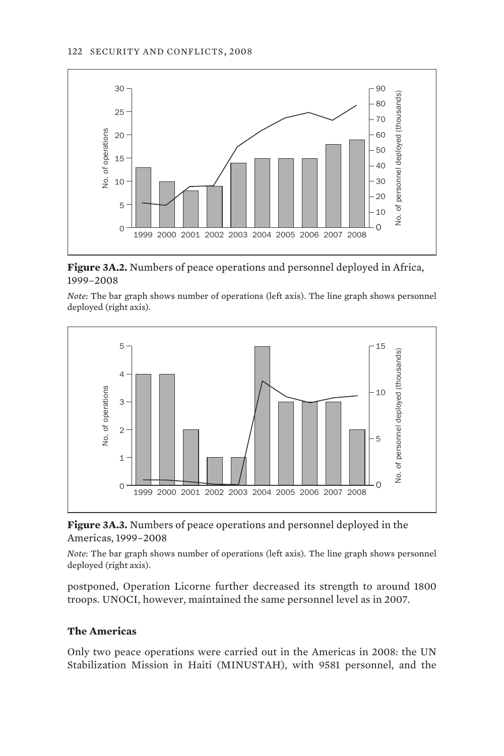**Figure 3A.2.** Numbers of peace operations and personnel deployed in Africa, 1999–2008

*Note*: The bar graph shows number of operations (left axis). The line graph shows personnel deployed (right axis).

**Figure 3A.3.** Numbers of peace operations and personnel deployed in the Americas, 1999–2008

*Note*: The bar graph shows number of operations (left axis). The line graph shows personnel deployed (right axis).

postponed, Operation Licorne further decreased its strength to around 1800 troops. UNOCI, however, maintained the same personnel level as in 2007.

### The Americas

Only two peace operations were carried out in the Americas in 2008: the UN Stabilization Mission in Haiti (MINUSTAH), with 9581 personnel, and the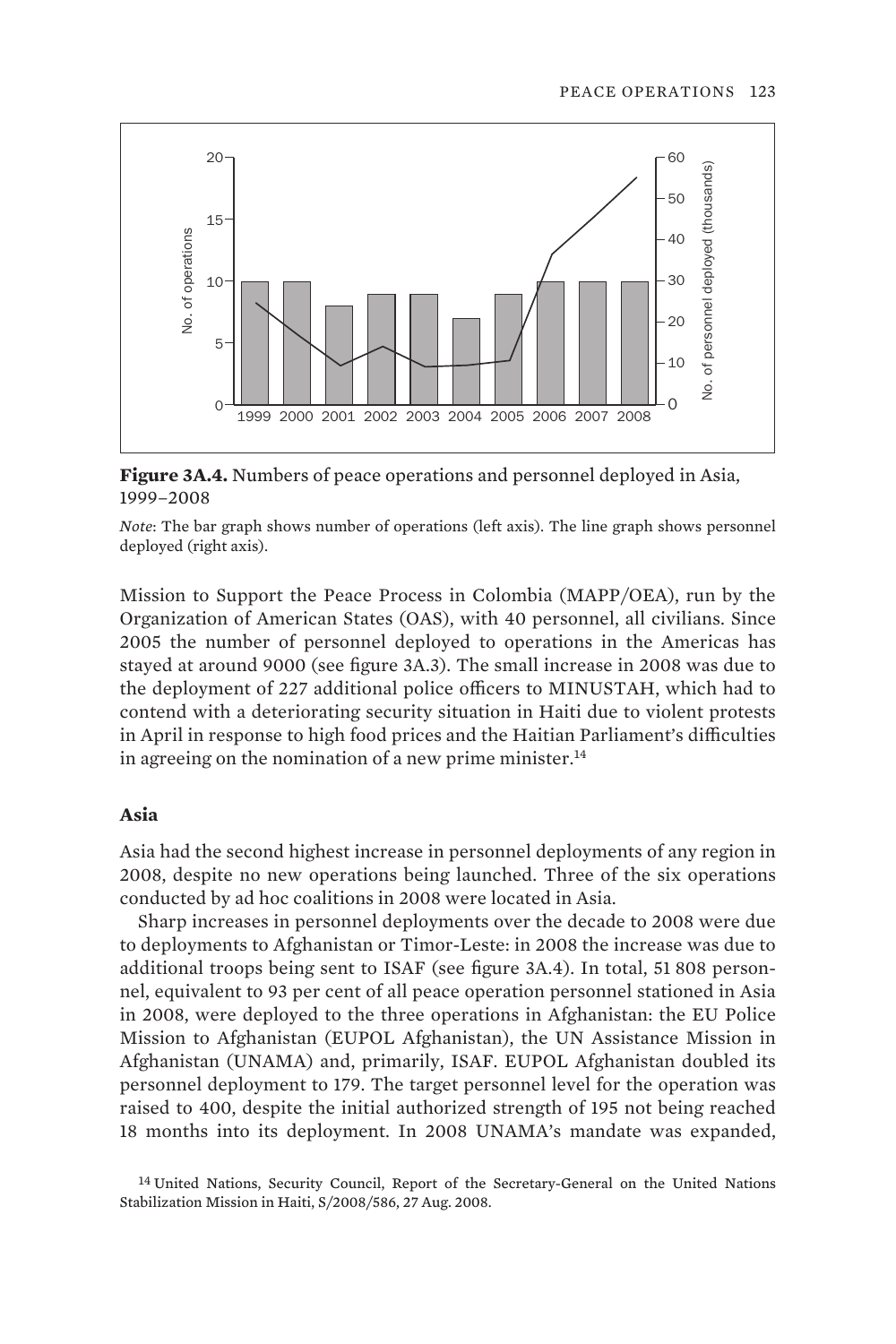**Figure 3A.4.** Numbers of peace operations and personnel deployed in Asia, 1999–2008

*Note*: The bar graph shows number of operations (left axis). The line graph shows personnel deployed (right axis).

Mission to Support the Peace Process in Colombia (MAPP/OEA), run by the Organization of American States (OAS), with 40 personnel, all civilians. Since 2005 the number of personnel deployed to operations in the Americas has stayed at around 9000 (see figure 3A.3). The small increase in 2008 was due to the deployment of 227 additional police officers to MINUSTAH, which had to contend with a deteriorating security situation in Haiti due to violent protests in April in response to high food prices and the Haitian Parliament's difficulties in agreeing on the nomination of a new prime minister.[14]

### Asia

Asia had the second highest increase in personnel deployments of any region in 2008, despite no new operations being launched. Three of the six operations conducted by ad hoc coalitions in 2008 were located in Asia.

Sharp increases in personnel deployments over the decade to 2008 were due to deployments to Afghanistan or Timor-Leste: in 2008 the increase was due to additional troops being sent to ISAF (see figure 3A.4). In total, 51 808 personnel, equivalent to 93 per cent of all peace operation personnel stationed in Asia in 2008, were deployed to the three operations in Afghanistan: the EU Police Mission to Afghanistan (EUPOL Afghanistan), the UN Assistance Mission in Afghanistan (UNAMA) and, primarily, ISAF. EUPOL Afghanistan doubled its personnel deployment to 179. The target personnel level for the operation was raised to 400, despite the initial authorized strength of 195 not being reached 18 months into its deployment. In 2008 UNAMA's mandate was expanded,

[14] United Nations, Security Council, Report of the Secretary-General on the United Nations Stabilization Mission in Haiti, S/2008/586, 27 Aug. 2008.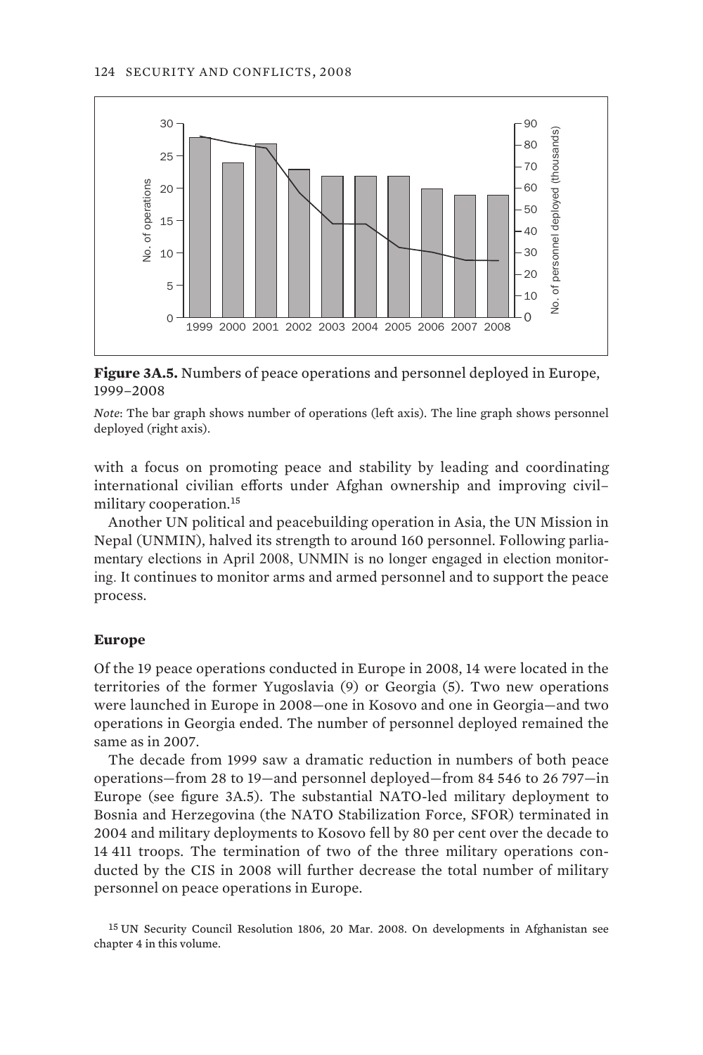**Figure 3A.5.** Numbers of peace operations and personnel deployed in Europe, 1999–2008

*Note*: The bar graph shows number of operations (left axis). The line graph shows personnel deployed (right axis).

with a focus on promoting peace and stability by leading and coordinating international civilian efforts under Afghan ownership and improving civil–military cooperation.[15]

Another UN political and peacebuilding operation in Asia, the UN Mission in Nepal (UNMIN), halved its strength to around 160 personnel. Following parliamentary elections in April 2008, UNMIN is no longer engaged in election monitoring. It continues to monitor arms and armed personnel and to support the peace process.

### Europe

Of the 19 peace operations conducted in Europe in 2008, 14 were located in the territories of the former Yugoslavia (9) or Georgia (5). Two new operations were launched in Europe in 2008—one in Kosovo and one in Georgia—and two operations in Georgia ended. The number of personnel deployed remained the same as in 2007.

The decade from 1999 saw a dramatic reduction in numbers of both peace operations—from 28 to 19—and personnel deployed—from 84 546 to 26 797—in Europe (see figure 3A.5). The substantial NATO-led military deployment to Bosnia and Herzegovina (the NATO Stabilization Force, SFOR) terminated in 2004 and military deployments to Kosovo fell by 80 per cent over the decade to 14 411 troops. The termination of two of the three military operations conducted by the CIS in 2008 will further decrease the total number of military personnel on peace operations in Europe.

[15] UN Security Council Resolution 1806, 20 Mar. 2008. On developments in Afghanistan see chapter 4 in this volume.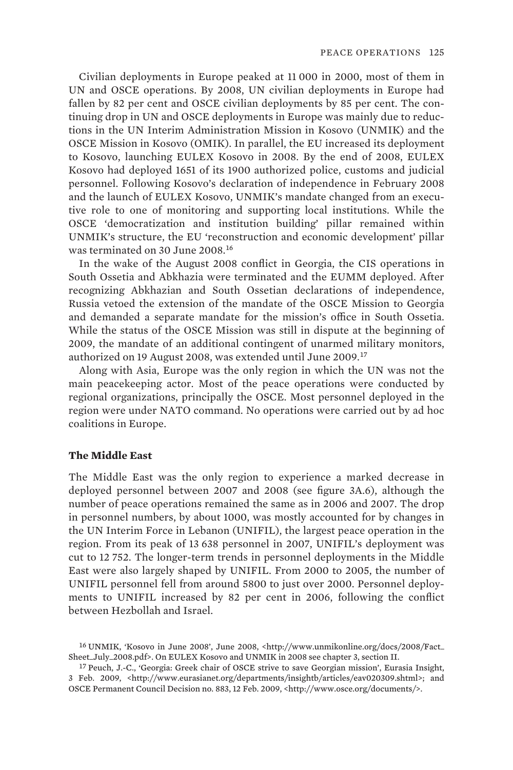Civilian deployments in Europe peaked at 11 000 in 2000, most of them in UN and OSCE operations. By 2008, UN civilian deployments in Europe had fallen by 82 per cent and OSCE civilian deployments by 85 per cent. The continuing drop in UN and OSCE deployments in Europe was mainly due to reductions in the UN Interim Administration Mission in Kosovo (UNMIK) and the OSCE Mission in Kosovo (OMIK). In parallel, the EU increased its deployment to Kosovo, launching EULEX Kosovo in 2008. By the end of 2008, EULEX Kosovo had deployed 1651 of its 1900 authorized police, customs and judicial personnel. Following Kosovo's declaration of independence in February 2008 and the launch of EULEX Kosovo, UNMIK's mandate changed from an executive role to one of monitoring and supporting local institutions. While the OSCE 'democratization and institution building' pillar remained within UNMIK's structure, the EU 'reconstruction and economic development' pillar was terminated on 30 June 2008.[16]

In the wake of the August 2008 conflict in Georgia, the CIS operations in South Ossetia and Abkhazia were terminated and the EUMM deployed. After recognizing Abkhazian and South Ossetian declarations of independence, Russia vetoed the extension of the mandate of the OSCE Mission to Georgia and demanded a separate mandate for the mission's office in South Ossetia. While the status of the OSCE Mission was still in dispute at the beginning of 2009, the mandate of an additional contingent of unarmed military monitors, authorized on 19 August 2008, was extended until June 2009.[17]

Along with Asia, Europe was the only region in which the UN was not the main peacekeeping actor. Most of the peace operations were conducted by regional organizations, principally the OSCE. Most personnel deployed in the region were under NATO command. No operations were carried out by ad hoc coalitions in Europe.

**The Middle East**

The Middle East was the only region to experience a marked decrease in deployed personnel between 2007 and 2008 (see figure 3A.6), although the number of peace operations remained the same as in 2006 and 2007. The drop in personnel numbers, by about 1000, was mostly accounted for by changes in the UN Interim Force in Lebanon (UNIFIL), the largest peace operation in the region. From its peak of 13 638 personnel in 2007, UNIFIL's deployment was cut to 12 752. The longer-term trends in personnel deployments in the Middle East were also largely shaped by UNIFIL. From 2000 to 2005, the number of UNIFIL personnel fell from around 5800 to just over 2000. Personnel deployments to UNIFIL increased by 82 per cent in 2006, following the conflict between Hezbollah and Israel.

[16] UNMIK, 'Kosovo in June 2008', June 2008, <http://www.unmikonline.org/docs/2008/Fact_Sheet_July_2008.pdf>. On EULEX Kosovo and UNMIK in 2008 see chapter 3, section II.

[17] Peuch, J.-C., 'Georgia: Greek chair of OSCE strive to save Georgian mission', Eurasia Insight, 3 Feb. 2009, <http://www.eurasianet.org/departments/insightb/articles/eav020309.shtml>; and OSCE Permanent Council Decision no. 883, 12 Feb. 2009, <http://www.osce.org/documents/>.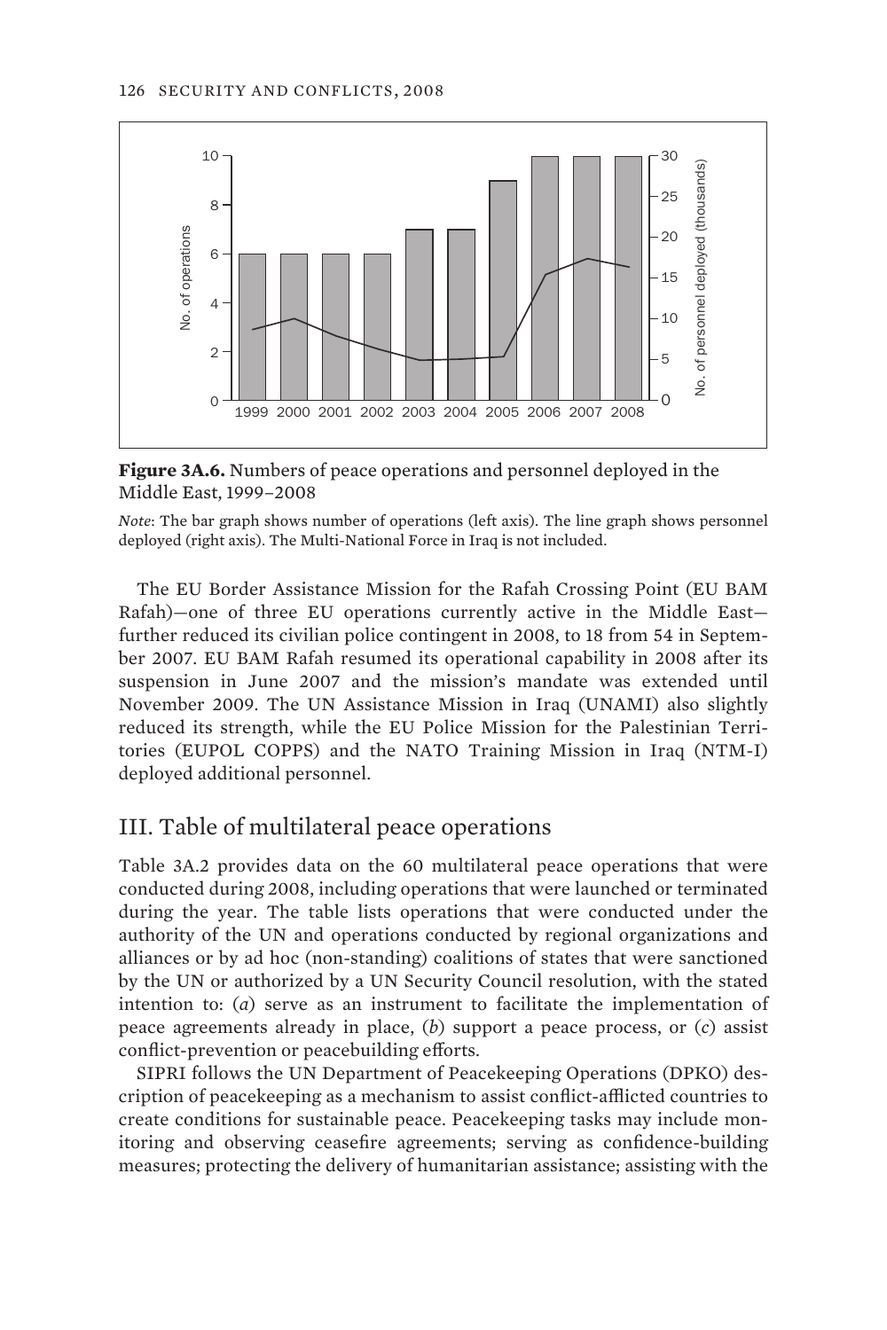**Figure 3A.6.** Numbers of peace operations and personnel deployed in the Middle East, 1999–2008

*Note*: The bar graph shows number of operations (left axis). The line graph shows personnel deployed (right axis). The Multi-National Force in Iraq is not included.

The EU Border Assistance Mission for the Rafah Crossing Point (EU BAM Rafah)—one of three EU operations currently active in the Middle East—further reduced its civilian police contingent in 2008, to 18 from 54 in September 2007. EU BAM Rafah resumed its operational capability in 2008 after its suspension in June 2007 and the mission's mandate was extended until November 2009. The UN Assistance Mission in Iraq (UNAMI) also slightly reduced its strength, while the EU Police Mission for the Palestinian Territories (EUPOL COPPS) and the NATO Training Mission in Iraq (NTM-I) deployed additional personnel.

## III. Table of multilateral peace operations

Table 3A.2 provides data on the 60 multilateral peace operations that were conducted during 2008, including operations that were launched or terminated during the year. The table lists operations that were conducted under the authority of the UN and operations conducted by regional organizations and alliances or by ad hoc (non-standing) coalitions of states that were sanctioned by the UN or authorized by a UN Security Council resolution, with the stated intention to: (*a*) serve as an instrument to facilitate the implementation of peace agreements already in place, (*b*) support a peace process, or (*c*) assist conflict-prevention or peacebuilding efforts.

SIPRI follows the UN Department of Peacekeeping Operations (DPKO) description of peacekeeping as a mechanism to assist conflict-afflicted countries to create conditions for sustainable peace. Peacekeeping tasks may include monitoring and observing ceasefire agreements; serving as confidence-building measures; protecting the delivery of humanitarian assistance; assisting with the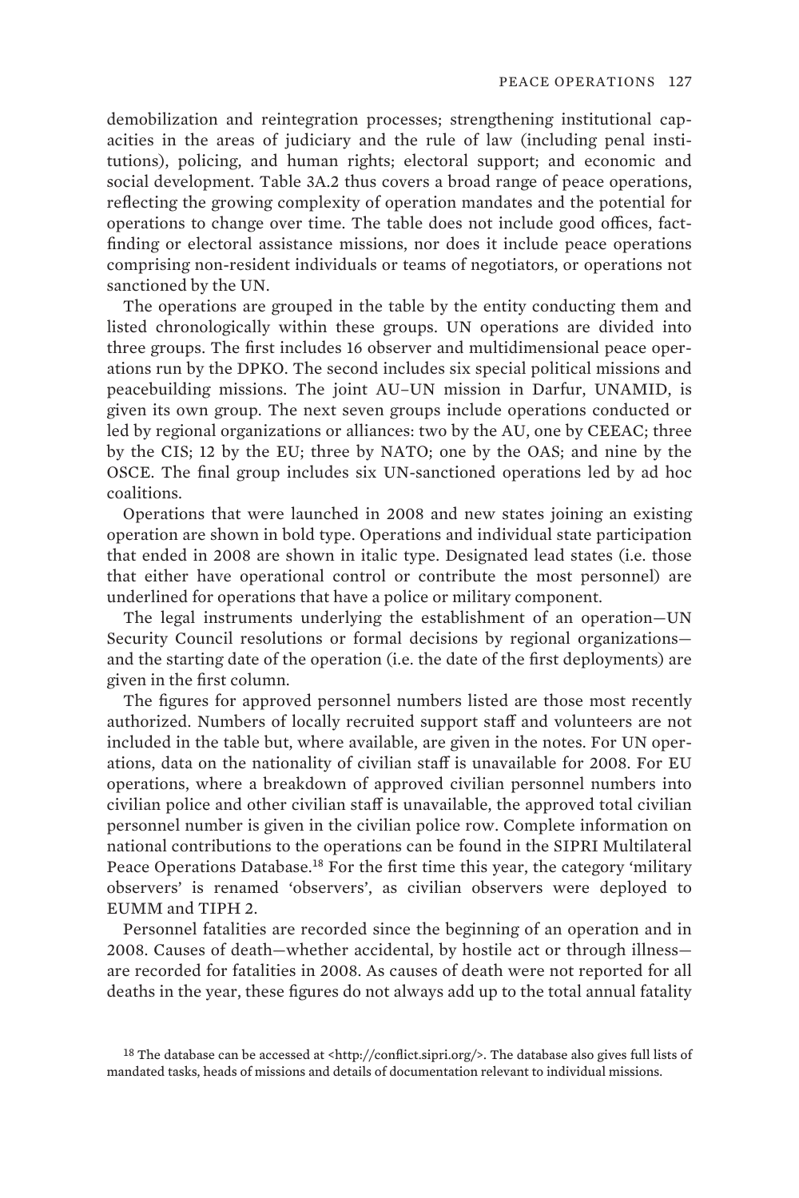demobilization and reintegration processes; strengthening institutional capacities in the areas of judiciary and the rule of law (including penal institutions), policing, and human rights; electoral support; and economic and social development. Table 3A.2 thus covers a broad range of peace operations, reflecting the growing complexity of operation mandates and the potential for operations to change over time. The table does not include good offices, fact-finding or electoral assistance missions, nor does it include peace operations comprising non-resident individuals or teams of negotiators, or operations not sanctioned by the UN.

The operations are grouped in the table by the entity conducting them and listed chronologically within these groups. UN operations are divided into three groups. The first includes 16 observer and multidimensional peace operations run by the DPKO. The second includes six special political missions and peacebuilding missions. The joint AU–UN mission in Darfur, UNAMID, is given its own group. The next seven groups include operations conducted or led by regional organizations or alliances: two by the AU, one by CEEAC; three by the CIS; 12 by the EU; three by NATO; one by the OAS; and nine by the OSCE. The final group includes six UN-sanctioned operations led by ad hoc coalitions.

Operations that were launched in 2008 and new states joining an existing operation are shown in bold type. Operations and individual state participation that ended in 2008 are shown in italic type. Designated lead states (i.e. those that either have operational control or contribute the most personnel) are underlined for operations that have a police or military component.

The legal instruments underlying the establishment of an operation—UN Security Council resolutions or formal decisions by regional organizations—and the starting date of the operation (i.e. the date of the first deployments) are given in the first column.

The figures for approved personnel numbers listed are those most recently authorized. Numbers of locally recruited support staff and volunteers are not included in the table but, where available, are given in the notes. For UN operations, data on the nationality of civilian staff is unavailable for 2008. For EU operations, where a breakdown of approved civilian personnel numbers into civilian police and other civilian staff is unavailable, the approved total civilian personnel number is given in the civilian police row. Complete information on national contributions to the operations can be found in the SIPRI Multilateral Peace Operations Database.[18] For the first time this year, the category 'military observers' is renamed 'observers', as civilian observers were deployed to EUMM and TIPH 2.

Personnel fatalities are recorded since the beginning of an operation and in 2008. Causes of death—whether accidental, by hostile act or through illness—are recorded for fatalities in 2008. As causes of death were not reported for all deaths in the year, these figures do not always add up to the total annual fatality

[18] The database can be accessed at <http://conflict.sipri.org/>. The database also gives full lists of mandated tasks, heads of missions and details of documentation relevant to individual missions.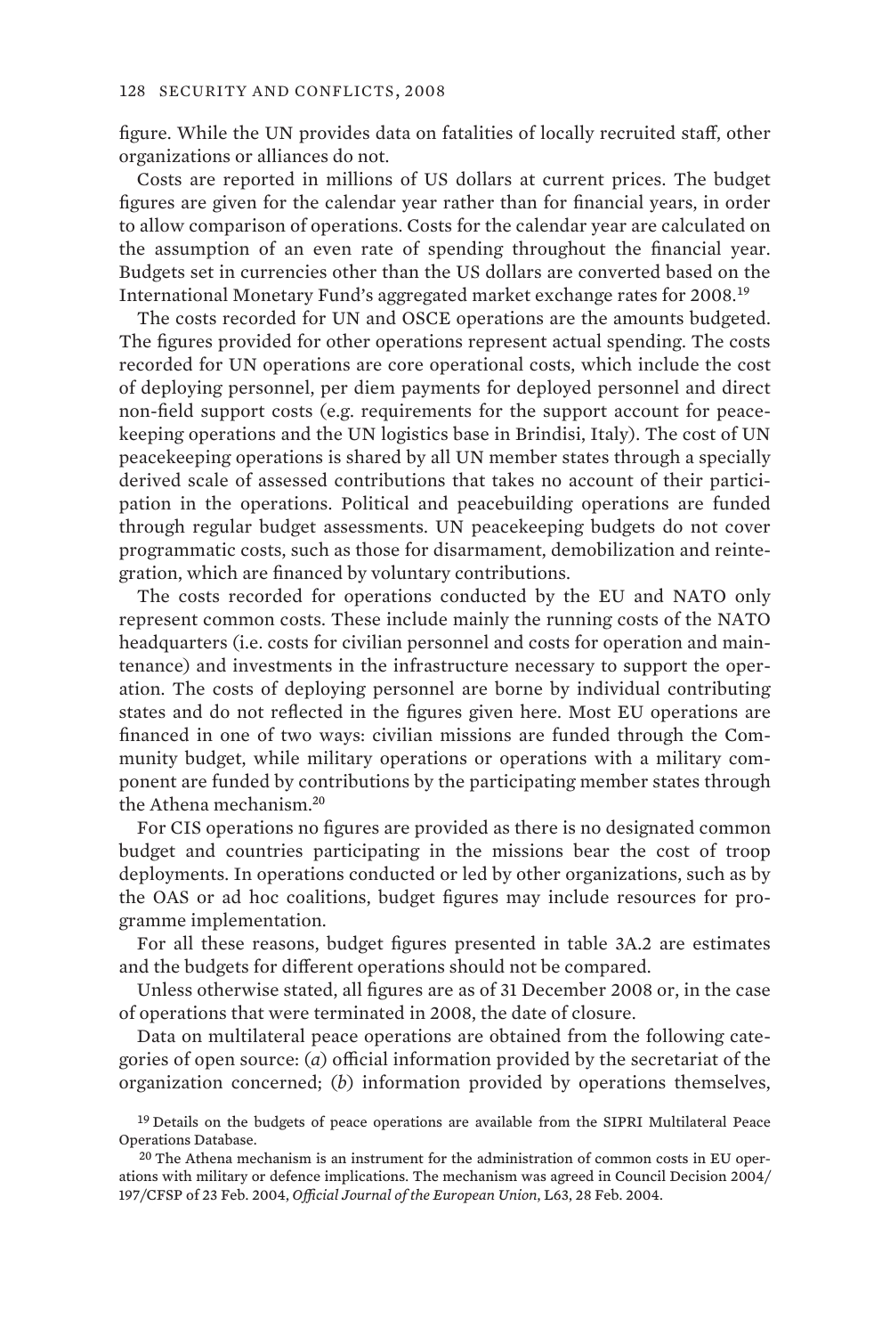figure. While the UN provides data on fatalities of locally recruited staff, other organizations or alliances do not.

Costs are reported in millions of US dollars at current prices. The budget figures are given for the calendar year rather than for financial years, in order to allow comparison of operations. Costs for the calendar year are calculated on the assumption of an even rate of spending throughout the financial year. Budgets set in currencies other than the US dollars are converted based on the International Monetary Fund's aggregated market exchange rates for 2008.[19]

The costs recorded for UN and OSCE operations are the amounts budgeted. The figures provided for other operations represent actual spending. The costs recorded for UN operations are core operational costs, which include the cost of deploying personnel, per diem payments for deployed personnel and direct non-field support costs (e.g. requirements for the support account for peacekeeping operations and the UN logistics base in Brindisi, Italy). The cost of UN peacekeeping operations is shared by all UN member states through a specially derived scale of assessed contributions that takes no account of their participation in the operations. Political and peacebuilding operations are funded through regular budget assessments. UN peacekeeping budgets do not cover programmatic costs, such as those for disarmament, demobilization and reintegration, which are financed by voluntary contributions.

The costs recorded for operations conducted by the EU and NATO only represent common costs. These include mainly the running costs of the NATO headquarters (i.e. costs for civilian personnel and costs for operation and maintenance) and investments in the infrastructure necessary to support the operation. The costs of deploying personnel are borne by individual contributing states and do not reflected in the figures given here. Most EU operations are financed in one of two ways: civilian missions are funded through the Community budget, while military operations or operations with a military component are funded by contributions by the participating member states through the Athena mechanism.[20]

For CIS operations no figures are provided as there is no designated common budget and countries participating in the missions bear the cost of troop deployments. In operations conducted or led by other organizations, such as by the OAS or ad hoc coalitions, budget figures may include resources for programme implementation.

For all these reasons, budget figures presented in table 3A.2 are estimates and the budgets for different operations should not be compared.

Unless otherwise stated, all figures are as of 31 December 2008 or, in the case of operations that were terminated in 2008, the date of closure.

Data on multilateral peace operations are obtained from the following categories of open source: (*a*) official information provided by the secretariat of the organization concerned; (*b*) information provided by operations themselves,

[19] Details on the budgets of peace operations are available from the SIPRI Multilateral Peace Operations Database.

[20] The Athena mechanism is an instrument for the administration of common costs in EU operations with military or defence implications. The mechanism was agreed in Council Decision 2004/197/CFSP of 23 Feb. 2004, *Official Journal of the European Union*, L63, 28 Feb. 2004.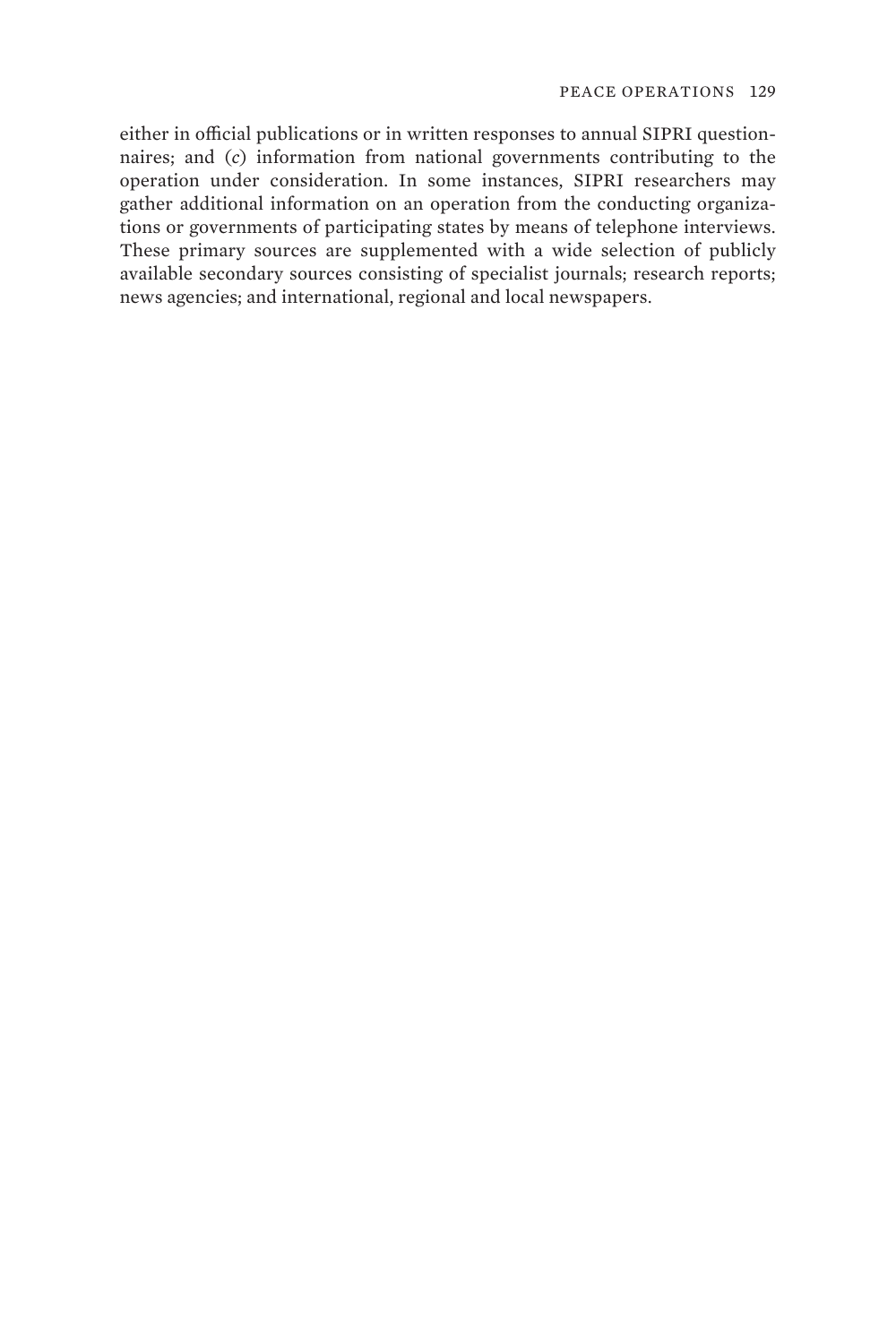either in official publications or in written responses to annual SIPRI questionnaires; and (*c*) information from national governments contributing to the operation under consideration. In some instances, SIPRI researchers may gather additional information on an operation from the conducting organizations or governments of participating states by means of telephone interviews. These primary sources are supplemented with a wide selection of publicly available secondary sources consisting of specialist journals; research reports; news agencies; and international, regional and local newspapers.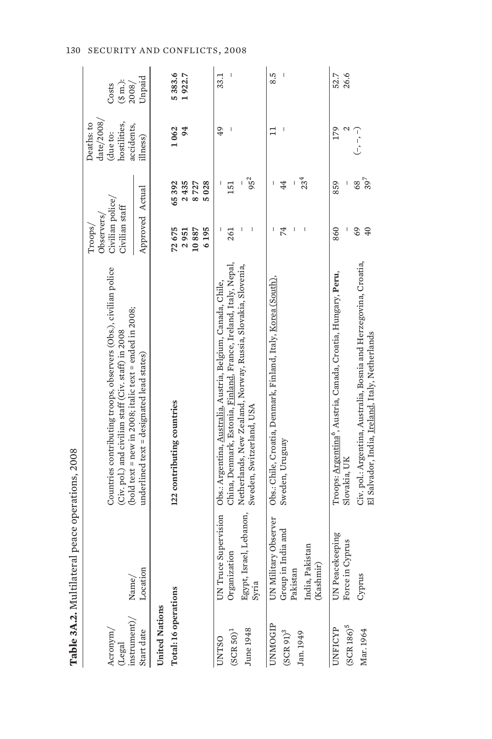**Table 3A.2.** Multilateral peace operations, 2008

| Acronym/ (Legal instrument)/ Start date | Name/ Location | Countries contributing troops, observers (Obs.), civilian police (Civ. pol.) and civilian staff (Civ. staff) in 2008 (bold text = new in 2008; italic text = ended in 2008; underlined text = designated lead states) | Troops/ Observers/ Civilian police/ Civilian staff | | Deaths: to date/2008/ (due to: hostilities, accidents, illness) | Costs ($ m.): 2008/ Unpaid |
|---|---|---|---|---|---|---|
| | | | Approved | Actual | | |
| **United Nations** | | | | | | |
| **Total: 16 operations** | | **122 contributing countries** | **72 675** | **65 392** | **1 062** | **5 383.6** |
| | | | **2 951** | **2 435** | **94** | **1 922.7** |
| | | | **10 887** | **8 727** | | |
| | | | **6 195** | **5 028** | | |
| UNTSO | UN Truce Supervision Organization | Obs.: Argentina, Australia, Austria, Belgium, Canada, Chile, China, Denmark, Estonia, Finland, France, Ireland, Italy, Nepal, Netherlands, New Zealand, Norway, Russia, Slovakia, Slovenia, Sweden, Switzerland, USA | – | – | 49 | 33.1 |
| (SCR 50)[1] | | | 261 | 151 | – | – |
| June 1948 | Egypt, Israel, Lebanon, Syria | | – | – | | |
| | | | – | 95[2] | | |
| UNMOGIP | UN Military Observer Group in India and Pakistan | Obs.: Chile, Croatia, Denmark, Finland, Italy, Korea (South), Sweden, Uruguay | – | – | 11 | 8.5 |
| (SCR 91)[3] | | | 74 | 44 | – | – |
| Jan. 1949 | India, Pakistan (Kashmir) | | – | – | | |
| | | | – | 23[4] | | |
| UNFICYP | UN Peacekeeping Force in Cyprus | Troops: Argentina[6], Austria, Canada, Croatia, Hungary, **Peru**, Slovakia, UK | 860 | 859 | 179 | 52.7 |
| (SCR 186)[5] | | | – | – | 2 | 26.6 |
| Mar. 1964 | Cyprus | Civ. pol.: Argentina, Australia, Bosnia and Herzegovina, Croatia, El Salvador, India, Ireland, Italy, Netherlands | 69 | 68 | (–, –, –) | |
| | | | 40 | 39[7] | | |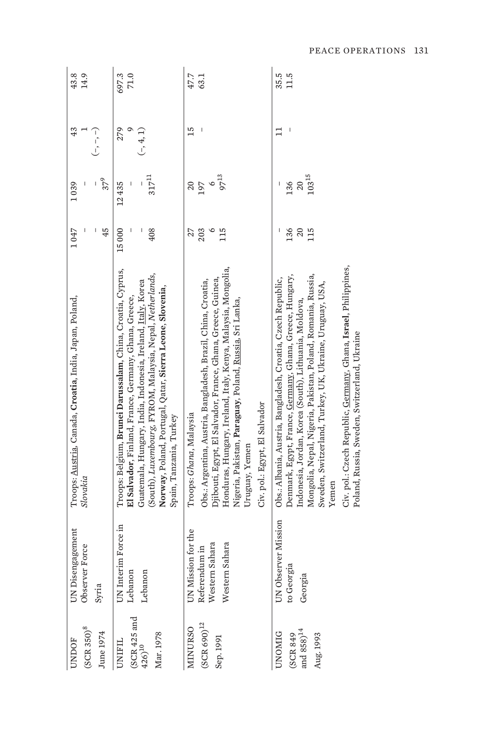| | | | | | | |
|---|---|---|---|---|---|---|
| UNDOF<br>(SCR 350)[8]<br>June 1974 | UN Disengagement Observer Force<br>Syria | Troops: Austria, Canada, **Croatia**, India, Japan, Poland, *Slovakia* | 1 047<br>–<br>–<br>45 | 1 039<br>–<br>–<br>37[9] | 43<br>1<br>(–, –, –) | 43.8<br>14.9 |
| UNIFIL<br>(SCR 425 and 426)[10]<br>Mar. 1978 | UN Interim Force in Lebanon<br>Lebanon | Troops: Belgium, **Brunei Darussalam**, China, Croatia, Cyprus, **El Salvador**, Finland, France, Germany, Ghana, Greece, Guatemala, Hungary, India, Indonesia, Ireland, Italy, Korea (South), *Luxembourg*, FYROM, Malaysia, Nepal, *Netherlands*, **Norway**, Poland, Portugal, Qatar, **Sierra Leone**, **Slovenia**, Spain, Tanzania, Turkey | 15 000<br>–<br>–<br>408 | 12 435<br>–<br>–<br>317[11] | 279<br>9<br>(–, 4, 1) | 697.3<br>71.0 |
| MINURSO<br>(SCR 690)[12]<br>Sep. 1991 | UN Mission for the Referendum in Western Sahara<br>Western Sahara | Troops: *Ghana*, Malaysia<br>Obs.: Argentina, Austria, Bangladesh, Brazil, China, Croatia, Djibouti, Egypt, El Salvador, France, Ghana, Greece, Guinea, Honduras, Hungary, Ireland, Italy, Kenya, Malaysia, Mongolia, Nigeria, Pakistan, **Paraguay**, Poland, Russia, Sri Lanka, Uruguay, Yemen<br>Civ. pol.: Egypt, El Salvador | 27<br>203<br>6<br>115 | 20<br>197<br>6<br>97[13] | 15<br>– | 47.7<br>63.1 |
| UNOMIG<br>(SCR 849 and 858)[14]<br>Aug. 1993 | UN Observer Mission to Georgia<br>Georgia | Obs.: Albania, Austria, Bangladesh, Croatia, Czech Republic, Denmark, Egypt, France, Germany, Ghana, Greece, Hungary, Indonesia, Jordan, Korea (South), Lithuania, Moldova, Mongolia, Nepal, Nigeria, Pakistan, Poland, Romania, Russia, Sweden, Switzerland, Turkey, UK, Ukraine, Uruguay, USA, Yemen<br>Civ. pol.: Czech Republic, Germany, Ghana, **Israel**, Philippines, Poland, Russia, Sweden, Switzerland, Ukraine | –<br>136<br>20<br>115 | –<br>136<br>20<br>103[15] | 11<br>– | 35.5<br>11.5 |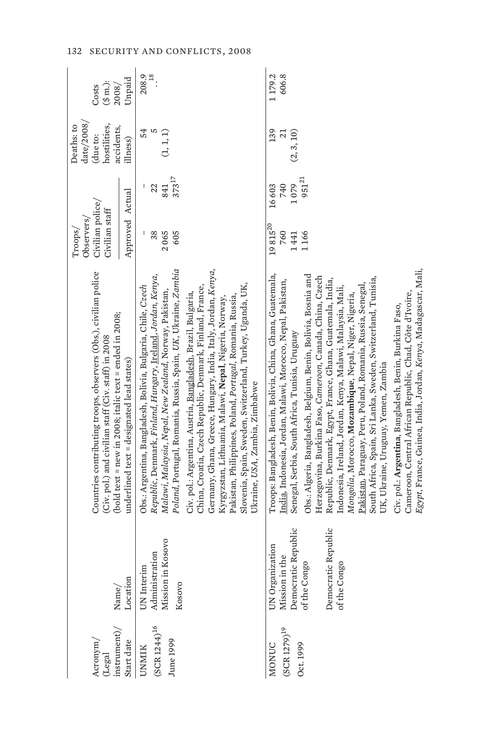| Acronym/ (Legal instrument)/ Start date | Name/ Location | Countries contributing troops, observers (Obs.), civilian police (Civ. pol.) and civilian staff (Civ. staff) in 2008 (**bold text** = new in 2008; *italic text* = ended in 2008; underlined text = designated lead states) | Troops/ Observers/ Civilian police/ Civilian staff Approved | Actual | Deaths: to date/2008/ (due to: hostilities, accidents, illness) | Costs ($ m.): 2008/ Unpaid |
|---|---|---|---|---|---|---|
| UNMIK (SCR 1244)[16] June 1999 | UN Interim Administration Mission in Kosovo Kosovo | Obs.: Argentina, Bangladesh, Bolivia, Bulgaria, Chile, *Czech Republic*, Denmark, *Finland*, *Hungary*, Ireland, *Jordan*, *Kenya*, *Malawi*, *Malaysia*, *Nepal*, *New Zealand*, Norway, Pakistan, *Poland*, Portugal, Romania, Russia, Spain, *UK*, Ukraine, *Zambia*<br><br>Civ. pol.: Argentina, Austria, Bangladesh, Brazil, Bulgaria, China, Croatia, Czech Republic, Denmark, Finland, France, Germany, Ghana, Greece, Hungary, India, Italy, Jordan, *Kenya*, Kyrgyzstan, Lithuania, Malawi, **Nepal**, Nigeria, Norway, Pakistan, Philippines, Poland, *Portugal*, Romania, Russia, Slovenia, Spain, Sweden, Switzerland, Turkey, Uganda, UK, Ukraine, *USA*, Zambia, Zimbabwe | –<br>38<br>2 065<br>605 | –<br>22<br>841<br>373[17] | 54<br>5<br>(1, 1, 1) | 208.9<br>..[18] |
| MONUC (SCR 1279)[19] Oct. 1999 | UN Organization Mission in the Democratic Republic of the Congo Democratic Republic of the Congo | Troops: Bangladesh, Benin, Bolivia, China, Ghana, Guatemala, India, Indonesia, Jordan, Malawi, Morocco, Nepal, Pakistan, Senegal, Serbia, South Africa, Tunisia, Uruguay<br><br>Obs.: Algeria, Bangladesh, Belgium, Benin, Bolivia, Bosnia and Herzegovina, Burkina Faso, *Cameroon*, Canada, China, Czech Republic, Denmark, Egypt, France, Ghana, Guatemala, India, Indonesia, Ireland, Jordan, Kenya, Malawi, Malaysia, Mali, *Mongolia*, Morocco, **Mozambique**, Nepal, Niger, Nigeria, Pakistan, Paraguay, Peru, Poland, Romania, Russia, Senegal, South Africa, Spain, Sri Lanka, Sweden, Switzerland, Tunisia, UK, Ukraine, Uruguay, Yemen, Zambia<br><br>Civ. pol.: **Argentina**, Bangladesh, Benin, Burkina Faso, Cameroon, Central African Republic, Chad, Côte d'Ivoire, *Egypt*, France, Guinea, India, Jordan, *Kenya*, Madagascar, Mali, | 19 815[20]<br>760<br>1 441<br>1 166 | 16 603<br>740<br>1 079<br>951[21] | 139<br>21<br>(2, 3, 10) | 1 179.2<br>606.8 |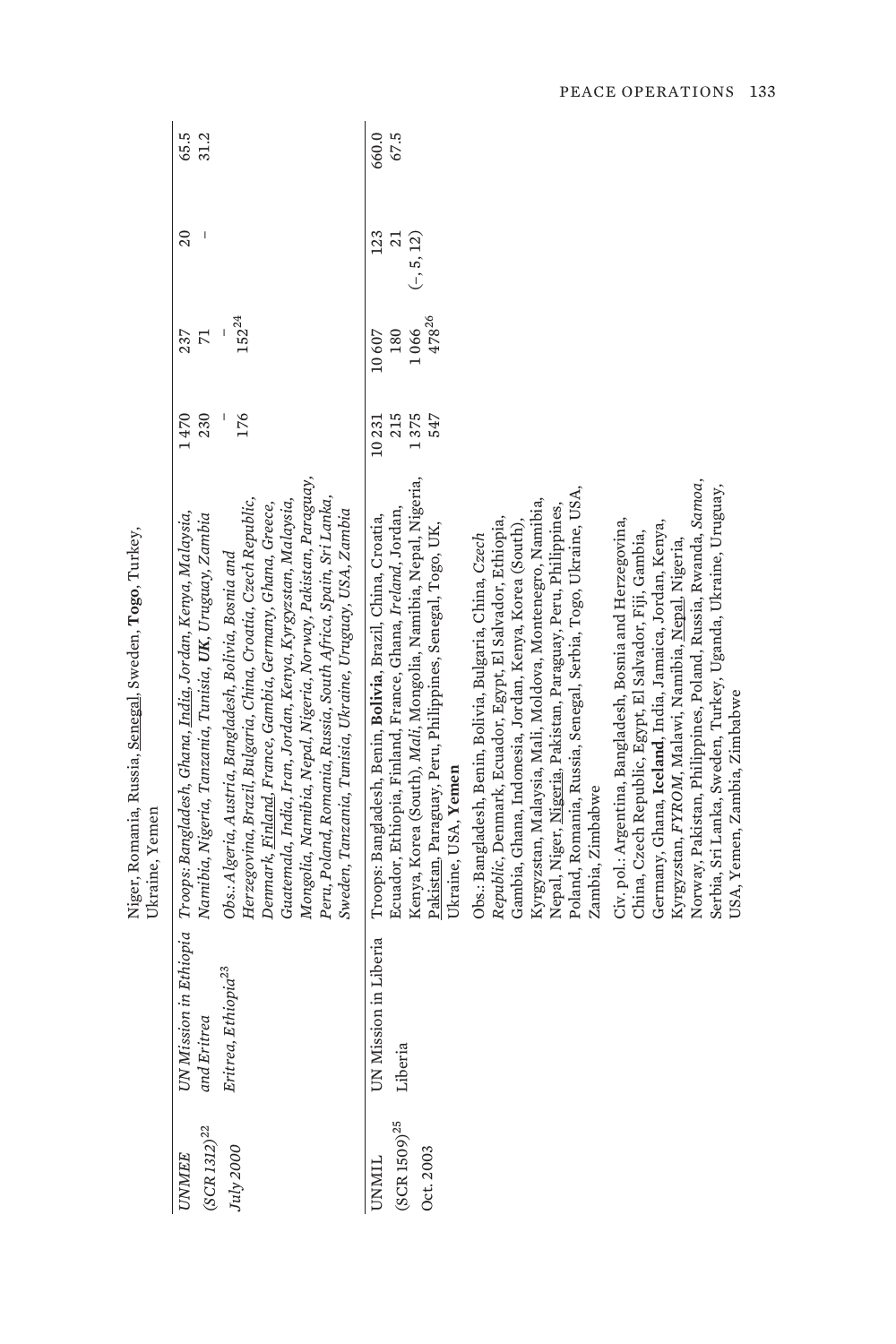| | | | | | | |
|---|---|---|---|---|---|---|
| | | Niger, Romania, Russia, Senegal, Sweden, **Togo**, Turkey, Ukraine, Yemen | | | | |
| *UNMEE* *(SCR 1312)*[22] *July 2000* | *UN Mission in Ethiopia and Eritrea* *Eritrea, Ethiopia*[23] | *Troops: Bangladesh, Ghana, India, Jordan, Kenya, Malaysia, Namibia, Nigeria, Tanzania, Tunisia,* ***UK****, Uruguay, Zambia* *Obs.: Algeria, Austria, Bangladesh, Bolivia, Bosnia and Herzegovina, Brazil, Bulgaria, China, Croatia, Czech Republic, Denmark, Finland, France, Gambia, Germany, Ghana, Greece, Guatemala, India, Iran, Jordan, Kenya, Kyrgyzstan, Malaysia, Mongolia, Namibia, Nepal, Nigeria, Norway, Pakistan, Paraguay, Peru, Poland, Romania, Russia, South Africa, Spain, Sri Lanka, Sweden, Tanzania, Tunisia, Ukraine, Uruguay, USA, Zambia* | 1 470 230 – 176 | 237 71 – 152[24] | 20 – | 65.5 31.2 |
| UNMIL (SCR 1509)[25] Oct. 2003 | UN Mission in Liberia Liberia | Troops: Bangladesh, Benin, **Bolivia**, Brazil, China, Croatia, Ecuador, Ethiopia, Finland, France, Ghana, *Ireland*, Jordan, Kenya, Korea (South), *Mali*, Mongolia, Namibia, Nepal, Nigeria, Pakistan, Paraguay, Peru, Philippines, Senegal, Togo, UK, Ukraine, USA, **Yemen** Obs.: Bangladesh, Benin, Bolivia, Bulgaria, China, *Czech Republic*, Denmark, Ecuador, Egypt, El Salvador, Ethiopia, Gambia, Ghana, Indonesia, Jordan, Kenya, Korea (South), Kyrgyzstan, Malaysia, Mali, Moldova, Montenegro, Namibia, Nepal, Niger, Nigeria, Pakistan, Paraguay, Peru, Philippines, Poland, Romania, Russia, Senegal, Serbia, Togo, Ukraine, USA, Zambia, Zimbabwe Civ. pol.: Argentina, Bangladesh, Bosnia and Herzegovina, China, Czech Republic, Egypt, El Salvador, Fiji, Gambia, Germany, Ghana, **Iceland**, India, Jamaica, Jordan, Kenya, Kyrgyzstan, *FYROM*, Malawi, Namibia, Nepal, Nigeria, Norway, Pakistan, Philippines, Poland, Russia, Rwanda, *Samoa*, Serbia, Sri Lanka, Sweden, Turkey, Uganda, Ukraine, Uruguay, USA, Yemen, Zambia, Zimbabwe | 10 231 215 1 375 547 | 10 607 180 1 066 478[26] | 123 21 (–, 5, 12) | 660.0 67.5 |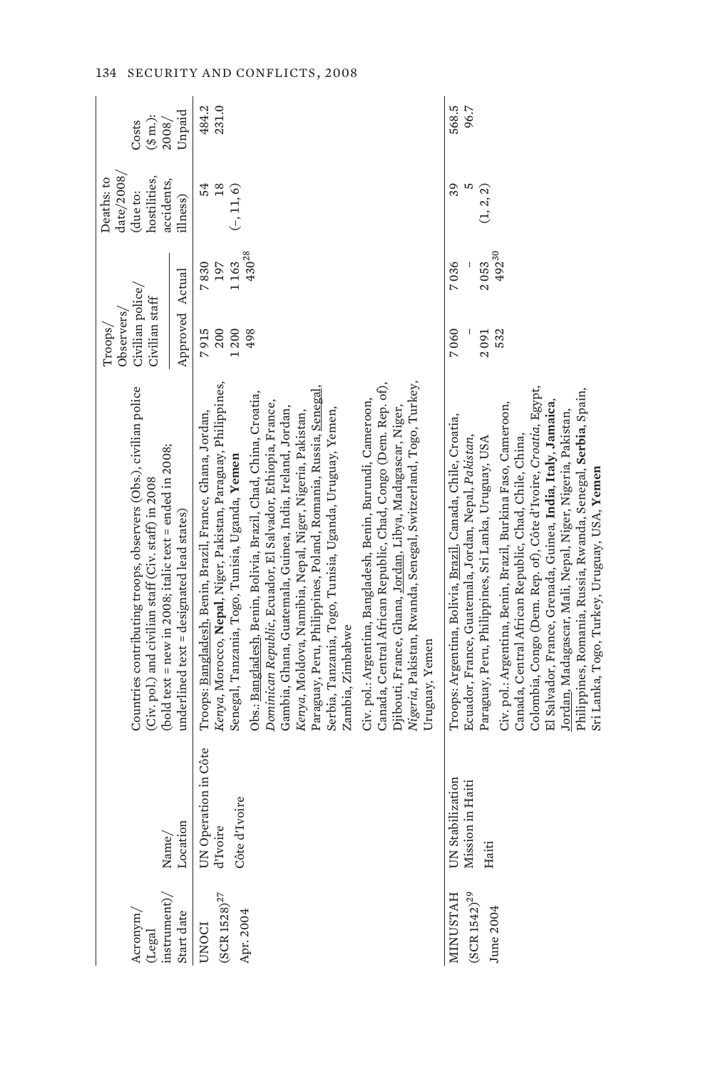| Acronym/ (Legal instrument)/ Start date | Name/ Location | Countries contributing troops, observers (Obs.), civilian police (Civ. pol.) and civilian staff (Civ. staff) in 2008 (**bold text** = new in 2008; *italic text* = ended in 2008; underlined text = designated lead states) | Troops/ Observers/ Civilian police/ Civilian staff | | Deaths: to date/2008/ (due to: hostilities, accidents, illness) | Costs ($ m.): 2008/ Unpaid |
|---|---|---|---|---|---|---|
| | | | Approved | Actual | | |
| UNOCI (SCR 1528)[27] Apr. 2004 | UN Operation in Côte d'Ivoire Côte d'Ivoire | Troops: Bangladesh, Benin, Brazil, France, Ghana, Jordan, *Kenya*, Morocco, **Nepal**, Niger, Pakistan, Paraguay, Philippines, Senegal, Tanzania, Togo, Tunisia, Uganda, **Yemen**<br>Obs.: Bangladesh, Benin, Bolivia, Brazil, Chad, China, Croatia, *Dominican Republic*, Ecuador, El Salvador, Ethiopia, France, Gambia, Ghana, Guatemala, Guinea, India, Ireland, Jordan, *Kenya*, Moldova, Namibia, Nepal, Niger, Nigeria, Pakistan, Paraguay, Peru, Philippines, Poland, Romania, Russia, Senegal, Serbia, Tanzania, Togo, Tunisia, Uganda, Uruguay, Yemen, Zambia, Zimbabwe<br>Civ. pol.: Argentina, Bangladesh, Benin, Burundi, Cameroon, Canada, Central African Republic, Chad, Congo (Dem. Rep. of), Djibouti, France, Ghana, Jordan, Libya, Madagascar, Niger, *Nigeria*, Pakistan, Rwanda, Senegal, Switzerland, Togo, Turkey, Uruguay, Yemen | 7 915<br>200<br>1 200<br>498 | 7 830<br>197<br>1 163<br>430[28] | 54<br>18<br>(–, 11, 6) | 484.2<br>231.0 |
| MINUSTAH (SCR 1542)[29] June 2004 | UN Stabilization Mission in Haiti Haiti | Troops: Argentina, Bolivia, Brazil, Canada, Chile, Croatia, Ecuador, France, Guatemala, Jordan, Nepal, *Pakistan*, Paraguay, Peru, Philippines, Sri Lanka, Uruguay, USA<br>Civ. pol.: Argentina, Benin, Brazil, Burkina Faso, Cameroon, Canada, Central African Republic, Chad, Chile, China, Colombia, Congo (Dem. Rep. of), Côte d'Ivoire, *Croatia*, Egypt, El Salvador, France, Grenada, Guinea, **India**, **Italy**, **Jamaica**, Jordan, Madagascar, Mali, Nepal, Niger, Nigeria, Pakistan, Philippines, Romania, Russia, Rwanda, Senegal, **Serbia**, Spain, Sri Lanka, Togo, Turkey, Uruguay, USA, **Yemen** | 7 060<br>–<br>2 091<br>532 | 7 036<br>–<br>2 053<br>492[30] | 39<br>5<br>(1, 2, 2) | 568.5<br>96.7 |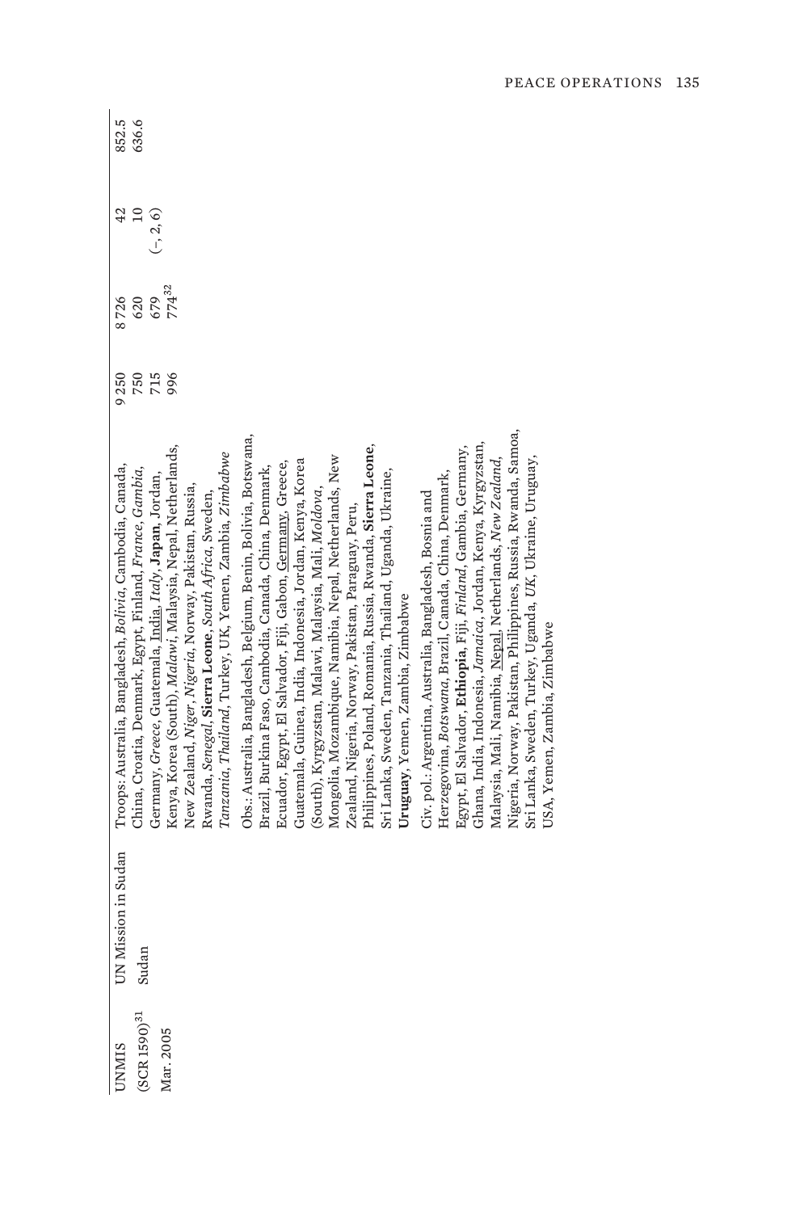| | | | | | | |
|---|---|---|---|---|---|---|
| UNMIS (SCR 1590)[31] Mar. 2005 | UN Mission in Sudan Sudan | Troops: Australia, Bangladesh, *Bolivia*, Cambodia, Canada, China, Croatia, Denmark, Egypt, Finland, *France*, *Gambia*, Germany, *Greece*, Guatemala, India, *Italy*, **Japan**, Jordan, Kenya, Korea (South), *Malawi*, Malaysia, Nepal, Netherlands, New Zealand, *Niger*, *Nigeria*, Norway, Pakistan, Russia, Rwanda, *Senegal*, **Sierra Leone**, *South Africa*, Sweden, *Tanzania*, *Thailand*, Turkey, UK, Yemen, Zambia, *Zimbabwe*<br><br>Obs.: Australia, Bangladesh, Belgium, Benin, Bolivia, Botswana, Brazil, Burkina Faso, Cambodia, Canada, China, Denmark, Ecuador, Egypt, El Salvador, Fiji, Gabon, Germany, Greece, Guatemala, Guinea, India, Indonesia, Jordan, Kenya, Korea (South), Kyrgyzstan, Malawi, Malaysia, Mali, *Moldova*, Mongolia, Mozambique, Namibia, Nepal, Netherlands, New Zealand, Nigeria, Norway, Pakistan, Paraguay, Peru, Philippines, Poland, Romania, Russia, Rwanda, **Sierra Leone**, Sri Lanka, Sweden, Tanzania, Thailand, Uganda, Ukraine, **Uruguay**, Yemen, Zambia, Zimbabwe<br><br>Civ. pol.: Argentina, Australia, Bangladesh, Bosnia and Herzegovina, *Botswana*, Brazil, Canada, China, Denmark, Egypt, El Salvador, **Ethiopia**, Fiji, *Finland*, Gambia, Germany, Ghana, India, Indonesia, *Jamaica*, Jordan, Kenya, Kyrgyzstan, Malaysia, Mali, Namibia, Nepal, Netherlands, *New Zealand*, Nigeria, Norway, Pakistan, Philippines, Russia, Rwanda, Samoa, Sri Lanka, Sweden, Turkey, Uganda, *UK*, Ukraine, Uruguay, USA, Yemen, Zambia, Zimbabwe | 9 250<br>750<br>715<br>996 | 8 726<br>620<br>679<br>774[32] | 42<br>10<br>(–, 2, 6) | 852.5<br>636.6 |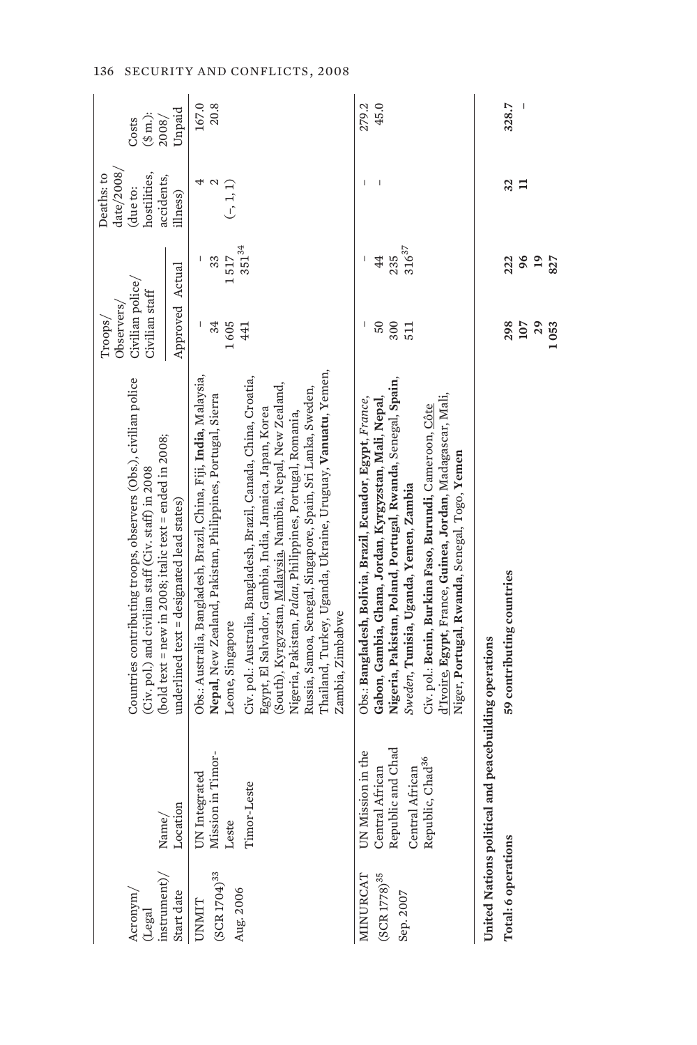| Acronym/ (Legal instrument)/ Start date | Name/ Location | Countries contributing troops, observers (Obs.), civilian police (Civ. pol.) and civilian staff (Civ. staff) in 2008 (bold text = new in 2008; italic text = ended in 2008; underlined text = designated lead states) | Troops/ Observers/ Civilian police/ Civilian staff | | Deaths: to date/2008/ (due to: hostilities, accidents, illness) | Costs ($ m.): 2008/ Unpaid |
|---|---|---|---|---|---|---|
| | | | Approved | Actual | | |
| UNMIT (SCR 1704)[33] Aug. 2006 | UN Integrated Mission in Timor-Leste Timor-Leste | Obs.: Australia, Bangladesh, Brazil, China, Fiji, **India**, Malaysia, **Nepal**, New Zealand, Pakistan, Philippines, Portugal, Sierra Leone, Singapore<br>Civ. pol.: Australia, Bangladesh, Brazil, Canada, China, Croatia, Egypt, El Salvador, Gambia, India, Jamaica, Japan, Korea (South), Kyrgyzstan, Malaysia, Namibia, Nepal, New Zealand, Nigeria, Pakistan, *Palau*, Philippines, Portugal, Romania, Russia, Samoa, Senegal, Singapore, Spain, Sri Lanka, Sweden, Thailand, Turkey, Uganda, Ukraine, Uruguay, **Vanuatu**, Yemen, Zambia, Zimbabwe | –<br>34<br>1 605<br>441 | –<br>33<br>1 517<br>351[34] | 4<br>2<br>(–, 1, 1) | 167.0<br>20.8 |
| MINURCAT (SCR 1778)[35] Sep. 2007 | UN Mission in the Central African Republic and Chad Central African Republic, Chad[36] | Obs.: **Bangladesh**, **Bolivia**, **Brazil**, **Ecuador**, **Egypt**, *France*, **Gabon**, **Gambia**, **Ghana**, **Jordan**, **Kyrgyzstan**, **Mali**, **Nepal**, **Nigeria**, **Pakistan**, **Poland**, **Portugal**, **Rwanda**, Senegal, **Spain**, *Sweden*, **Tunisia**, **Uganda**, **Yemen**, **Zambia**<br>Civ. pol.: **Benin**, **Burkina Faso**, **Burundi**, Cameroon, Côte d'Ivoire, **Egypt**, France, **Guinea**, **Jordan**, Madagascar, Mali, Niger, **Portugal**, **Rwanda**, Senegal, Togo, **Yemen** | –<br>50<br>300<br>511 | –<br>44<br>235<br>316[37] | –<br>– | 279.2<br>45.0 |
| **United Nations political and peacebuilding operations** | | | | | | |
| **Total: 6 operations** | | **59 contributing countries** | **298**<br>**107**<br>**29**<br>**1 053** | **222**<br>**96**<br>**19**<br>**827** | **32**<br>**11** | **328.7**<br>– |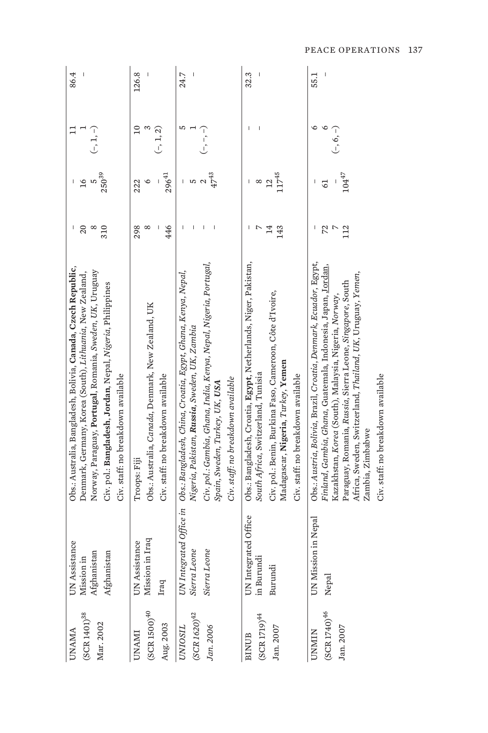| | | | | | | |
|---|---|---|---|---|---|---|
| UNAMA (SCR 1401)[38] Mar. 2002 | UN Assistance Mission in Afghanistan Afghanistan | Obs.: Australia, Bangladesh, Bolivia, **Canada**, **Czech Republic**, Denmark, Germany, Korea (South), *Lithuania*, New Zealand, Norway, Paraguay, **Portugal**, Romania, *Sweden*, *UK*, Uruguay<br>Civ. pol.: **Bangladesh**, **Jordan**, Nepal, *Nigeria*, Philippines<br>Civ. staff: no breakdown available | –<br>20<br>8<br>310 | –<br>16<br>5<br>250[39] | 11<br>1<br>(–, 1, –) | 86.4<br>– |
| UNAMI (SCR 1500)[40] Aug. 2003 | UN Assistance Mission in Iraq Iraq | Troops: Fiji<br>Obs.: Australia, *Canada*, Denmark, New Zealand, UK<br>Civ. staff: no breakdown available | 298<br>8<br>–<br>446 | 222<br>6<br>–<br>296[41] | 10<br>3<br>(–, 1, 2) | 126.8<br>– |
| *UNIOSIL (SCR 1620)[42] Jan. 2006* | *UN Integrated Office in Sierra Leone Sierra Leone* | *Obs.: Bangladesh, China, Croatia, Egypt, Ghana, Kenya, Nepal, Nigeria, Pakistan,* ***Russia****, Sweden, UK, Zambia*<br>*Civ. pol.: Gambia, Ghana, India, Kenya, Nepal, Nigeria, Portugal, Spain, Sweden, Turkey, UK,* ***USA***<br>*Civ. staff: no breakdown available* | –<br>–<br>–<br>– | –<br>5<br>2<br>47[43] | 5<br>1<br>(–, –, –) | 24.7<br>– |
| BINUB (SCR 1719)[44] Jan. 2007 | UN Integrated Office in Burundi Burundi | Obs.: Bangladesh, Croatia, **Egypt**, Netherlands, Niger, Pakistan, *South Africa*, Switzerland, Tunisia<br>Civ. pol.: Benin, Burkina Faso, Cameroon, Côte d'Ivoire, Madagascar, **Nigeria**, *Turkey*, **Yemen**<br>Civ. staff: no breakdown available | –<br>7<br>14<br>143 | –<br>8<br>12<br>117[45] | –<br>– | 32.3<br>– |
| UNMIN (SCR 1740)[46] Jan. 2007 | UN Mission in Nepal Nepal | Obs.: *Austria*, *Bolivia*, Brazil, *Croatia*, *Denmark*, *Ecuador*, Egypt, *Finland*, *Gambia*, *Ghana*, Guatemala, Indonesia, Japan, Jordan, Kazakhstan, *Korea* (South), Malaysia, Nigeria, *Norway*, Paraguay, Romania, *Russia*, Sierra Leone, *Singapore*, South Africa, Sweden, Switzerland, *Thailand*, UK, Uruguay, *Yemen*, Zambia, Zimbabwe<br>Civ. staff: no breakdown available | –<br>72<br>7<br>112 | –<br>61<br>–<br>104[47] | 6<br>6<br>(–, 6, –) | 55.1<br>– |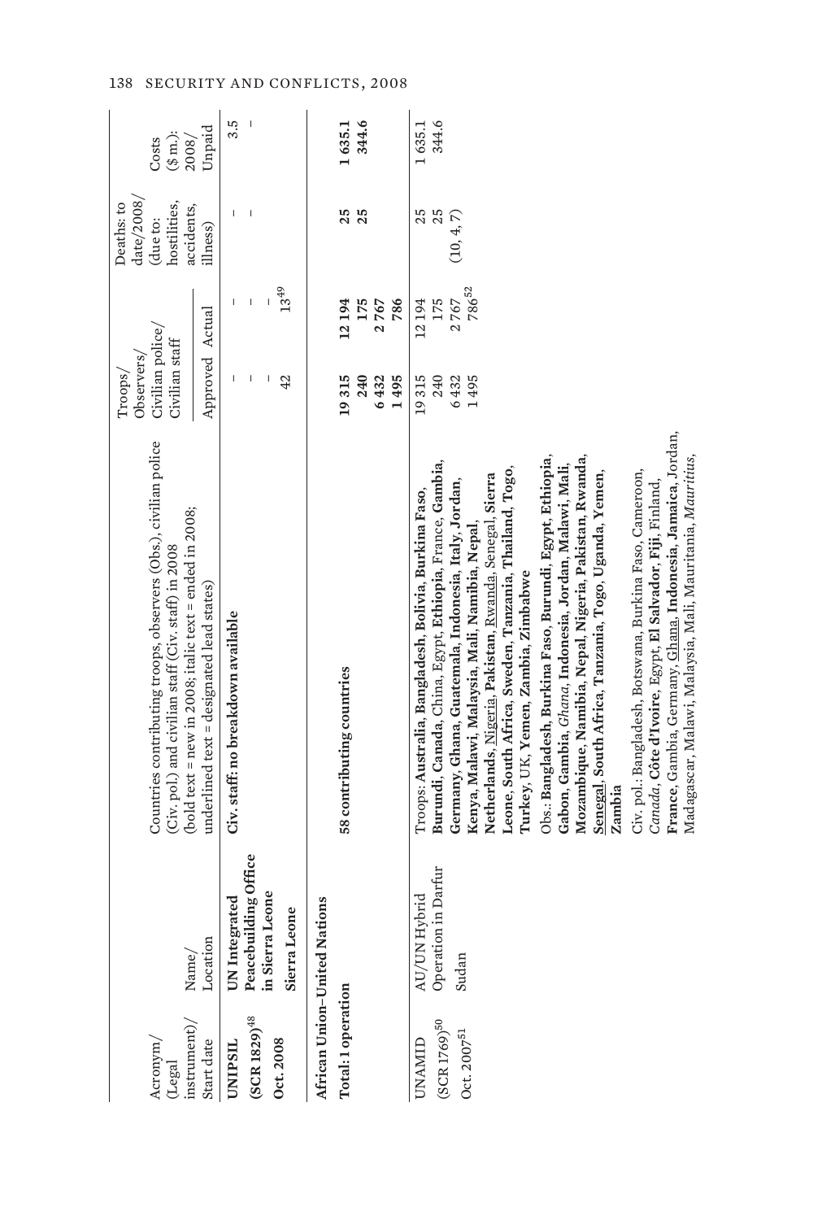| Acronym/ (Legal instrument)/ Start date | Name/ Location | Countries contributing troops, observers (Obs.), civilian police (Civ. pol.) and civilian staff (Civ. staff) in 2008 (bold text = new in 2008; italic text = ended in 2008; underlined text = designated lead states) | Troops/ Observers/ Civilian police/ Civilian staff | | Deaths: to date/2008/ (due to: hostilities, accidents, illness) | Costs ($ m.): 2008/ Unpaid |
|---|---|---|---|---|---|---|
| | | | Approved | Actual | | |
| **UNIPSIL** **(SCR 1829)[48]** **Oct. 2008** | **UN Integrated Peacebuilding Office in Sierra Leone** **Sierra Leone** | **Civ. staff: no breakdown available** | – – – 42 | – – – 13[49] | – – | 3.5 – |
| **African Union–United Nations** | | | | | | |
| **Total: 1 operation** | | **58 contributing countries** | **19 315** **240** **6 432** **1 495** | **12 194** **175** **2 767** **786** | **25** **25** | **1 635.1** **344.6** |
| UNAMID (SCR 1769)[50] Oct. 2007[51] | AU/UN Hybrid Operation in Darfur Sudan | Troops: **Australia**, **Bangladesh**, **Bolivia**, **Burkina Faso**, **Burundi**, **Canada**, China, Egypt, **Ethiopia**, France, **Gambia**, **Germany**, **Ghana**, **Guatemala**, **Indonesia**, **Italy**, **Jordan**, **Kenya**, **Malawi**, **Malaysia**, **Mali**, **Namibia**, **Nepal**, **Netherlands**, Nigeria, **Pakistan**, Rwanda, Senegal, **Sierra Leone**, **South Africa**, **Sweden**, **Tanzania**, **Thailand**, **Togo**, **Turkey**, UK, **Yemen**, **Zambia**, **Zimbabwe** Obs.: **Bangladesh**, **Burkina Faso**, **Burundi**, **Egypt**, **Ethiopia**, **Gabon**, **Gambia**, *Ghana*, **Indonesia**, **Jordan**, **Malawi**, **Mali**, **Mozambique**, **Namibia**, **Nepal**, **Nigeria**, **Pakistan**, **Rwanda**, **Senegal**, **South Africa**, **Tanzania**, **Togo**, **Uganda**, **Yemen**, **Zambia** Civ. pol.: Bangladesh, Botswana, Burkina Faso, Cameroon, *Canada*, **Côte d'Ivoire**, Egypt, **El Salvador**, **Fiji**, Finland, **France**, Gambia, Germany, Ghana, **Indonesia**, **Jamaica**, Jordan, Madagascar, Malawi, Malaysia, Mali, Mauritania, *Mauritius*, | 19 315 240 6 432 1 495 | 12 194 175 2 767 786[52] | 25 25 (10, 4, 7) | 1 635.1 344.6 |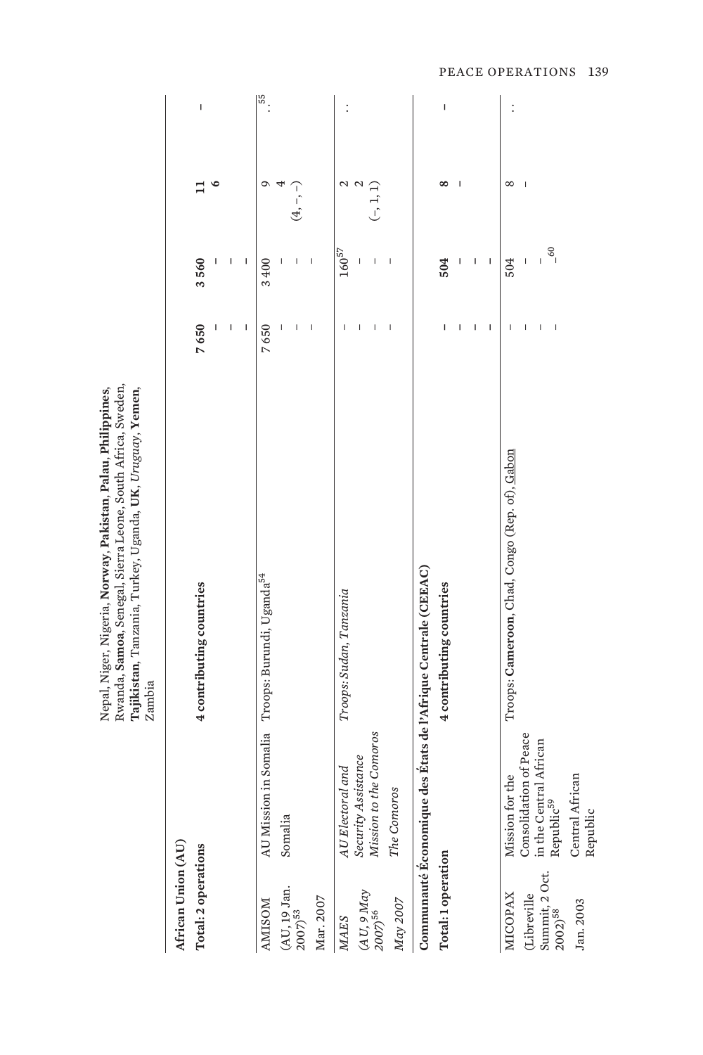| | | Nepal, Niger, Nigeria, **Norway**, **Pakistan**, **Palau**, **Philippines**, Rwanda, **Samoa**, Senegal, Sierra Leone, South Africa, Sweden, **Tajikistan**, Tanzania, Turkey, Uganda, **UK**, *Uruguay*, **Yemen**, Zambia | | | | |
|---|---|---|---|---|---|---|
| **African Union (AU)** | | | | | | |
| **Total: 2 operations** | | **4 contributing countries** | **7 650** | **3 560** | **11** | – |
| | | | – | – | **6** | |
| | | | – | – | | |
| | | | – | – | | |
| AMISOM | AU Mission in Somalia | Troops: Burundi, Uganda[54] | 7 650 | 3 400 | 9 | ..[55] |
| (AU, 19 Jan. 2007)[53] | Somalia | | – | – | 4 | |
| Mar. 2007 | | | – | – | (4, –, –) | |
| | | | – | – | | |
| *MAES* | *AU Electoral and Security Assistance Mission to the Comoros* | *Troops: Sudan, Tanzania* | – | 160[57] | 2 | .. |
| *(AU, 9 May 2007)*[56] | *The Comoros* | | – | – | 2 | |
| *May 2007* | | | – | – | (–, 1, 1) | |
| | | | – | – | | |
| **Communauté Économique des États de l'Afrique Centrale (CEEAC)** | | | | | | |
| **Total: 1 operation** | | **4 contributing countries** | – | **504** | **8** | – |
| | | | – | – | – | |
| | | | – | – | | |
| | | | – | – | | |
| MICOPAX | Mission for the Consolidation of Peace in the Central African Republic[59] | Troops: **Cameroon**, Chad, Congo (Rep. of), Gabon | – | 504 | 8 | .. |
| (Libreville Summit, 2 Oct. 2002)[58] | Central African Republic | | – | – | – | |
| Jan. 2003 | | | – | –[60] | | |
| | | | – | – | | |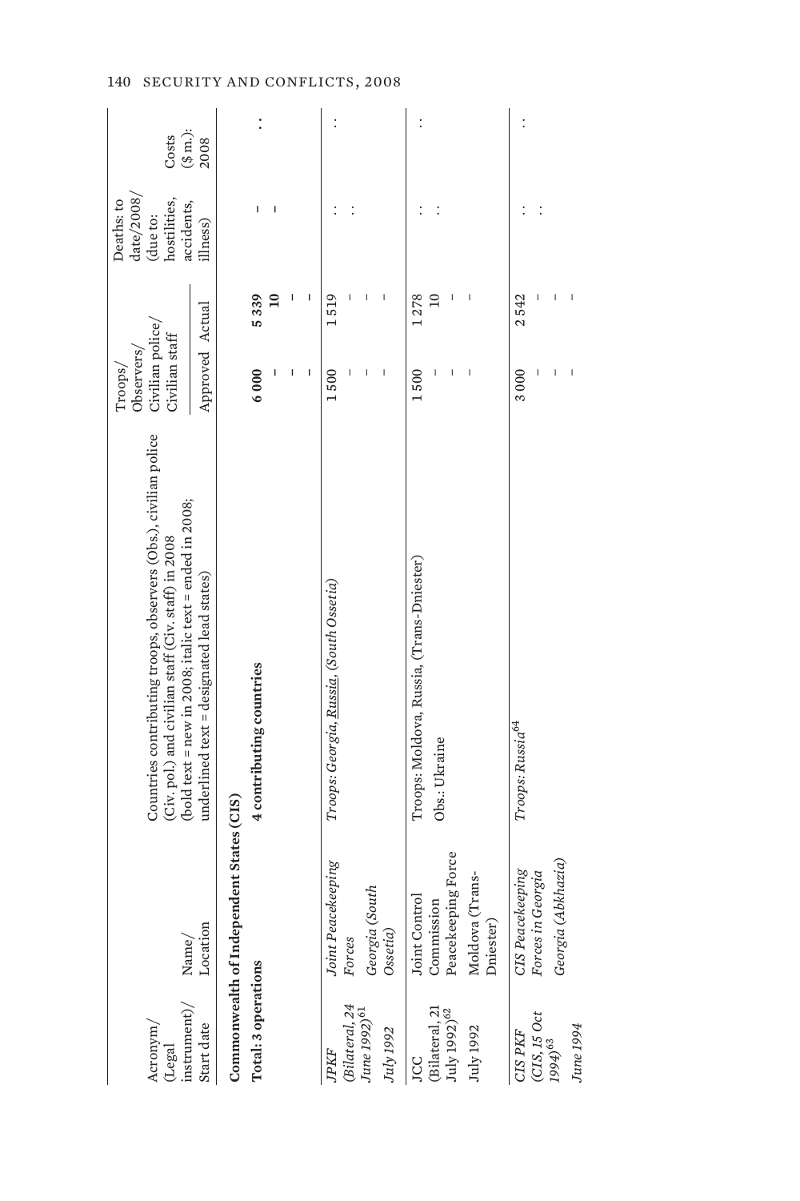| Acronym/ (Legal instrument)/ Start date | Name/ Location | Countries contributing troops, observers (Obs.), civilian police (Civ. pol.) and civilian staff (Civ. staff) in 2008 (**bold text** = new in 2008; *italic text* = ended in 2008; underlined text = designated lead states) | Troops/ Observers/ Civilian police/ Civilian staff | | Deaths: to date/2008/ (due to: hostilities, accidents, illness) | Costs ($ m.): 2008 |
|---|---|---|---|---|---|---|
| | | | Approved | Actual | | |
| **Commonwealth of Independent States (CIS)** | | | | | | |
| **Total: 3 operations** | | **4 contributing countries** | **6 000** | **5 339** | – | **. .** |
| | | | – | **10** | – | |
| | | | – | – | | |
| | | | – | – | | |
| *JPKF (Bilateral, 24 June 1992)*[61] *July 1992* | *Joint Peacekeeping Forces* *Georgia (South Ossetia)* | *Troops: Georgia, Russia, (South Ossetia)* | 1 500 | 1 519 | . . | . . |
| | | | – | – | . . | |
| | | | – | – | | |
| | | | – | – | | |
| JCC (Bilateral, 21 July 1992)[62] July 1992 | Joint Control Commission Peacekeeping Force Moldova (Trans-Dniester) | Troops: Moldova, Russia, (Trans-Dniester) Obs.: Ukraine | 1 500 | 1 278 | . . | . . |
| | | | – | 10 | . . | |
| | | | – | – | | |
| | | | – | – | | |
| *CIS PKF (CIS, 15 Oct 1994)*[63] *June 1994* | *CIS Peacekeeping Forces in Georgia* *Georgia (Abkhazia)* | *Troops: Russia*[64] | 3 000 | 2 542 | . . | . . |
| | | | – | – | . . | |
| | | | – | – | | |
| | | | – | – | | |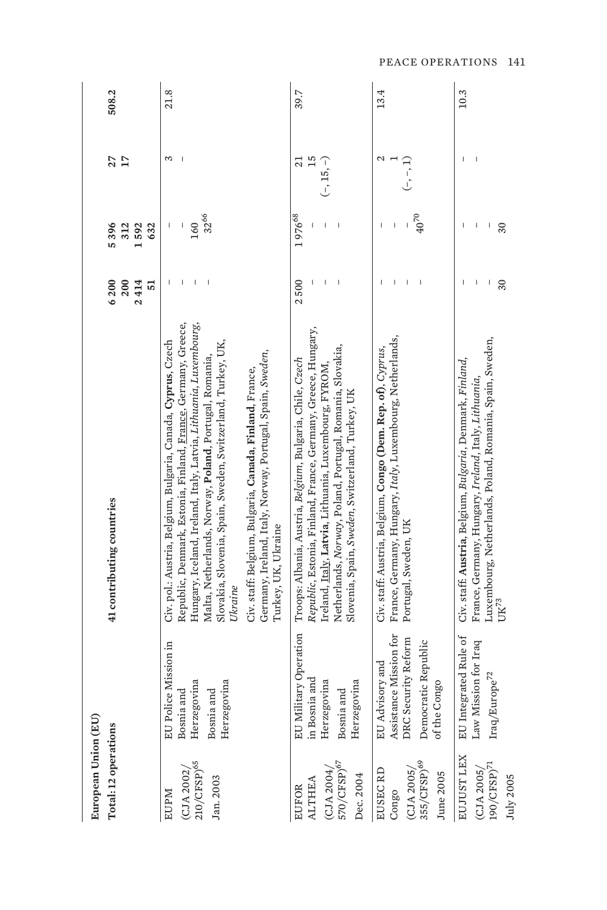| European Union (EU) Total: 12 operations | | 41 contributing countries | | | | |
|---|---|---|---|---|---|---|
| | | | 6 200<br>200<br>2 414<br>51 | 5 396<br>312<br>1 592<br>632 | 27<br>17 | 508.2 |
| EUPM<br>(CJA 2002/ 210/CFSP)[65]<br>Jan. 2003 | EU Police Mission in Bosnia and Herzegovina<br>Bosnia and Herzegovina | Civ. pol.: Austria, Belgium, Bulgaria, Canada, **Cyprus**, Czech Republic, Denmark, Estonia, Finland, France, Germany, Greece, Hungary, Iceland, Ireland, Italy, Latvia, *Lithuania*, *Luxembourg*, Malta, Netherlands, Norway, **Poland**, Portugal, Romania, Slovakia, Slovenia, Spain, Sweden, Switzerland, Turkey, UK, *Ukraine*<br>Civ. staff: Belgium, Bulgaria, **Canada**, **Finland**, France, Germany, Ireland, Italy, Norway, Portugal, Spain, *Sweden*, Turkey, UK, Ukraine | –<br>–<br>–<br>– | –<br>–<br>160<br>32[66] | 3<br>– | 21.8 |
| EUFOR ALTHEA<br>(CJA 2004/ 570/CFSP)[67]<br>Dec. 2004 | EU Military Operation in Bosnia and Herzegovina<br>Bosnia and Herzegovina | Troops: Albania, Austria, *Belgium*, Bulgaria, Chile, *Czech Republic*, Estonia, Finland, France, Germany, Greece, Hungary, Ireland, Italy, **Latvia**, Lithuania, Luxembourg, FYROM, Netherlands, *Norway*, Poland, Portugal, Romania, Slovakia, Slovenia, Spain, *Sweden*, Switzerland, Turkey, UK | 2 500<br>–<br>–<br>– | 1 976[68]<br>–<br>–<br>– | 21<br>15<br>(–, 15, –) | 39.7 |
| EUSEC RD Congo<br>(CJA 2005/ 355/CFSP)[69]<br>June 2005 | EU Advisory and Assistance Mission for DRC Security Reform<br>Democratic Republic of the Congo | Civ. staff: Austria, Belgium, **Congo (Dem. Rep. of)**, *Cyprus*, France, Germany, Hungary, *Italy*, Luxembourg, Netherlands, Portugal, Sweden, UK | –<br>–<br>–<br>– | –<br>–<br>–<br>40[70] | 2<br>1<br>(–, –, 1) | 13.4 |
| EUJUST LEX<br>(CJA 2005/ 190/CFSP)[71]<br>July 2005 | EU Integrated Rule of Law Mission for Iraq<br>Iraq/Europe[72] | Civ. staff: **Austria**, Belgium, *Bulgaria*, Denmark, *Finland*, France, Germany, Hungary, *Ireland*, Italy, *Lithuania*, Luxembourg, Netherlands, Poland, Romania, Spain, Sweden, UK[73] | –<br>–<br>–<br>30 | –<br>–<br>–<br>30 | –<br>– | 10.3 |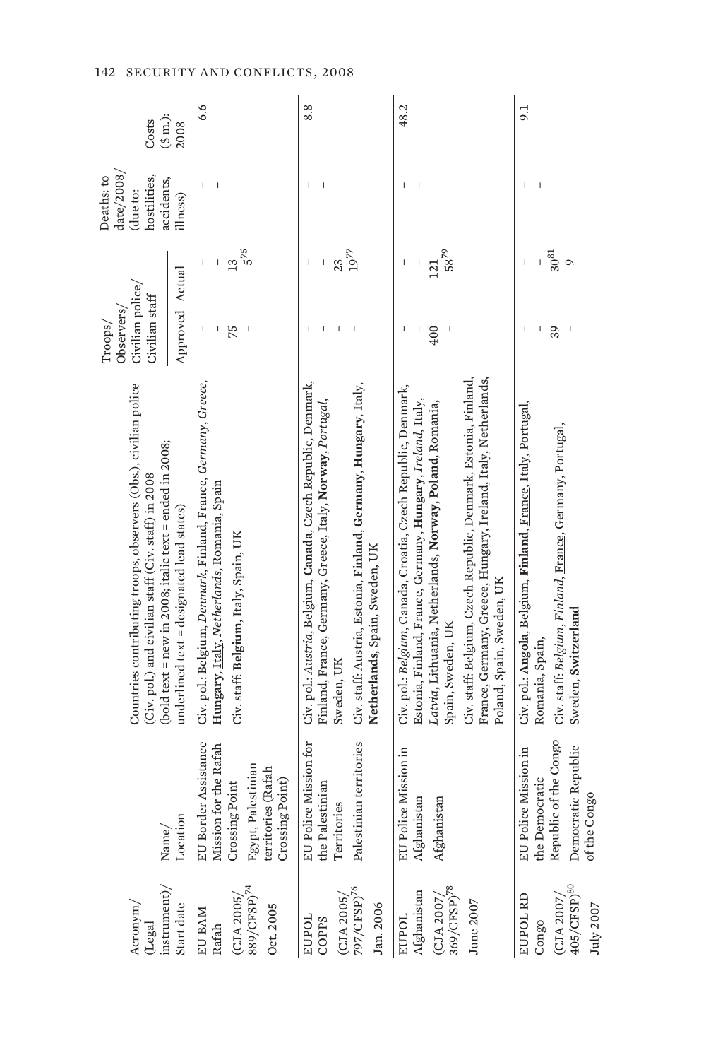| Acronym/ (Legal instrument)/ Start date | Name/ Location | Countries contributing troops, observers (Obs.), civilian police (Civ. pol.) and civilian staff (Civ. staff) in 2008 (bold text = new in 2008; italic text = ended in 2008; underlined text = designated lead states) | Troops/ Observers/ Civilian police/ Civilian staff | | Deaths: to date/2008/ (due to: hostilities, accidents, illness) | Costs ($ m.): 2008 |
|---|---|---|---|---|---|---|
| | | | Approved | Actual | | |
| EU BAM Rafah (CJA 2005/ 889/CFSP)[74] Oct. 2005 | EU Border Assistance Mission for the Rafah Crossing Point Egypt, Palestinian territories (Rafah Crossing Point) | Civ. pol.: Belgium, *Denmark*, Finland, France, *Germany*, *Greece*, **Hungary**, Italy, *Netherlands*, Romania, Spain Civ. staff: **Belgium**, Italy, Spain, UK | – – 75 – | – – 13 5[75] | – – | 6.6 |
| EUPOL COPPS (CJA 2005/ 797/CFSP)[76] Jan. 2006 | EU Police Mission for the Palestinian Territories Palestinian territories | Civ. pol.: *Austria*, Belgium, **Canada**, Czech Republic, Denmark, Finland, France, Germany, Greece, Italy, **Norway**, *Portugal*, Sweden, UK Civ. staff: Austria, Estonia, **Finland**, **Germany**, **Hungary**, Italy, **Netherlands**, Spain, Sweden, UK | – – – – | – – 23 19[77] | – – | 8.8 |
| EUPOL Afghanistan (CJA 2007/ 369/CFSP)[78] June 2007 | EU Police Mission in Afghanistan Afghanistan | Civ. pol.: *Belgium*, Canada, Croatia, Czech Republic, Denmark, Estonia, Finland, France, Germany, **Hungary**, *Ireland*, Italy, *Latvia*, Lithuania, Netherlands, **Norway**, **Poland**, Romania, Spain, Sweden, UK Civ. staff: Belgium, Czech Republic, Denmark, Estonia, Finland, France, Germany, Greece, Hungary, Ireland, Italy, Netherlands, Poland, Spain, Sweden, UK | – – 400 – | – – 121 58[79] | – – | 48.2 |
| EUPOL RD Congo (CJA 2007/ 405/CFSP)[80] July 2007 | EU Police Mission in the Democratic Republic of the Congo Democratic Republic of the Congo | Civ. pol.: **Angola**, Belgium, **Finland**, France, Italy, Portugal, Romania, Spain, Civ. staff: *Belgium*, *Finland*, France, Germany, Portugal, Sweden, **Switzerland** | – – 39 – | – – 30[81] 9 | – – | 9.1 |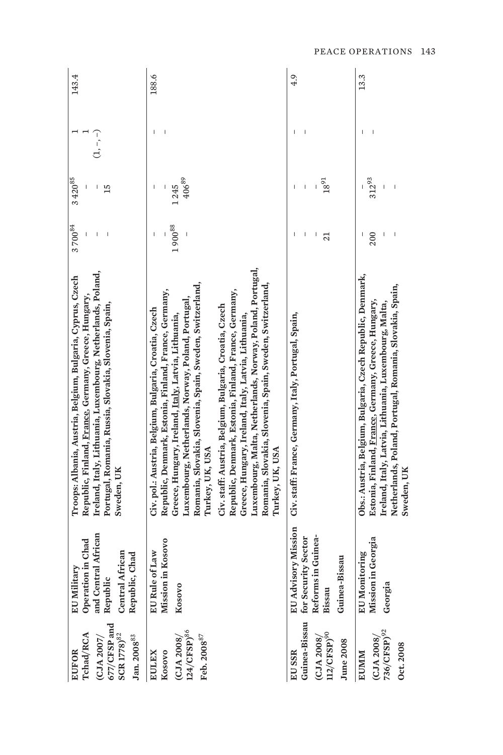| | | | | | | |
|---|---|---|---|---|---|---|
| **EUFOR Tchad/RCA** (CJA 2007/ 677/CFSP and SCR 1778)[82] Jan. 2008[83] | EU Military Operation in Chad and Central African Republic Central African Republic, Chad | Troops: Albania, Austria, Belgium, Bulgaria, Cyprus, Czech Republic, Finland, <u>France</u>, Germany, Greece, Hungary, Ireland, Italy, Lithuania, Luxembourg, Netherlands, Poland, Portugal, Romania, Russia, Slovakia, Slovenia, Spain, Sweden, UK | 3 700[84] – – – | 3 420[85] – – 15 | 1 1 (1, –, –) | 143.4 |
| **EULEX Kosovo** (CJA 2008/ 124/CFSP)[86] Feb. 2008[87] | EU Rule of Law Mission in Kosovo Kosovo | Civ. pol.: Austria, Belgium, Bulgaria, Croatia, Czech Republic, Denmark, Estonia, Finland, France, Germany, Greece, Hungary, Ireland, <u>Italy</u>, Latvia, Lithuania, Luxembourg, Netherlands, Norway, Poland, Portugal, Romania, Slovakia, Slovenia, Spain, Sweden, Switzerland, Turkey, UK, USA<br>Civ. staff: Austria, Belgium, Bulgaria, Croatia, Czech Republic, Denmark, Estonia, Finland, France, Germany, Greece, Hungary, Ireland, Italy, Latvia, Lithuania, Luxembourg, Malta, Netherlands, Norway, Poland, Portugal, Romania, Slovakia, Slovenia, Spain, Sweden, Switzerland, Turkey, UK, USA | – – 1 900[88] – | – – 1 245 406[89] | – – | 188.6 |
| **EU SSR Guinea-Bissau** (CJA 2008/ 112/CFSP)[90] June 2008 | EU Advisory Mission for Security Sector Reforms in Guinea-Bissau Guinea-Bissau | Civ. staff: France, Germany, Italy, Portugal, Spain, | – – – 21 | – – – 18[91] | – – | 4.9 |
| **EUMM** (CJA 2008/ 736/CFSP)[92] Oct. 2008 | EU Monitoring Mission in Georgia Georgia | Obs.: Austria, Belgium, Bulgaria, Czech Republic, Denmark, Estonia, Finland, <u>France</u>, Germany, Greece, Hungary, Ireland, Italy, Latvia, Lithuania, Luxembourg, Malta, Netherlands, Poland, Portugal, Romania, Slovakia, Spain, Sweden, UK | – 200 – – | – 312[93] – – | – – | 13.3 |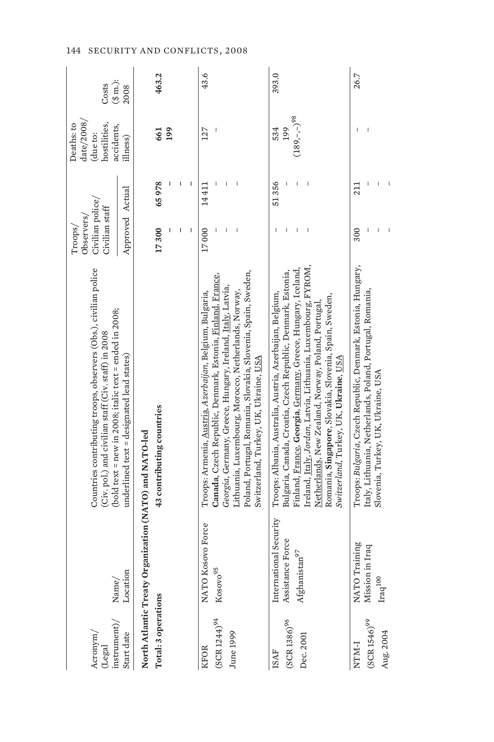| Acronym/ (Legal instrument)/ Start date | Name/ Location | Countries contributing troops, observers (Obs.), civilian police (Civ. pol.) and civilian staff (Civ. staff) in 2008 (bold text = new in 2008; italic text = ended in 2008; underlined text = designated lead states) | Troops/ Observers/ Civilian police/ Civilian staff | | Deaths: to date/2008/ (due to: hostilities, accidents, illness) | Costs ($ m.): 2008 |
|---|---|---|---|---|---|---|
| | | | Approved | Actual | | |
| **North Atlantic Treaty Organization (NATO) and NATO-led** | | | | | | |
| **Total: 3 operations** | | **43 contributing countries** | **17 300** | **65 978** | **661** | **463.2** |
| | | | – | – | **199** | |
| | | | – | – | | |
| | | | – | – | | |
| KFOR (SCR 1244)[94] June 1999 | NATO Kosovo Force Kosovo[95] | Troops: Armenia, Austria, *Azerbaijan*, Belgium, Bulgaria, **Canada**, Czech Republic, Denmark, Estonia, Finland, France, *Georgia*, Germany, Greece, Hungary, Ireland, Italy, Latvia, Lithuania, Luxembourg, Morocco, Netherlands, Norway, Poland, Portugal, Romania, Slovakia, Slovenia, Spain, Sweden, Switzerland, Turkey, UK, Ukraine, USA | 17 000 | 14 411 | 127 | 43.6 |
| | | | – | – | – | |
| | | | – | – | | |
| | | | – | – | | |
| ISAF (SCR 1386)[96] Dec. 2001 | International Security Assistance Force Afghanistan[97] | Troops: Albania, Australia, Austria, Azerbaijan, Belgium, Bulgaria, Canada, Croatia, Czech Republic, Denmark, Estonia, Finland, France, **Georgia**, Germany, Greece, Hungary, Iceland, Ireland, Italy, Latvia, Lithuania, *Jordan*, Luxembourg, FYROM, Netherlands, New Zealand, Norway, Poland, Portugal, Romania, **Singapore**, Slovakia, Slovenia, Spain, Sweden, *Switzerland*, Turkey, UK, **Ukraine**, USA | – | 51 356 | 534 | 393.0 |
| | | | – | – | 199 | |
| | | | – | – | (189, –, –)[98] | |
| | | | – | – | | |
| NTM-I (SCR 1546)[99] Aug. 2004 | NATO Training Mission in Iraq Iraq[100] | Troops: *Bulgaria*, Czech Republic, Denmark, Estonia, Hungary, Italy, Lithuania, Netherlands, Poland, Portugal, Romania, Slovenia, Turkey, UK, Ukraine, USA | 300 | 211 | – | 26.7 |
| | | | – | – | – | |
| | | | – | – | | |
| | | | – | – | | |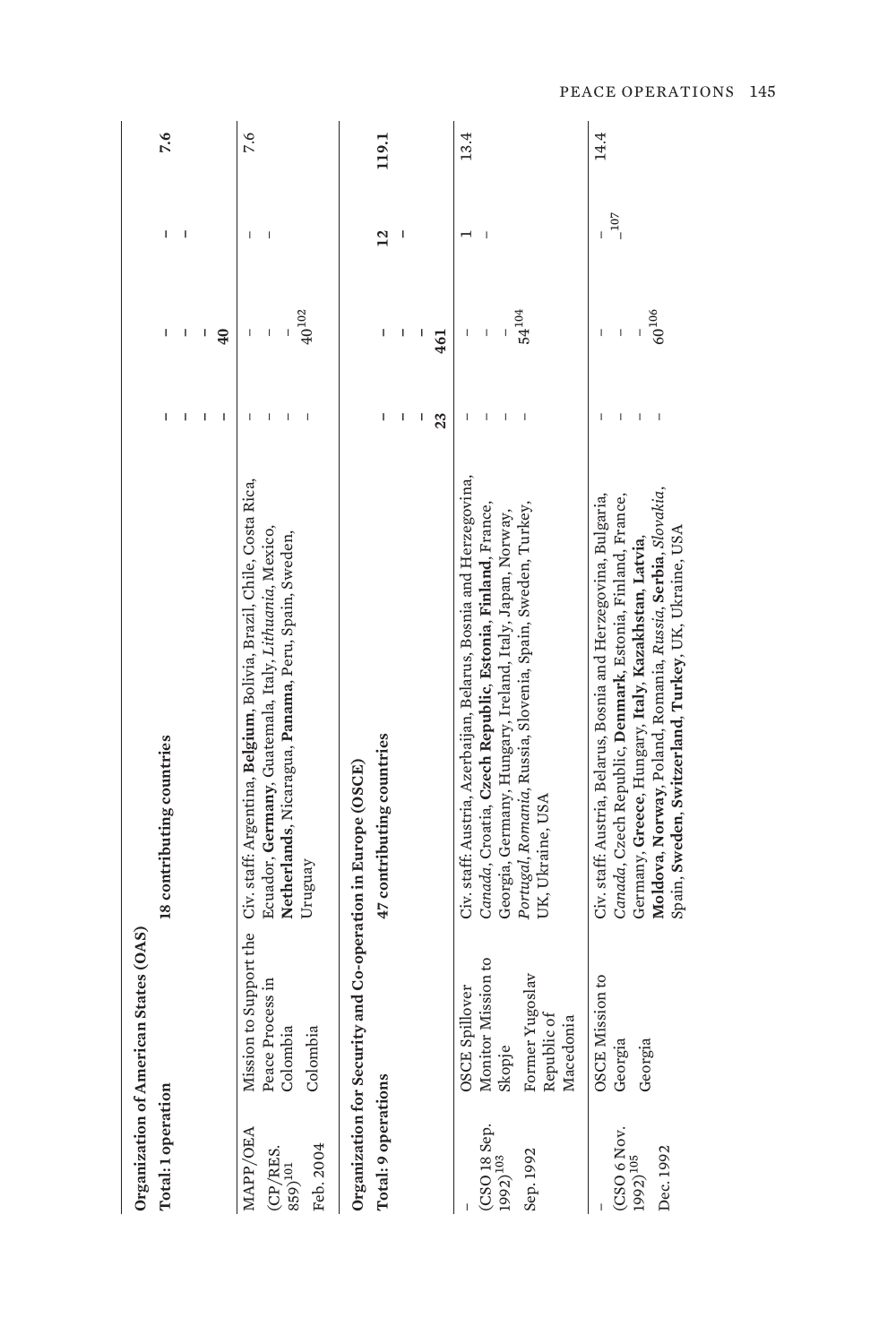| | | | | | | |
|---|---|---|---|---|---|---|
| **Organization of American States (OAS)** | | | | | | |
| **Total: 1 operation** | | **18 contributing countries** | – | – | – | **7.6** |
| | | | – | – | – | |
| | | | – | – | | |
| | | | – | **40** | | |
| MAPP/OEA (CP/RES. 859)[101] Feb. 2004 | Mission to Support the Peace Process in Colombia Colombia | Civ. staff: Argentina, **Belgium**, Bolivia, Brazil, Chile, Costa Rica, Ecuador, **Germany**, Guatemala, Italy, *Lithuania*, Mexico, **Netherlands**, Nicaragua, **Panama**, Peru, Spain, Sweden, Uruguay | – – – – | – – – 40[102] | – – | 7.6 |
| **Organization for Security and Co-operation in Europe (OSCE)** | | | | | | |
| **Total: 9 operations** | | **47 contributing countries** | – | – | **12** | **119.1** |
| | | | – | – | – | |
| | | | – | – | | |
| | | | **23** | **461** | | |
| – (CSO 18 Sep. 1992)[103] Sep. 1992 | OSCE Spillover Monitor Mission to Skopje Former Yugoslav Republic of Macedonia | Civ. staff: Austria, Azerbaijan, Belarus, Bosnia and Herzegovina, *Canada*, Croatia, **Czech Republic**, **Estonia**, **Finland**, France, Georgia, Germany, Hungary, Ireland, Italy, Japan, Norway, *Portugal*, *Romania*, Russia, Slovenia, Spain, Sweden, Turkey, UK, Ukraine, USA | – – – – | – – – 54[104] | 1 – | 13.4 |
| – (CSO 6 Nov. 1992)[105] Dec. 1992 | OSCE Mission to Georgia Georgia | Civ. staff: Austria, Belarus, Bosnia and Herzegovina, Bulgaria, *Canada*, Czech Republic, **Denmark**, Estonia, Finland, France, Germany, **Greece**, Hungary, **Italy**, **Kazakhstan**, **Latvia**, **Moldova**, **Norway**, Poland, Romania, *Russia*, **Serbia**, *Slovakia*, Spain, **Sweden**, **Switzerland**, **Turkey**, UK, Ukraine, USA | – – – – | – – – 60[106] | – –[107] | 14.4 |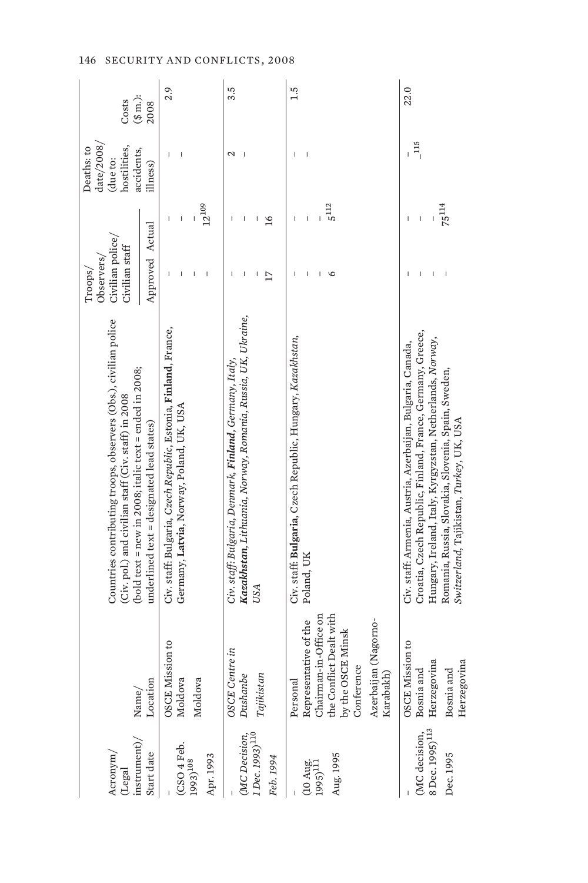| Acronym/ (Legal instrument)/ Start date | Name/ Location | Countries contributing troops, observers (Obs.), civilian police (Civ. pol.) and civilian staff (Civ. staff) in 2008 (bold text = new in 2008; italic text = ended in 2008; underlined text = designated lead states) | Troops/ Observers/ Civilian police/ Civilian staff Approved | Actual | Deaths: to date/2008/ (due to: hostilities, accidents, illness) | Costs ($ m.): 2008 |
|---|---|---|---|---|---|---|
| – (CSO 4 Feb. 1993)[108] Apr. 1993 | OSCE Mission to Moldova Moldova | Civ. staff: Bulgaria, *Czech Republic*, Estonia, **Finland**, France, Germany, **Latvia**, Norway, Poland, UK, USA | – – – – | – – – 12[109] | – – | 2.9 |
| – *(MC Decision, 1 Dec. 1993)*[110] *Feb. 1994* | *OSCE Centre in Dushanbe* *Tajikistan* | *Civ. staff: Bulgaria, Denmark, **Finland**, Germany, Italy, **Kazakhstan**, Lithuania, Norway, Romania, Russia, UK, Ukraine, USA* | – – – 17 | – – – 16 | 2 – | 3.5 |
| – (10 Aug. 1995)[111] Aug. 1995 | Personal Representative of the Chairman-in-Office on the Conflict Dealt with by the OSCE Minsk Conference Azerbaijan (Nagorno-Karabakh) | Civ. staff: **Bulgaria**, Czech Republic, Hungary, *Kazakhstan*, Poland, UK | – – – 6 | – – – 5[112] | – – | 1.5 |
| – (MC decision, 8 Dec. 1995)[113] Dec. 1995 | OSCE Mission to Bosnia and Herzegovina Bosnia and Herzegovina | Civ. staff: Armenia, Austria, Azerbaijan, Bulgaria, Canada, Croatia, Czech Republic, Finland, France, Germany, Greece, Hungary, Ireland, Italy, Kyrgyzstan, Netherlands, *Norway*, Romania, Russia, Slovakia, Slovenia, Spain, Sweden, *Switzerland*, Tajikistan, *Turkey*, UK, USA | – – – – | – – – 75[114] | – –[115] | 22.0 |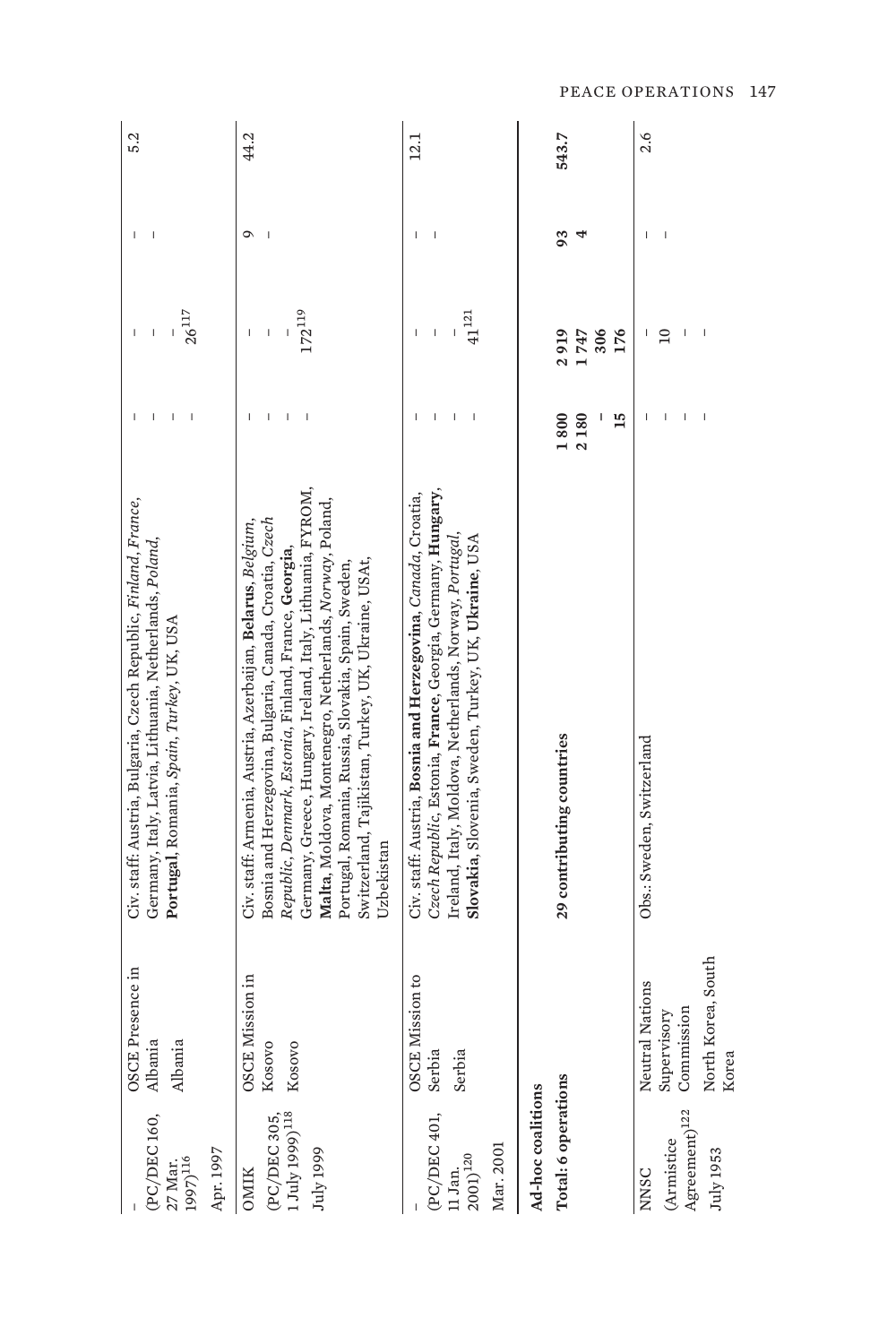| | | | | | | |
|---|---|---|---|---|---|---|
| –<br>(PC/DEC 160, 27 Mar. 1997)[116]<br>Apr. 1997 | OSCE Presence in Albania<br>Albania | Civ. staff: Austria, Bulgaria, Czech Republic, *Finland*, *France*, Germany, Italy, Latvia, Lithuania, Netherlands, *Poland*, **Portugal**, Romania, *Spain*, *Turkey*, UK, USA | –<br>–<br>–<br>– | –<br>–<br>–<br>26[117] | –<br>– | 5.2 |
| OMIK<br>(PC/DEC 305, 1 July 1999)[118]<br>July 1999 | OSCE Mission in Kosovo<br>Kosovo | Civ. staff: Armenia, Austria, Azerbaijan, **Belarus**, *Belgium*, Bosnia and Herzegovina, Bulgaria, Canada, Croatia, *Czech Republic*, *Denmark*, *Estonia*, Finland, France, **Georgia**, Germany, Greece, Hungary, Ireland, Italy, Lithuania, FYROM, **Malta**, Moldova, Montenegro, Netherlands, *Norway*, Poland, Portugal, Romania, Russia, Slovakia, Spain, Sweden, Switzerland, Tajikistan, Turkey, UK, Ukraine, USA†, Uzbekistan | –<br>–<br>–<br>– | –<br>–<br>–<br>172[119] | 9<br>– | 44.2 |
| –<br>(PC/DEC 401, 11 Jan. 2001)[120]<br>Mar. 2001 | OSCE Mission to Serbia<br>Serbia | Civ. staff: Austria, **Bosnia and Herzegovina**, *Canada*, Croatia, *Czech Republic*, Estonia, **France**, Georgia, Germany, **Hungary**, Ireland, Italy, Moldova, Netherlands, Norway, *Portugal*, **Slovakia**, Slovenia, Sweden, Turkey, UK, **Ukraine**, USA | –<br>–<br>–<br>– | –<br>–<br>–<br>41[121] | –<br>– | 12.1 |
| **Ad-hoc coalitions** | | | | | | |
| **Total: 6 operations** | | **29 contributing countries** | **1 800**<br>**2 180**<br>–<br>**15** | **2 919**<br>**1 747**<br>**306**<br>**176** | **93**<br>**4** | **543.7** |
| NNSC<br>(Armistice Agreement)[122]<br>July 1953 | Neutral Nations Supervisory Commission<br>North Korea, South Korea | Obs.: Sweden, Switzerland | –<br>–<br>–<br>– | –<br>10<br>–<br>– | –<br>– | 2.6 |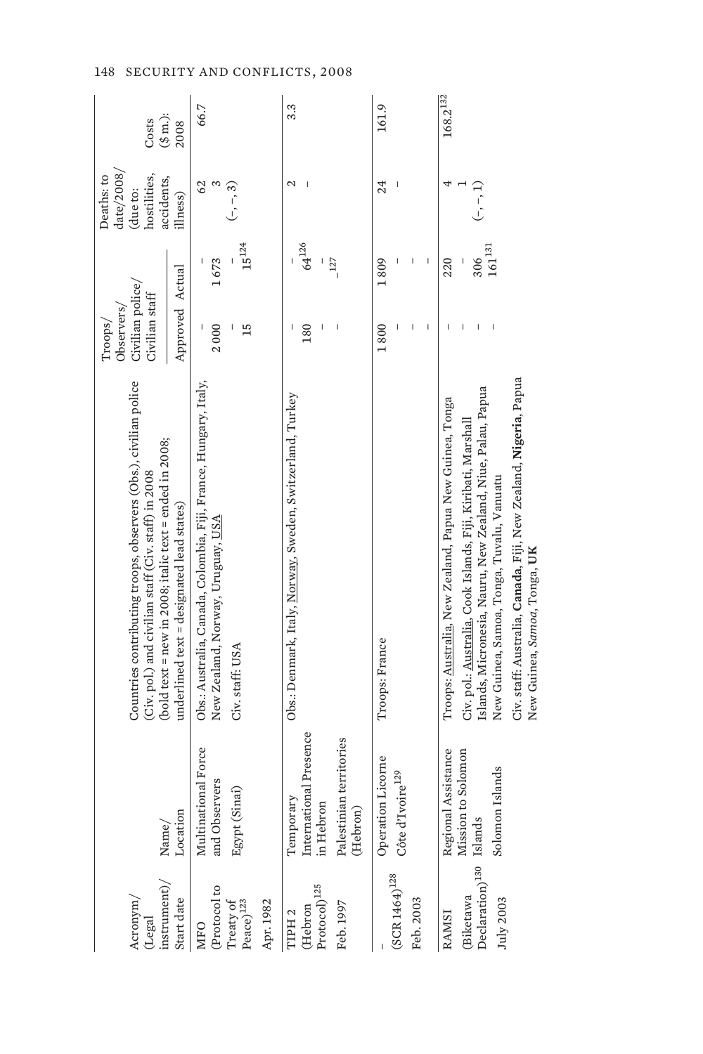| Acronym/ (Legal instrument)/ Start date | Name/ Location | Countries contributing troops, observers (Obs.), civilian police (Civ. pol.) and civilian staff (Civ. staff) in 2008 (**bold text** = new in 2008; *italic text* = ended in 2008; underlined text = designated lead states) | Troops/ Observers/ Civilian police/ Civilian staff | | Deaths: to date/2008/ (due to: hostilities, accidents, illness) | Costs ($ m.): 2008 |
|---|---|---|---|---|---|---|
| | | | Approved | Actual | | |
| MFO (Protocol to Treaty of Peace)[123] Apr. 1982 | Multinational Force and Observers Egypt (Sinai) | Obs.: Australia, Canada, Colombia, Fiji, France, Hungary, Italy, New Zealand, Norway, Uruguay, USA Civ. staff: USA | – 2 000 – 15 | – 1 673 – 15[124] | 62 3 (–, –, 3) | 66.7 |
| TIPH 2 (Hebron Protocol)[125] Feb. 1997 | Temporary International Presence in Hebron Palestinian territories (Hebron) | Obs.: Denmark, Italy, Norway, Sweden, Switzerland, Turkey | – 180 – – | – 64[126] – –[127] | 2 – | 3.3 |
| – (SCR 1464)[128] Feb. 2003 | Operation Licorne Côte d'Ivoire[129] | Troops: France | 1 800 – – – | 1 809 – – – | 24 – | 161.9 |
| RAMSI (Biketawa Declaration)[130] July 2003 | Regional Assistance Mission to Solomon Islands Solomon Islands | Troops: Australia, New Zealand, Papua New Guinea, Tonga Civ. pol.: Australia, Cook Islands, Fiji, Kiribati, Marshall Islands, Micronesia, Nauru, New Zealand, Niue, Palau, Papua New Guinea, Samoa, Tonga, Tuvalu, Vanuatu Civ. staff: Australia, **Canada**, Fiji, New Zealand, **Nigeria**, Papua New Guinea, *Samoa*, Tonga, **UK** | – – – – | 220 – 306 161[131] | 4 1 (–, –, 1) | 168.2[132] |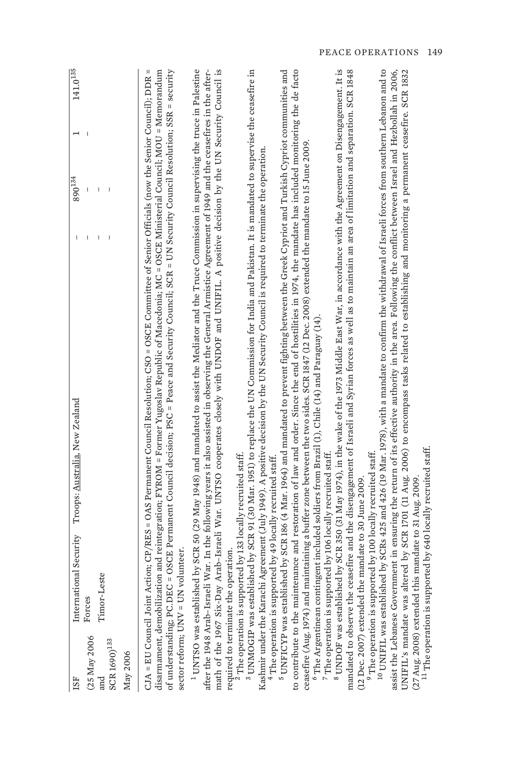| ISF (25 May 2006 and SCR 1690)[133] May 2006 | International Security Forces Timor-Leste | Troops: Australia, New Zealand | – | 890[134] | 1 | 141.0[135] |
|---|---|---|---|---|---|---|
| | | | – | – | – | |
| | | | – | – | | |
| | | | – | – | | |

CJA = EU Council Joint Action; CP/RES = OAS Permanent Council Resolution; CSO = OSCE Committee of Senior Officials (now the Senior Council); DDR = disarmament, demobilization and reintegration; FYROM = Former Yugoslav Republic of Macedonia; MC = OSCE Ministerial Council; MOU = Memorandum of understanding; PC.DEC = OSCE Permanent Council decision; PSC = Peace and Security Council; SCR = UN Security Council Resolution; SSR = security sector reform; UNV = UN volunteer.

[1] UNTSO was established by SCR 50 (29 May 1948) and mandated to assist the Mediator and the Truce Commission in supervising the truce in Palestine after the 1948 Arab–Israeli War. In the following years it also assisted in observing the General Armistice Agreement of 1949 and the ceasefires in the aftermath of the 1967 Six-Day Arab–Israeli War. UNTSO cooperates closely with UNDOF and UNIFIL. A positive decision by the UN Security Council is required to terminate the operation.

[2] The operation is supported by 133 locally recruited staff.

[3] UNMOGIP was established by SCR 91 (30 Mar. 1951) to replace the UN Commission for India and Pakistan. It is mandated to supervise the ceasefire in Kashmir under the Karachi Agreement (July 1949). A positive decision by the UN Security Council is required to terminate the operation.

[4] The operation is supported by 49 locally recruited staff.

[5] UNFICYP was established by SCR 186 (4 Mar. 1964) and mandated to prevent fighting between the Greek Cypriot and Turkish Cypriot communities and to contribute to the maintenance and restoration of law and order. Since the end of hostilities in 1974, the mandate has included monitoring the de facto ceasefire (Aug. 1974) and maintaining a buffer zone between the two sides. SCR 1847 (12 Dec. 2008) extended the mandate to 15 June 2009.

[6] The Argentinean contingent included soldiers from Brazil (1), Chile (14) and Paraguay (14).

[7] The operation is supported by 106 locally recruited staff.

[8] UNDOF was established by SCR 350 (31 May 1974), in the wake of the 1973 Middle East War, in accordance with the Agreement on Disengagement. It is mandated to observe the ceasefire and the disengagement of Israeli and Syrian forces as well as to maintain an area of limitation and separation. SCR 1848 (12 Dec. 2007) extended the mandate to 30 June 2009.

[9] The operation is supported by 100 locally recruited staff.

[10] UNIFIL was established by SCRs 425 and 426 (19 Mar. 1978), with a mandate to confirm the withdrawal of Israeli forces from southern Lebanon and to assist the Lebanese Government in ensuring the return of its effective authority in the area. Following the conflict between Israel and Hezbollah in 2006, UNIFIL's mandate was altered by SCR 1701 (11 Aug. 2006) to encompass tasks related to establishing and monitoring a permanent ceasefire. SCR 1832 (27 Aug. 2008) extended this mandate to 31 Aug. 2009.

[11] The operation is supported by 640 locally recruited staff.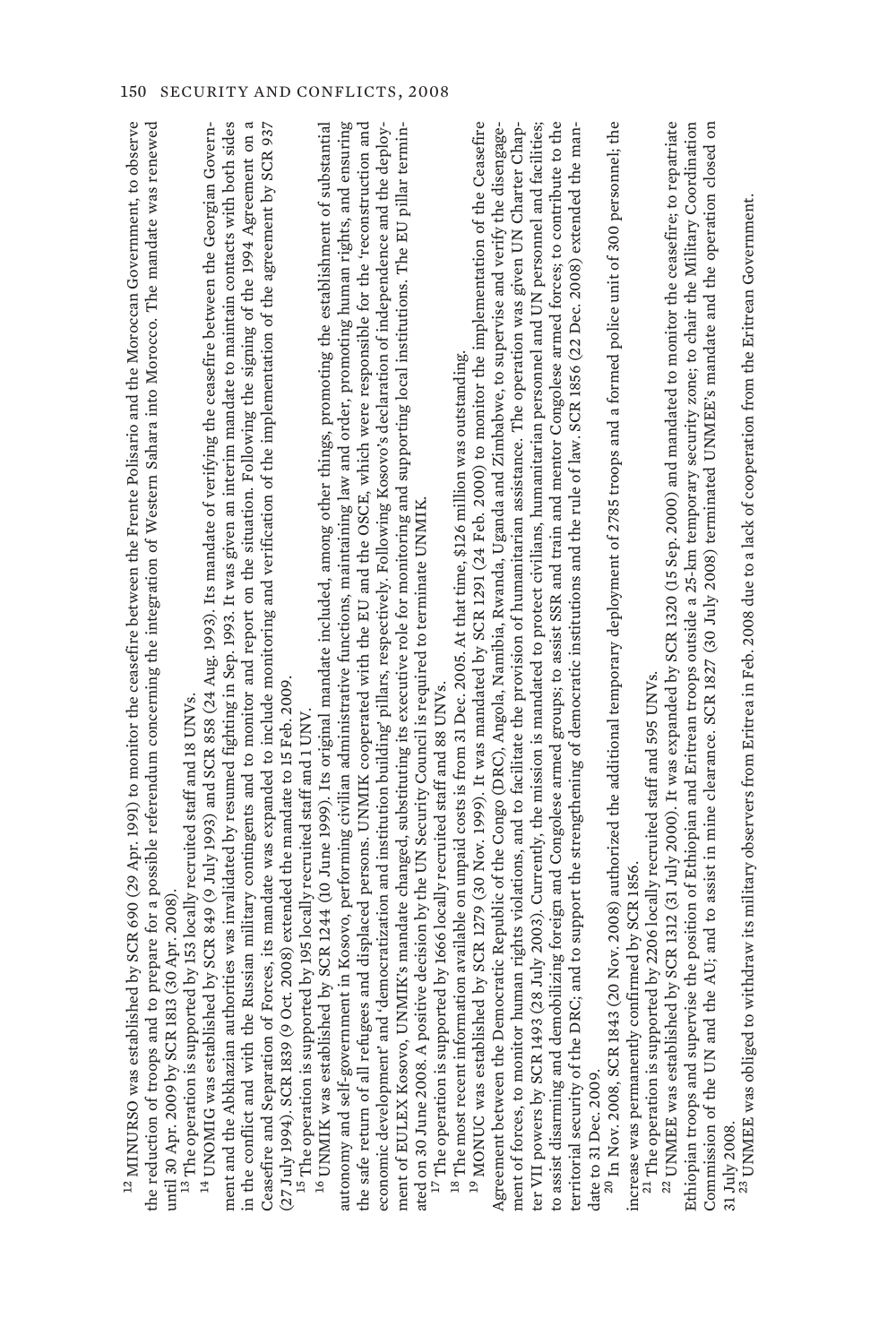[12] MINURSO was established by SCR 690 (29 Apr. 1991) to monitor the ceasefire between the Frente Polisario and the Moroccan Government, to observe the reduction of troops and to prepare for a possible referendum concerning the integration of Western Sahara into Morocco. The mandate was renewed until 30 Apr. 2009 by SCR 1813 (30 Apr. 2008).

[13] The operation is supported by 153 locally recruited staff and 18 UNVs.

[14] UNOMIG was established by SCR 849 (9 July 1993) and SCR 858 (24 Aug. 1993). Its mandate of verifying the ceasefire between the Georgian Government and the Abkhazian authorities was invalidated by resumed fighting in Sep. 1993. It was given an interim mandate to maintain contacts with both sides in the conflict and with the Russian military contingents and to monitor and report on the situation. Following the signing of the 1994 Agreement on a Ceasefire and Separation of Forces, its mandate was expanded to include monitoring and verification of the implementation of the agreement by SCR 937 (27 July 1994). SCR 1839 (9 Oct. 2008) extended the mandate to 15 Feb. 2009.

[15] The operation is supported by 195 locally recruited staff and 1 UNV.

[16] UNMIK was established by SCR 1244 (10 June 1999). Its original mandate included, among other things, promoting the establishment of substantial autonomy and self-government in Kosovo, performing civilian administrative functions, maintaining law and order, promoting human rights, and ensuring the safe return of all refugees and displaced persons. UNMIK cooperated with the EU and the OSCE, which were responsible for the 'reconstruction and economic development' and 'democratization and institution building' pillars, respectively. Following Kosovo's declaration of independence and the deployment of EULEX Kosovo, UNMIK's mandate changed, substituting its executive role for monitoring and supporting local institutions. The EU pillar terminated on 30 June 2008. A positive decision by the UN Security Council is required to terminate UNMIK.

[17] The operation is supported by 1666 locally recruited staff and 88 UNVs.

[18] The most recent information available on unpaid costs is from 31 Dec. 2005. At that time, $126 million was outstanding.

[19] MONUC was established by SCR 1279 (30 Nov. 1999). It was mandated by SCR 1291 (24 Feb. 2000) to monitor the implementation of the Ceasefire Agreement between the Democratic Republic of the Congo (DRC), Angola, Namibia, Rwanda, Uganda and Zimbabwe, to supervise and verify the disengagement of forces, to monitor human rights violations, and to facilitate the provision of humanitarian assistance. The operation was given UN Charter Chapter VII powers by SCR 1493 (28 July 2003). Currently, the mission is mandated to protect civilians, humanitarian personnel and UN personnel and facilities; to assist disarming and demobilizing foreign and Congolese armed groups; to assist SSR and train and mentor Congolese armed forces; to contribute to the territorial security of the DRC; and to support the strengthening of democratic institutions and the rule of law. SCR 1856 (22 Dec. 2008) extended the mandate to 31 Dec. 2009.

[20] In Nov. 2008, SCR 1843 (20 Nov. 2008) authorized the additional temporary deployment of 2785 troops and a formed police unit of 300 personnel; the increase was permanently confirmed by SCR 1856.

[21] The operation is supported by 2206 locally recruited staff and 595 UNVs.

[22] UNMEE was established by SCR 1312 (31 July 2000). It was expanded by SCR 1320 (15 Sep. 2000) and mandated to monitor the ceasefire; to repatriate Ethiopian troops and supervise the position of Ethiopian and Eritrean troops outside a 25-km temporary security zone; to chair the Military Coordination Commission of the UN and the AU; and to assist in mine clearance. SCR 1827 (30 July 2008) terminated UNMEE's mandate and the operation closed on 31 July 2008.

[23] UNMEE was obliged to withdraw its military observers from Eritrea in Feb. 2008 due to a lack of cooperation from the Eritrean Government.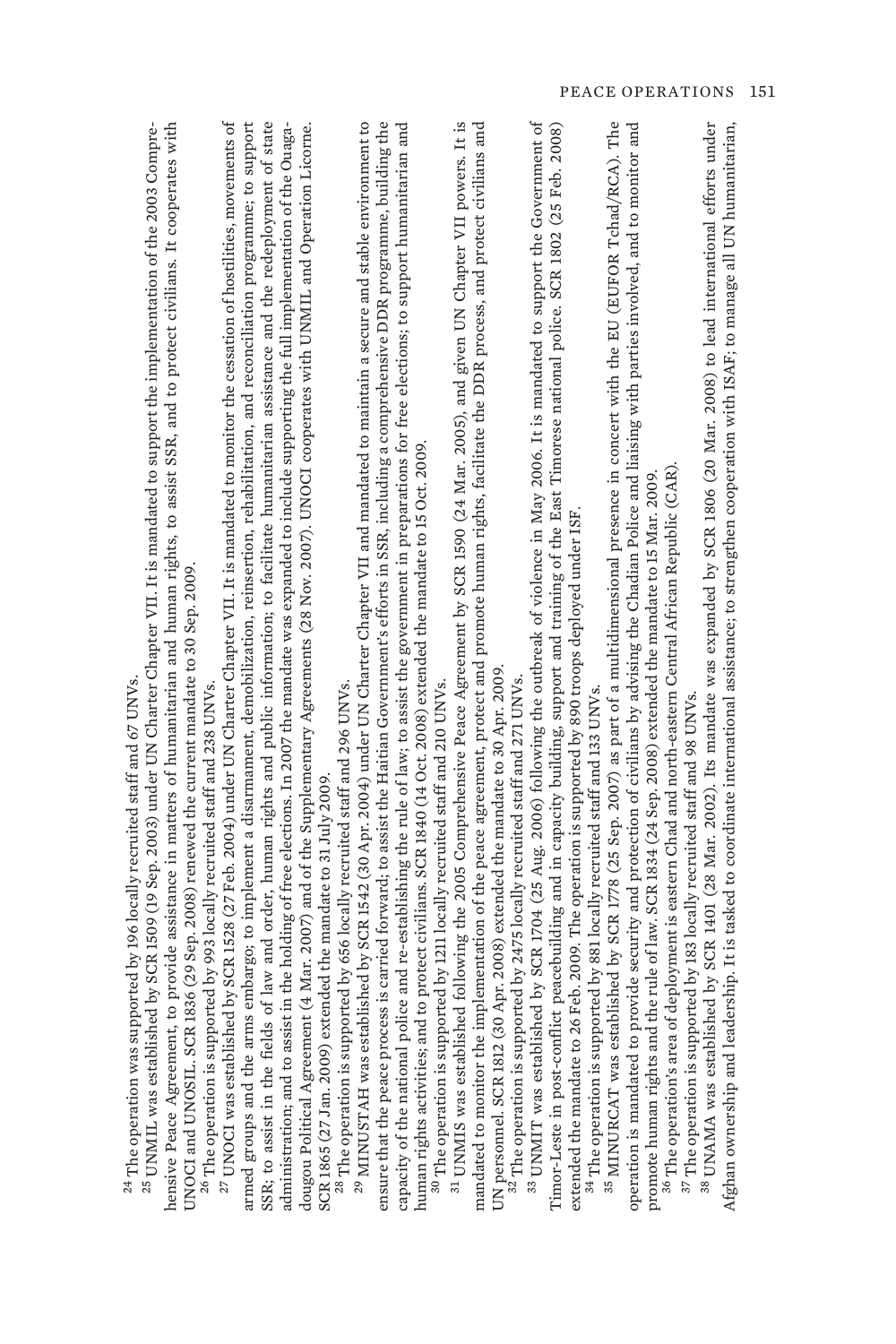[24] The operation was supported by 196 locally recruited staff and 67 UNVs.

[25] UNMIL was established by SCR 1509 (19 Sep. 2003) under UN Charter Chapter VII. It is mandated to support the implementation of the 2003 Comprehensive Peace Agreement, to provide assistance in matters of humanitarian and human rights, to assist SSR, and to protect civilians. It cooperates with UNOCI and UNOSIL. SCR 1836 (29 Sep. 2008) renewed the current mandate to 30 Sep. 2009.

[26] The operation is supported by 993 locally recruited staff and 238 UNVs.

[27] UNOCI was established by SCR 1528 (27 Feb. 2004) under UN Charter Chapter VII. It is mandated to monitor the cessation of hostilities, movements of armed groups and the arms embargo; to implement a disarmament, demobilization, reinsertion, rehabilitation, and reconciliation programme; to support SSR; to assist in the fields of law and order, human rights and public information; to facilitate humanitarian assistance and the redeployment of state administration; and to assist in the holding of free elections. In 2007 the mandate was expanded to include supporting the full implementation of the Ouagadougou Political Agreement (4 Mar. 2007) and of the Supplementary Agreements (28 Nov. 2007). UNOCI cooperates with UNMIL and Operation Licorne. SCR 1865 (27 Jan. 2009) extended the mandate to 31 July 2009.

[28] The operation is supported by 656 locally recruited staff and 296 UNVs.

[29] MINUSTAH was established by SCR 1542 (30 Apr. 2004) under UN Charter Chapter VII and mandated to maintain a secure and stable environment to ensure that the peace process is carried forward; to assist the Haitian Government's efforts in SSR, including a comprehensive DDR programme, building the capacity of the national police and re-establishing the rule of law; to assist the government in preparations for free elections; to support humanitarian and human rights activities; and to protect civilians. SCR 1840 (14 Oct. 2008) extended the mandate to 15 Oct. 2009.

[30] The operation is supported by 1211 locally recruited staff and 210 UNVs.

[31] UNMIS was established following the 2005 Comprehensive Peace Agreement by SCR 1590 (24 Mar. 2005), and given UN Chapter VII powers. It is mandated to monitor the implementation of the peace agreement, protect and promote human rights, facilitate the DDR process, and protect civilians and UN personnel. SCR 1812 (30 Apr. 2008) extended the mandate to 30 Apr. 2009.

[32] The operation is supported by 2475 locally recruited staff and 271 UNVs.

[33] UNMIT was established by SCR 1704 (25 Aug. 2006) following the outbreak of violence in May 2006. It is mandated to support the Government of Timor-Leste in post-conflict peacebuilding and in capacity building, support and training of the East Timorese national police. SCR 1802 (25 Feb. 2008) extended the mandate to 26 Feb. 2009. The operation is supported by 890 troops deployed under ISF.

[34] The operation is supported by 881 locally recruited staff and 133 UNVs.

[35] MINURCAT was established by SCR 1778 (25 Sep. 2007) as part of a multidimensional presence in concert with the EU (EUFOR Tchad/RCA). The operation is mandated to provide security and protection of civilians by advising the Chadian Police and liaising with parties involved, and to monitor and promote human rights and the rule of law. SCR 1834 (24 Sep. 2008) extended the mandate to 15 Mar. 2009.

[36] The operation's area of deployment is eastern Chad and north-eastern Central African Republic (CAR).

[37] The operation is supported by 183 locally recruited staff and 98 UNVs.

[38] UNAMA was established by SCR 1401 (28 Mar. 2002). Its mandate was expanded by SCR 1806 (20 Mar. 2008) to lead international efforts under Afghan ownership and leadership. It is tasked to coordinate international assistance; to strengthen cooperation with ISAF; to manage all UN humanitarian,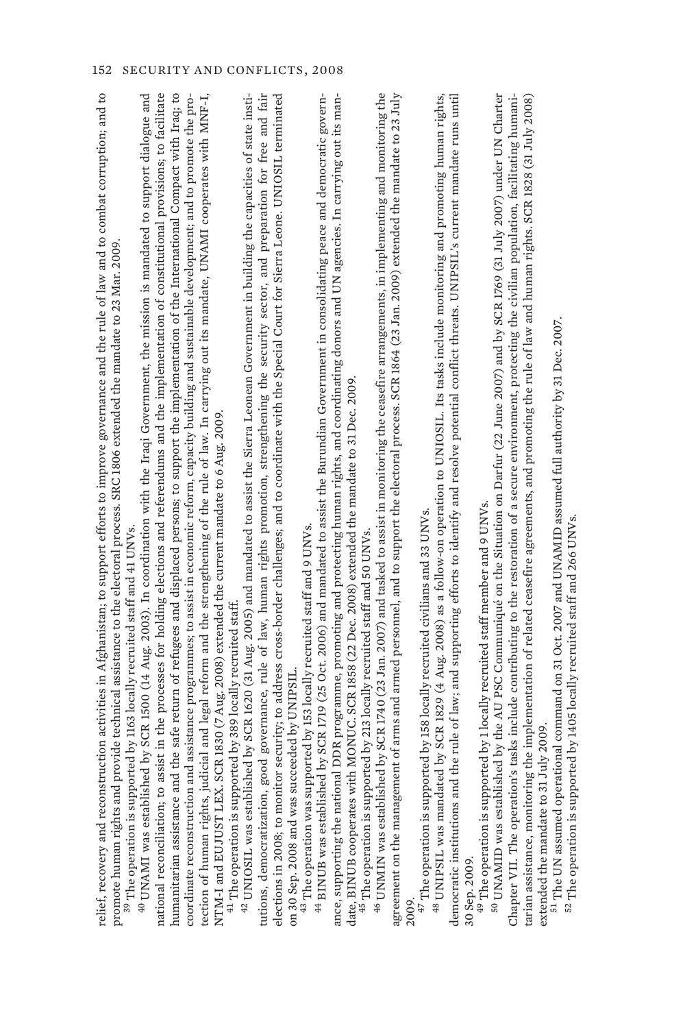relief, recovery and reconstruction activities in Afghanistan; to support efforts to improve governance and the rule of law and to combat corruption; and to promote human rights and provide technical assistance to the electoral process. SRC 1806 extended the mandate to 23 Mar. 2009.

[39] The operation is supported by 1163 locally recruited staff and 41 UNVs.

[40] UNAMI was established by SCR 1500 (14 Aug. 2003). In coordination with the Iraqi Government, the mission is mandated to support dialogue and national reconciliation; to assist in the processes for holding elections and referendums and the implementation of constitutional provisions; to facilitate humanitarian assistance and the safe return of refugees and displaced persons; to support the implementation of the International Compact with Iraq; to coordinate reconstruction and assistance programmes; to assist in economic reform, capacity building and sustainable development; and to promote the protection of human rights, judicial and legal reform and the strengthening of the rule of law. In carrying out its mandate, UNAMI cooperates with MNF-I, NTM-I and EUJUST LEX. SCR 1830 (7 Aug. 2008) extended the current mandate to 6 Aug. 2009.

[41] The operation is supported by 389 locally recruited staff.

[42] UNIOSIL was established by SCR 1620 (31 Aug. 2005) and mandated to assist the Sierra Leonean Government in building the capacities of state institutions, democratization, good governance, rule of law, human rights promotion, strengthening the security sector, and preparation for free and fair elections in 2008; to monitor security; to address cross-border challenges; and to coordinate with the Special Court for Sierra Leone. UNIOSIL terminated on 30 Sep. 2008 and was succeeded by UNIPSIL.

[43] The operation was supported by 153 locally recruited staff and 9 UNVs.

[44] BINUB was established by SCR 1719 (25 Oct. 2006) and mandated to assist the Burundian Government in consolidating peace and democratic governance, supporting the national DDR programme, promoting and protecting human rights, and coordinating donors and UN agencies. In carrying out its mandate, BINUB cooperates with MONUC. SCR 1858 (22 Dec. 2008) extended the mandate to 31 Dec. 2009.

[45] The operation is supported by 213 locally recruited staff and 50 UNVs.

[46] UNMIN was established by SCR 1740 (23 Jan. 2007) and tasked to assist in monitoring the ceasefire arrangements, in implementing and monitoring the agreement on the management of arms and armed personnel, and to support the electoral process. SCR 1864 (23 Jan. 2009) extended the mandate to 23 July 2009.

[47] The operation is supported by 158 locally recruited civilians and 33 UNVs.

[48] UNIPSIL was mandated by SCR 1829 (4 Aug. 2008) as a follow-on operation to UNIOSIL. Its tasks include monitoring and promoting human rights, democratic institutions and the rule of law; and supporting efforts to identify and resolve potential conflict threats. UNIPSIL's current mandate runs until 30 Sep. 2009.

[49] The operation is supported by 1 locally recruited staff member and 9 UNVs.

[50] UNAMID was established by the AU PSC Communiqué on the Situation on Darfur (22 June 2007) and by SCR 1769 (31 July 2007) under UN Charter Chapter VII. The operation's tasks include contributing to the restoration of a secure environment, protecting the civilian population, facilitating humanitarian assistance, monitoring the implementation of related ceasefire agreements, and promoting the rule of law and human rights. SCR 1828 (31 July 2008) extended the mandate to 31 July 2009.

[51] The UN assumed operational command on 31 Oct. 2007 and UNAMID assumed full authority by 31 Dec. 2007.

[52] The operation is supported by 1405 locally recruited staff and 266 UNVs.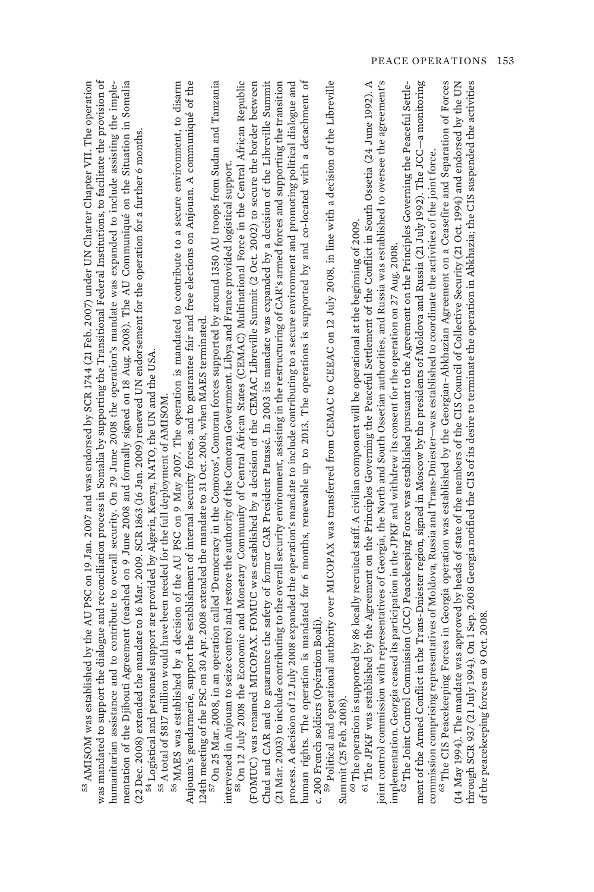[53] AMISOM was established by the AU PSC on 19 Jan. 2007 and was endorsed by SCR 1744 (21 Feb. 2007) under UN Charter Chapter VII. The operation was mandated to support the dialogue and reconciliation process in Somalia by supporting the Transitional Federal Institutions, to facilitate the provision of humanitarian assistance and to contribute to overall security. On 29 June 2008 the operation's mandate was expanded to include assisting the implementation of the Djibouti Agreement (reached on 9 June 2008 and formally signed on 18 Aug. 2008). The AU Communiqué on the Situation in Somalia (22 Dec. 2008) extended the mandate to 16 Mar. 2009. SCR 1863 (16 Jan. 2009) renewed UN endorsement for the operation for a further 6 months.

[54] Logistical and personnel support are provided by Algeria, Kenya, NATO, the UN and the USA.

[55] A total of $817 million would have been needed for the full deployment of AMISOM.

[56] MAES was established by a decision of the AU PSC on 9 May 2007. The operation is mandated to contribute to a secure environment, to disarm Anjouan's gendarmerie, support the establishment of internal security forces, and to guarantee fair and free elections on Anjouan. A communiqué of the 124th meeting of the PSC on 30 Apr. 2008 extended the mandate to 31 Oct. 2008, when MAES terminated.

[57] On 25 Mar. 2008, in an operation called 'Democracy in the Comoros', Comoran forces supported by around 1350 AU troops from Sudan and Tanzania intervened in Anjouan to seize control and restore the authority of the Comoran Government. Libya and France provided logistical support.

[58] On 12 July 2008 the Economic and Monetary Community of Central African States (CEMAC) Multinational Force in the Central African Republic (FOMUC) was renamed MICOPAX. FOMUC was established by a decision of the CEMAC Libreville Summit (2 Oct. 2002) to secure the border between Chad and CAR and to guarantee the safety of former CAR President Patassé. In 2003 its mandate was expanded by a decision of the Libreville Summit (21 Mar. 2003) to include contributing to the overall security environment, assisting in the restructuring of CAR's armed forces and supporting the transition process. A decision of 12 July 2008 expanded the operation's mandate to include contributing to a secure environment and promoting political dialogue and human rights. The operation is mandated for 6 months, renewable up to 2013. The operations is supported by and co-located with a detachment of c. 200 French soldiers (Opération Boali).

[59] Political and operational authority over MICOPAX was transferred from CEMAC to CEEAC on 12 July 2008, in line with a decision of the Libreville Summit (25 Feb. 2008).

[60] The operation is supported by 86 locally recruited staff. A civilian component will be operational at the beginning of 2009.

[61] The JPKF was established by the Agreement on the Principles Governing the Peaceful Settlement of the Conflict in South Ossetia (24 June 1992). A joint control commission with representatives of Georgia, the North and South Ossetian authorities, and Russia was established to oversee the agreement's implementation. Georgia ceased its participation in the JPKF and withdrew its consent for the operation on 27 Aug. 2008.

[62] The Joint Control Commission (JCC) Peacekeeping Force was established pursuant to the Agreement on the Principles Governing the Peaceful Settlement of the Armed Conflict in the Trans-Dniester region, signed in Moscow by the presidents of Moldova and Russia (21 July 1992). The JCC—a monitoring commission comprising representatives of Moldova, Russia and Trans-Dniester—was established to coordinate the activities of the joint force.

[63] The CIS Peacekeeping Forces in Georgia operation was established by the Georgian–Abkhazian Agreement on a Ceasefire and Separation of Forces (14 May 1994). The mandate was approved by heads of state of the members of the CIS Council of Collective Security (21 Oct. 1994) and endorsed by the UN through SCR 937 (21 July 1994). On 1 Sep. 2008 Georgia notified the CIS of its desire to terminate the operation in Abkhazia; the CIS suspended the activities of the peacekeeping forces on 9 Oct. 2008.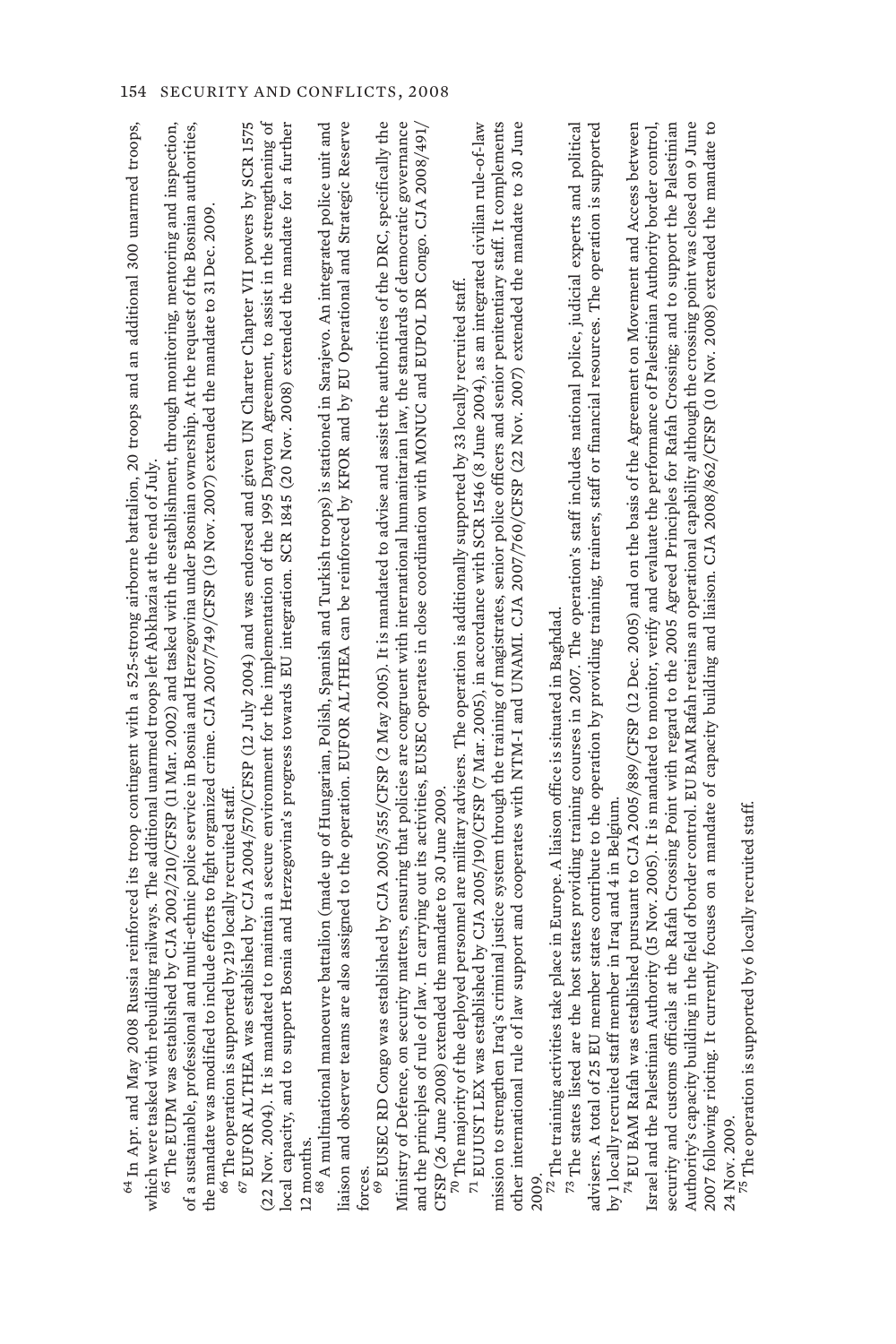[64] In Apr. and May 2008 Russia reinforced its troop contingent with a 525-strong airborne battalion, 20 troops and an additional 300 unarmed troops, which were tasked with rebuilding railways. The additional unarmed troops left Abkhazia at the end of July.

[65] The EUPM was established by CJA 2002/210/CFSP (11 Mar. 2002) and tasked with the establishment, through monitoring, mentoring and inspection, of a sustainable, professional and multi-ethnic police service in Bosnia and Herzegovina under Bosnian ownership. At the request of the Bosnian authorities, the mandate was modified to include efforts to fight organized crime. CJA 2007/749/CFSP (19 Nov. 2007) extended the mandate to 31 Dec. 2009.

[66] The operation is supported by 219 locally recruited staff.

[67] EUFOR ALTHEA was established by CJA 2004/570/CFSP (12 July 2004) and was endorsed and given UN Charter Chapter VII powers by SCR 1575 (22 Nov. 2004). It is mandated to maintain a secure environment for the implementation of the 1995 Dayton Agreement, to assist in the strengthening of local capacity, and to support Bosnia and Herzegovina's progress towards EU integration. SCR 1845 (20 Nov. 2008) extended the mandate for a further 12 months.

[68] A multinational manoeuvre battalion (made up of Hungarian, Polish, Spanish and Turkish troops) is stationed in Sarajevo. An integrated police unit and liaison and observer teams are also assigned to the operation. EUFOR ALTHEA can be reinforced by KFOR and by EU Operational and Strategic Reserve forces.

[69] EUSEC RD Congo was established by CJA 2005/355/CFSP (2 May 2005). It is mandated to advise and assist the authorities of the DRC, specifically the Ministry of Defence, on security matters, ensuring that policies are congruent with international humanitarian law, the standards of democratic governance and the principles of rule of law. In carrying out its activities, EUSEC operates in close coordination with MONUC and EUPOL DR Congo. CJA 2008/491/CFSP (26 June 2008) extended the mandate to 30 June 2009.

[70] The majority of the deployed personnel are military advisers. The operation is additionally supported by 33 locally recruited staff.

[71] EUJUST LEX was established by CJA 2005/190/CFSP (7 Mar. 2005), in accordance with SCR 1546 (8 June 2004), as an integrated civilian rule-of-law mission to strengthen Iraq's criminal justice system through the training of magistrates, senior police officers and senior penitentiary staff. It complements other international rule of law support and cooperates with NTM-I and UNAMI. CJA 2007/760/CFSP (22 Nov. 2007) extended the mandate to 30 June 2009.

[72] The training activities take place in Europe. A liaison office is situated in Baghdad.

[73] The states listed are the host states providing training courses in 2007. The operation's staff includes national police, judicial experts and political advisers. A total of 25 EU member states contribute to the operation by providing training, trainers, staff or financial resources. The operation is supported by 1 locally recruited staff member in Iraq and 4 in Belgium.

[74] EU BAM Rafah was established pursuant to CJA 2005/889/CFSP (12 Dec. 2005) and on the basis of the Agreement on Movement and Access between Israel and the Palestinian Authority (15 Nov. 2005). It is mandated to monitor, verify and evaluate the performance of Palestinian Authority border control, security and customs officials at the Rafah Crossing Point with regard to the 2005 Agreed Principles for Rafah Crossing; and to support the Palestinian Authority's capacity building in the field of border control. EU BAM Rafah retains an operational capability although the crossing point was closed on 9 June 2007 following rioting. It currently focuses on a mandate of capacity building and liaison. CJA 2008/862/CFSP (10 Nov. 2008) extended the mandate to 24 Nov. 2009.

[75] The operation is supported by 6 locally recruited staff.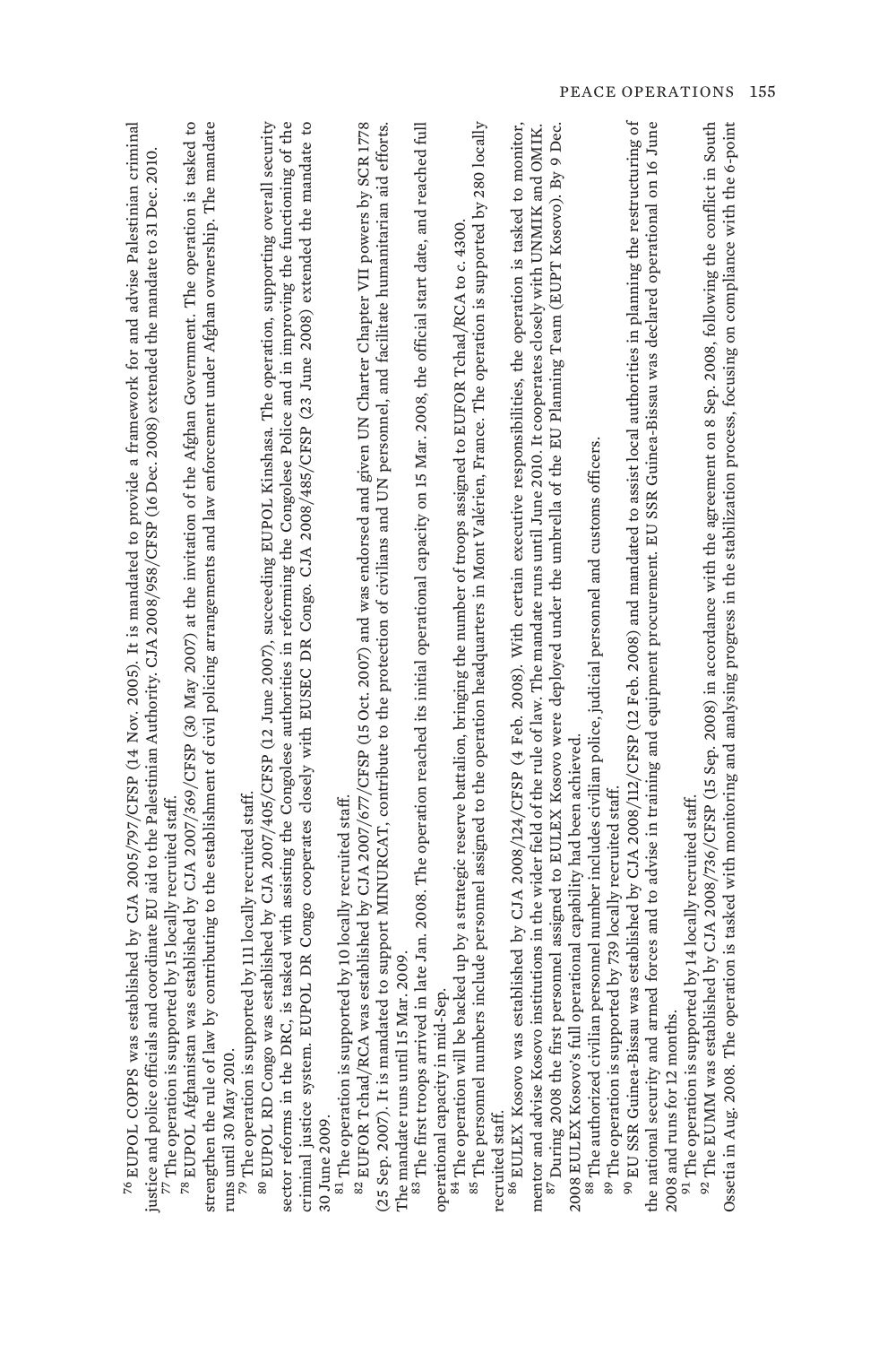[76] EUPOL COPPS was established by CJA 2005/797/CFSP (14 Nov. 2005). It is mandated to provide a framework for and advise Palestinian criminal justice and police officials and coordinate EU aid to the Palestinian Authority. CJA 2008/958/CFSP (16 Dec. 2008) extended the mandate to 31 Dec. 2010.

[77] The operation is supported by 15 locally recruited staff.

[78] EUPOL Afghanistan was established by CJA 2007/369/CFSP (30 May 2007) at the invitation of the Afghan Government. The operation is tasked to strengthen the rule of law by contributing to the establishment of civil policing arrangements and law enforcement under Afghan ownership. The mandate runs until 30 May 2010.

[79] The operation is supported by 111 locally recruited staff.

[80] EUPOL RD Congo was established by CJA 2007/405/CFSP (12 June 2007), succeeding EUPOL Kinshasa. The operation, supporting overall security sector reforms in the DRC, is tasked with assisting the Congolese authorities in reforming the Congolese Police and in improving the functioning of the criminal justice system. EUPOL DR Congo cooperates closely with EUSEC DR Congo. CJA 2008/485/CFSP (23 June 2008) extended the mandate to 30 June 2009.

[81] The operation is supported by 10 locally recruited staff.

[82] EUFOR Tchad/RCA was established by CJA 2007/677/CFSP (15 Oct. 2007) and was endorsed and given UN Charter Chapter VII powers by SCR 1778 (25 Sep. 2007). It is mandated to support MINURCAT, contribute to the protection of civilians and UN personnel, and facilitate humanitarian aid efforts. The mandate runs until 15 Mar. 2009.

[83] The first troops arrived in late Jan. 2008. The operation reached its initial operational capacity on 15 Mar. 2008, the official start date, and reached full operational capacity in mid-Sep.

[84] The operation will be backed up by a strategic reserve battalion, bringing the number of troops assigned to EUFOR Tchad/RCA to c. 4300.

[85] The personnel numbers include personnel assigned to the operation headquarters in Mont Valérien, France. The operation is supported by 280 locally recruited staff.

[86] EULEX Kosovo was established by CJA 2008/124/CFSP (4 Feb. 2008). With certain executive responsibilities, the operation is tasked to monitor, mentor and advise Kosovo institutions in the wider field of the rule of law. The mandate runs until June 2010. It cooperates closely with UNMIK and OMIK.

[87] During 2008 the first personnel assigned to EULEX Kosovo were deployed under the umbrella of the EU Planning Team (EUPT Kosovo). By 9 Dec. 2008 EULEX Kosovo's full operational capability had been achieved.

[88] The authorized civilian personnel number includes civilian police, judicial personnel and customs officers.

[89] The operation is supported by 739 locally recruited staff.

[90] EU SSR Guinea-Bissau was established by CJA 2008/112/CFSP (12 Feb. 2008) and mandated to assist local authorities in planning the restructuring of the national security and armed forces and to advise in training and equipment procurement. EU SSR Guinea-Bissau was declared operational on 16 June 2008 and runs for 12 months.

[91] The operation is supported by 14 locally recruited staff.

[92] The EUMM was established by CJA 2008/736/CFSP (15 Sep. 2008) in accordance with the agreement on 8 Sep. 2008, following the conflict in South Ossetia in Aug. 2008. The operation is tasked with monitoring and analysing progress in the stabilization process, focusing on compliance with the 6-point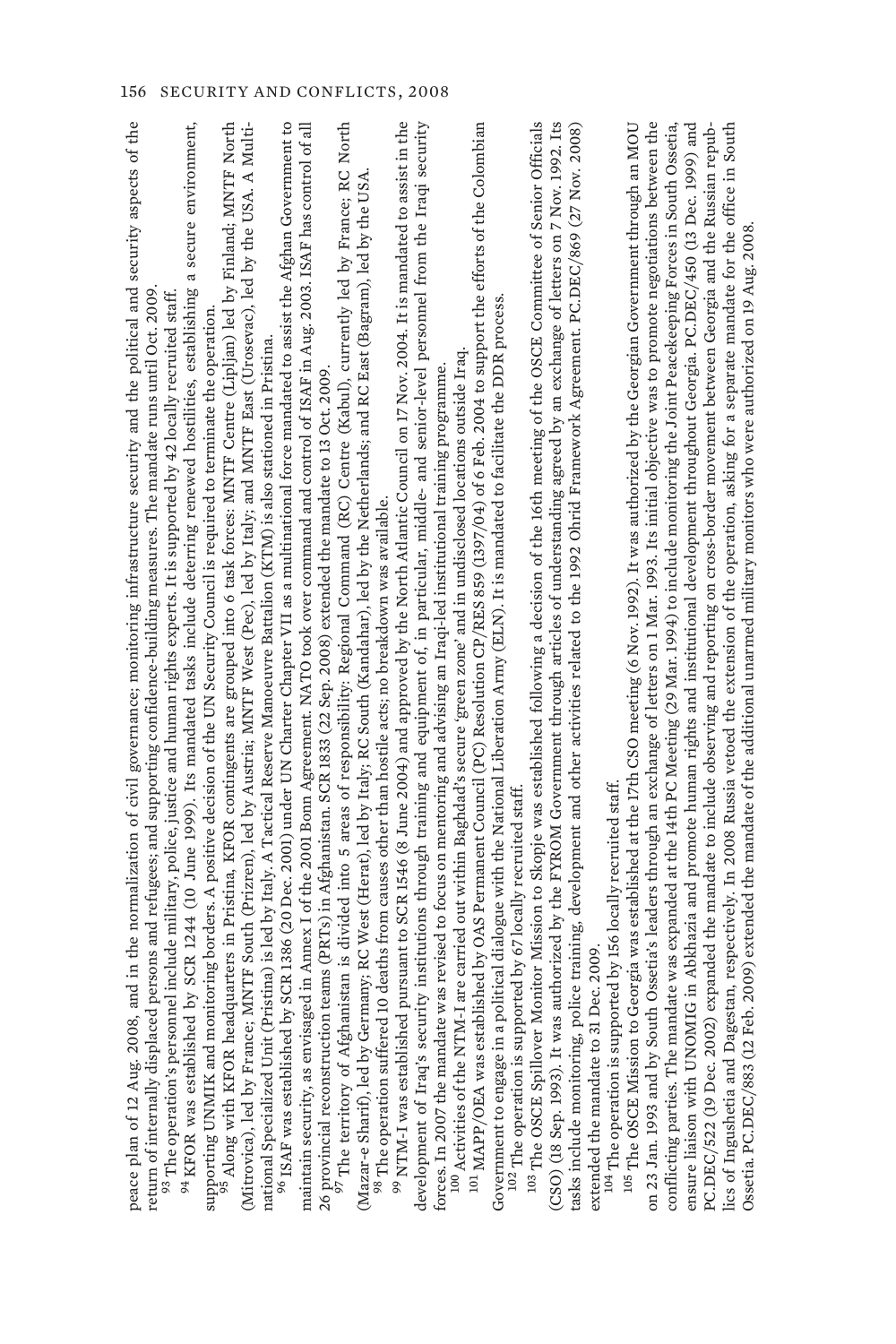peace plan of 12 Aug. 2008, and in the normalization of civil governance; monitoring infrastructure security and the political and security aspects of the return of internally displaced persons and refugees; and supporting confidence-building measures. The mandate runs until Oct. 2009.

[93] The operation's personnel include military, police, justice and human rights experts. It is supported by 42 locally recruited staff.

[94] KFOR was established by SCR 1244 (10 June 1999). Its mandated tasks include deterring renewed hostilities, establishing a secure environment, supporting UNMIK and monitoring borders. A positive decision of the UN Security Council is required to terminate the operation.

[95] Along with KFOR headquarters in Pristina, KFOR contingents are grouped into 6 task forces: MNTF Centre (Lipljan) led by Finland; MNTF North (Mitrovica), led by France; MNTF South (Prizren), led by Austria; MNTF West (Pec), led by Italy; and MNTF East (Urosevac), led by the USA. A Multinational Specialized Unit (Pristina) is led by Italy. A Tactical Reserve Manoeuvre Battalion (KTM) is also stationed in Pristina.

[96] ISAF was established by SCR 1386 (20 Dec. 2001) under UN Charter Chapter VII as a multinational force mandated to assist the Afghan Government to maintain security, as envisaged in Annex I of the 2001 Bonn Agreement. NATO took over command and control of ISAF in Aug. 2003. ISAF has control of all 26 provincial reconstruction teams (PRTs) in Afghanistan. SCR 1833 (22 Sep. 2008) extended the mandate to 13 Oct. 2009.

[97] The territory of Afghanistan is divided into 5 areas of responsibility: Regional Command (RC) Centre (Kabul), currently led by France; RC North (Mazar-e Sharif), led by Germany; RC West (Herat), led by Italy; RC South (Kandahar), led by the Netherlands; and RC East (Bagram), led by the USA.

[98] The operation suffered 10 deaths from causes other than hostile acts; no breakdown was available.

[99] NTM-I was established pursuant to SCR 1546 (8 June 2004) and approved by the North Atlantic Council on 17 Nov. 2004. It is mandated to assist in the development of Iraq's security institutions through training and equipment of, in particular, middle- and senior-level personnel from the Iraqi security forces. In 2007 the mandate was revised to focus on mentoring and advising an Iraqi-led institutional training programme.

[100] Activities of the NTM-I are carried out within Baghdad's secure 'green zone' and in undisclosed locations outside Iraq.

[101] MAPP/OEA was established by OAS Permanent Council (PC) Resolution CP/RES 859 (1397/04) of 6 Feb. 2004 to support the efforts of the Colombian Government to engage in a political dialogue with the National Liberation Army (ELN). It is mandated to facilitate the DDR process.

[102] The operation is supported by 67 locally recruited staff.

[103] The OSCE Spillover Monitor Mission to Skopje was established following a decision of the 16th meeting of the OSCE Committee of Senior Officials (CSO) (18 Sep. 1993). It was authorized by the FYROM Government through articles of understanding agreed by an exchange of letters on 7 Nov. 1992. Its tasks include monitoring, police training, development and other activities related to the 1992 Ohrid Framework Agreement. PC.DEC/869 (27 Nov. 2008) extended the mandate to 31 Dec. 2009.

[104] The operation is supported by 156 locally recruited staff.

[105] The OSCE Mission to Georgia was established at the 17th CSO meeting (6 Nov. 1992). It was authorized by the Georgian Government through an MOU on 23 Jan. 1993 and by South Ossetia's leaders through an exchange of letters on 1 Mar. 1993. Its initial objective was to promote negotiations between the conflicting parties. The mandate was expanded at the 14th PC Meeting (29 Mar. 1994) to include monitoring the Joint Peacekeeping Forces in South Ossetia, ensure liaison with UNOMIG in Abkhazia and promote human rights and institutional development throughout Georgia. PC.DEC/450 (13 Dec. 1999) and PC.DEC/522 (19 Dec. 2002) expanded the mandate to include observing and reporting on cross-border movement between Georgia and the Russian republics of Ingushetia and Dagestan, respectively. In 2008 Russia vetoed the extension of the operation, asking for a separate mandate for the office in South Ossetia. PC.DEC/883 (12 Feb. 2009) extended the mandate of the additional unarmed military monitors who were authorized on 19 Aug. 2008.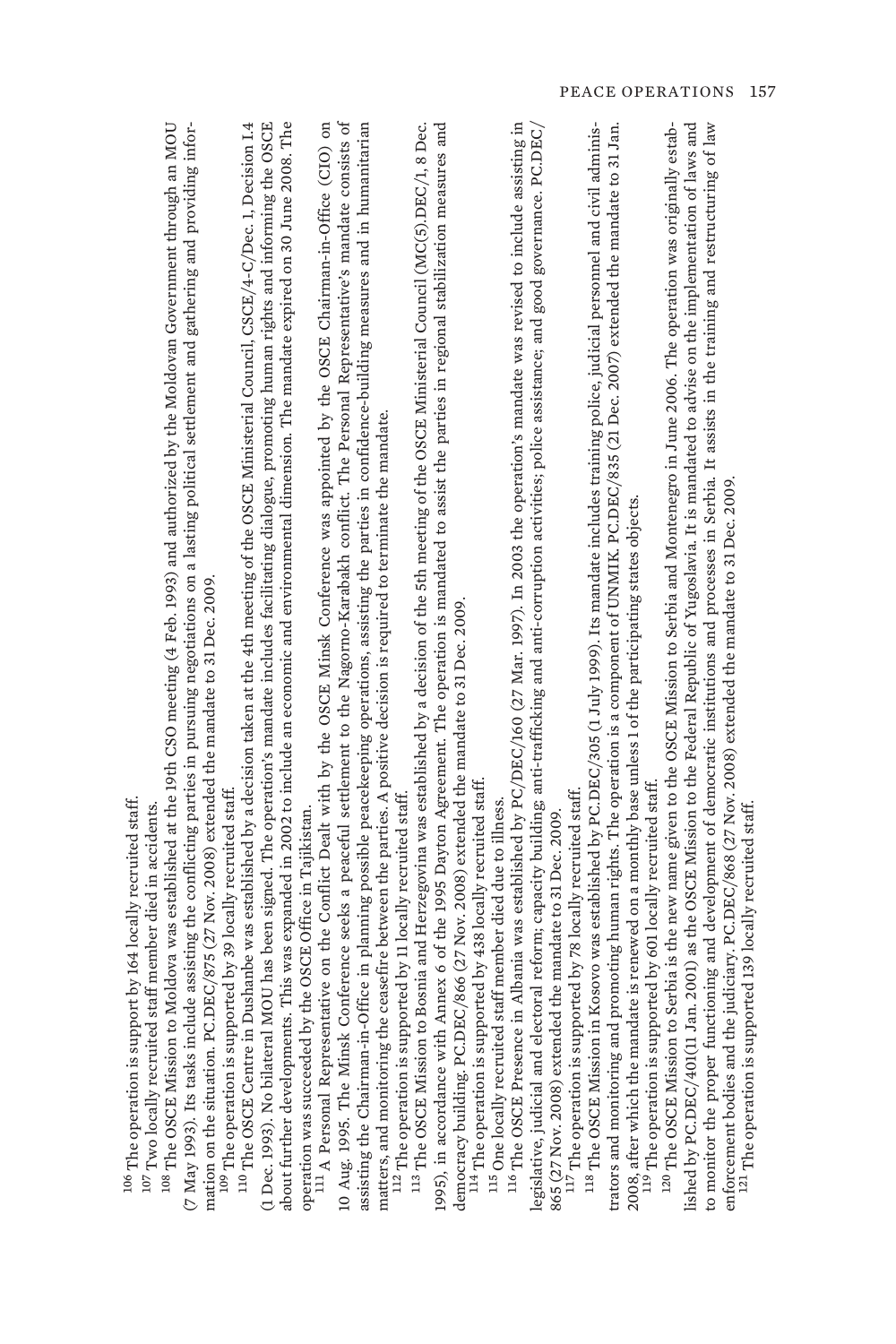[106] The operation is support by 164 locally recruited staff.

[107] Two locally recruited staff member died in accidents.

[108] The OSCE Mission to Moldova was established at the 19th CSO meeting (4 Feb. 1993) and authorized by the Moldovan Government through an MOU (7 May 1993). Its tasks include assisting the conflicting parties in pursuing negotiations on a lasting political settlement and gathering and providing information on the situation. PC.DEC/875 (27 Nov. 2008) extended the mandate to 31 Dec. 2009.

[109] The operation is supported by 39 locally recruited staff.

[110] The OSCE Centre in Dushanbe was established by a decision taken at the 4th meeting of the OSCE Ministerial Council, CSCE/4-C/Dec. 1, Decision I.4 (1 Dec. 1993). No bilateral MOU has been signed. The operation's mandate includes facilitating dialogue, promoting human rights and informing the OSCE about further developments. This was expanded in 2002 to include an economic and environmental dimension. The mandate expired on 30 June 2008. The operation was succeeded by the OSCE Office in Tajikistan.

[111] A Personal Representative on the Conflict Dealt with by the OSCE Minsk Conference was appointed by the OSCE Chairman-in-Office (CIO) on 10 Aug. 1995. The Minsk Conference seeks a peaceful settlement to the Nagorno-Karabakh conflict. The Personal Representative's mandate consists of assisting the Chairman-in-Office in planning possible peacekeeping operations, assisting the parties in confidence-building measures and in humanitarian matters, and monitoring the ceasefire between the parties. A positive decision is required to terminate the mandate.

[112] The operation is supported by 11 locally recruited staff.

[113] The OSCE Mission to Bosnia and Herzegovina was established by a decision of the 5th meeting of the OSCE Ministerial Council (MC(5).DEC/1, 8 Dec. 1995), in accordance with Annex 6 of the 1995 Dayton Agreement. The operation is mandated to assist the parties in regional stabilization measures and democracy building. PC.DEC/866 (27 Nov. 2008) extended the mandate to 31 Dec. 2009.

[114] The operation is supported by 438 locally recruited staff.

[115] One locally recruited staff member died due to illness.

[116] The OSCE Presence in Albania was established by PC/DEC/160 (27 Mar. 1997). In 2003 the operation's mandate was revised to include assisting in legislative, judicial and electoral reform; capacity building; anti-trafficking and anti-corruption activities; police assistance; and good governance. PC.DEC/865 (27 Nov. 2008) extended the mandate to 31 Dec. 2009.

[117] The operation is supported by 78 locally recruited staff.

[118] The OSCE Mission in Kosovo was established by PC.DEC/305 (1 July 1999). Its mandate includes training police, judicial personnel and civil administrators and monitoring and promoting human rights. The operation is a component of UNMIK. PC.DEC/835 (21 Dec. 2007) extended the mandate to 31 Jan. 2008, after which the mandate is renewed on a monthly base unless 1 of the participating states objects.

[119] The operation is supported by 601 locally recruited staff.

[120] The OSCE Mission to Serbia is the new name given to the OSCE Mission to Serbia and Montenegro in June 2006. The operation was originally established by PC.DEC/401(11 Jan. 2001) as the OSCE Mission to the Federal Republic of Yugoslavia. It is mandated to advise on the implementation of laws and to monitor the proper functioning and development of democratic institutions and processes in Serbia. It assists in the training and restructuring of law enforcement bodies and the judiciary. PC.DEC/868 (27 Nov. 2008) extended the mandate to 31 Dec. 2009.

[121] The operation is supported 139 locally recruited staff.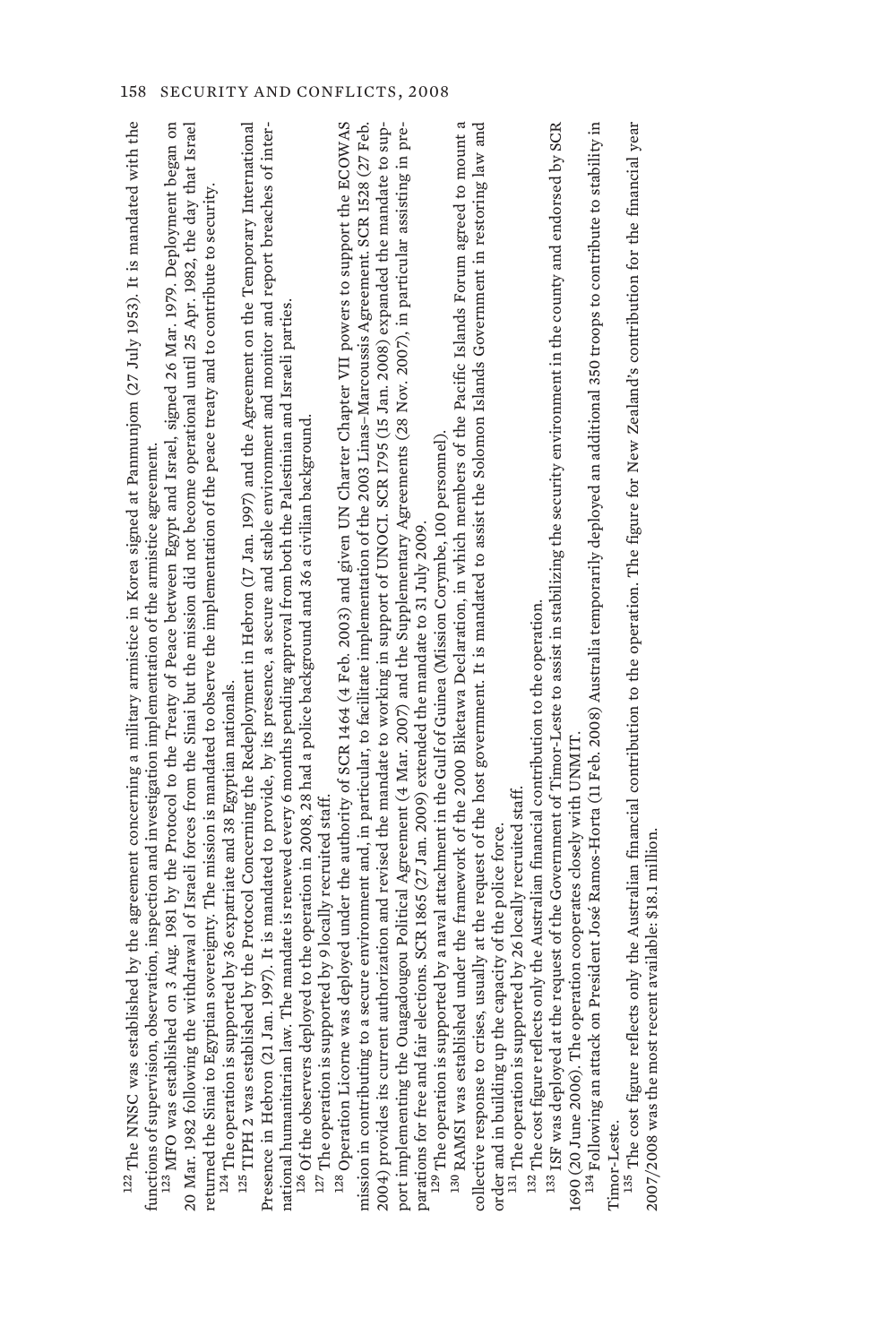[122] The NNSC was established by the agreement concerning a military armistice in Korea signed at Panmunjom (27 July 1953). It is mandated with the functions of supervision, observation, inspection and investigation implementation of the armistice agreement.

[123] MFO was established on 3 Aug. 1981 by the Protocol to the Treaty of Peace between Egypt and Israel, signed 26 Mar. 1979. Deployment began on 20 Mar. 1982 following the withdrawal of Israeli forces from the Sinai but the mission did not become operational until 25 Apr. 1982, the day that Israel returned the Sinai to Egyptian sovereignty. The mission is mandated to observe the implementation of the peace treaty and to contribute to security.

[124] The operation is supported by 36 expatriate and 38 Egyptian nationals.

[125] TIPH 2 was established by the Protocol Concerning the Redeployment in Hebron (17 Jan. 1997) and the Agreement on the Temporary International Presence in Hebron (21 Jan. 1997). It is mandated to provide, by its presence, a secure and stable environment and monitor and report breaches of international humanitarian law. The mandate is renewed every 6 months pending approval from both the Palestinian and Israeli parties.

[126] Of the observers deployed to the operation in 2008, 28 had a police background and 36 a civilian background.

[127] The operation is supported by 9 locally recruited staff.

[128] Operation Licorne was deployed under the authority of SCR 1464 (4 Feb. 2003) and given UN Charter Chapter VII powers to support the ECOWAS mission in contributing to a secure environment and, in particular, to facilitate implementation of the 2003 Linas–Marcoussis Agreement. SCR 1528 (27 Feb. 2004) provides its current authorization and revised the mandate to working in support of UNOCI. SCR 1795 (15 Jan. 2008) expanded the mandate to support implementing the Ouagadougou Political Agreement (4 Mar. 2007) and the Supplementary Agreements (28 Nov. 2007), in particular assisting in preparations for free and fair elections. SCR 1865 (27 Jan. 2009) extended the mandate to 31 July 2009.

[129] The operation is supported by a naval attachment in the Gulf of Guinea (Mission Corymbe, 100 personnel).

[130] RAMSI was established under the framework of the 2000 Biketawa Declaration, in which members of the Pacific Islands Forum agreed to mount a collective response to crises, usually at the request of the host government. It is mandated to assist the Solomon Islands Government in restoring law and order and in building up the capacity of the police force.

[131] The operation is supported by 26 locally recruited staff.

[132] The cost figure reflects only the Australian financial contribution to the operation.

[133] ISF was deployed at the request of the Government of Timor-Leste to assist in stabilizing the security environment in the county and endorsed by SCR 1690 (20 June 2006). The operation cooperates closely with UNMIT.

[134] Following an attack on President José Ramos-Horta (11 Feb. 2008) Australia temporarily deployed an additional 350 troops to contribute to stability in Timor-Leste.

[135] The cost figure reflects only the Australian financial contribution to the operation. The figure for New Zealand's contribution for the financial year 2007/2008 was the most recent available: $18.1 million.